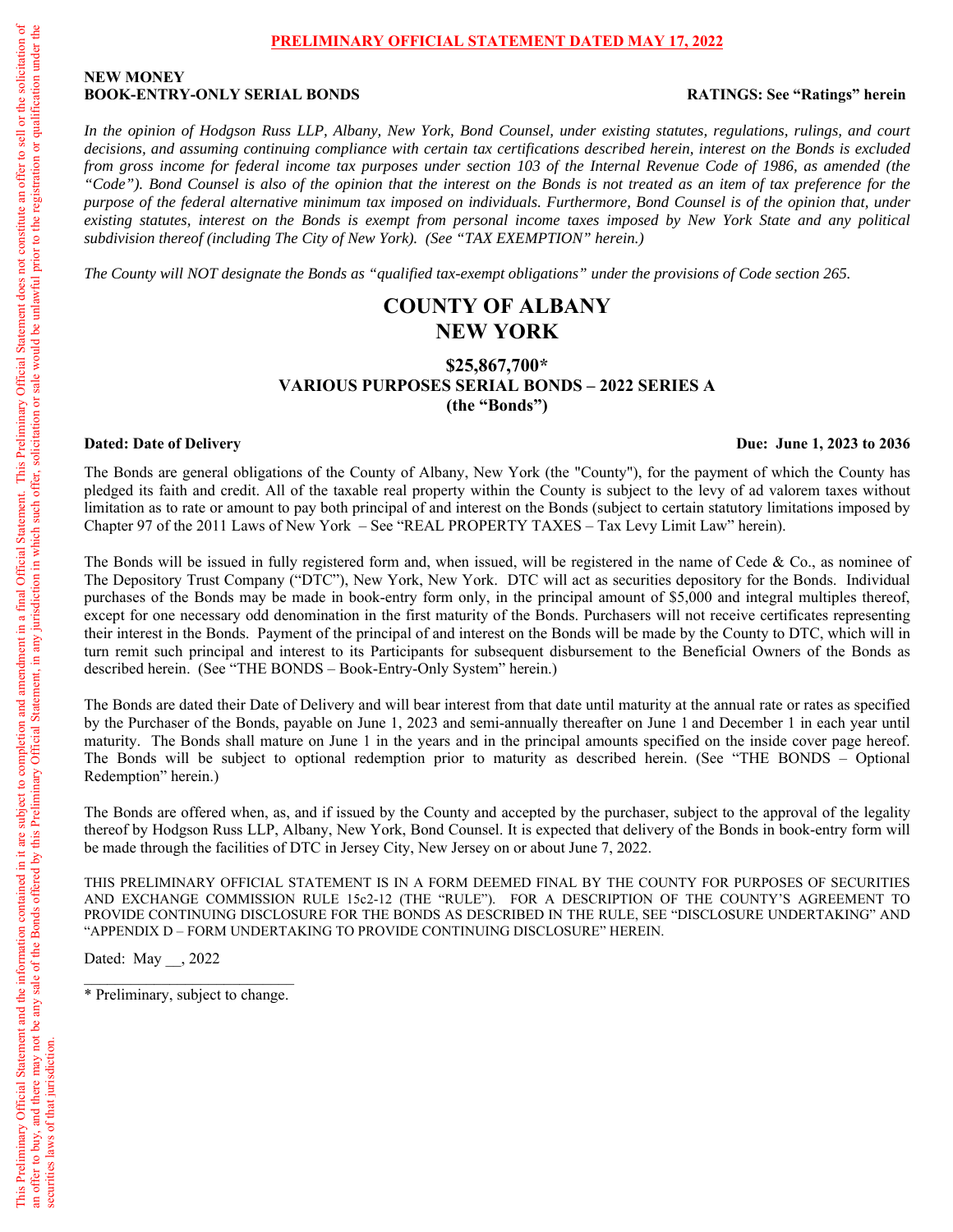**PRELIMINARY OFFICIAL STATEMENT DATED MAY 17, 2022**

This Preliminary Official Statement and the information contained in it are subject to completion and amendment in a final Official Statement. This Preliminary Official Statement does not constitute an offer to sell or the solicitation of an offer to buy, and there may not be any sale of the Bonds offered by this Preliminary Official Statement, in any jurisdiction in which such offer, solicitation or sale would be unlawful prior to the registration or qualification under the securities laws of that jurisdiction.

**NEW MONEY**
**BOOK-ENTRY-ONLY SERIAL BONDS** **RATINGS: See "Ratings" herein**

*In the opinion of Hodgson Russ LLP, Albany, New York, Bond Counsel, under existing statutes, regulations, rulings, and court decisions, and assuming continuing compliance with certain tax certifications described herein, interest on the Bonds is excluded from gross income for federal income tax purposes under section 103 of the Internal Revenue Code of 1986, as amended (the "Code"). Bond Counsel is also of the opinion that the interest on the Bonds is not treated as an item of tax preference for the purpose of the federal alternative minimum tax imposed on individuals. Furthermore, Bond Counsel is of the opinion that, under existing statutes, interest on the Bonds is exempt from personal income taxes imposed by New York State and any political subdivision thereof (including The City of New York). (See "TAX EXEMPTION" herein.)*

*The County will NOT designate the Bonds as "qualified tax-exempt obligations" under the provisions of Code section 265.*

# COUNTY OF ALBANY
# NEW YORK

## $25,867,700*
## VARIOUS PURPOSES SERIAL BONDS – 2022 SERIES A
## (the "Bonds")

**Dated: Date of Delivery** **Due: June 1, 2023 to 2036**

The Bonds are general obligations of the County of Albany, New York (the "County"), for the payment of which the County has pledged its faith and credit. All of the taxable real property within the County is subject to the levy of ad valorem taxes without limitation as to rate or amount to pay both principal of and interest on the Bonds (subject to certain statutory limitations imposed by Chapter 97 of the 2011 Laws of New York – See "REAL PROPERTY TAXES – Tax Levy Limit Law" herein).

The Bonds will be issued in fully registered form and, when issued, will be registered in the name of Cede & Co., as nominee of The Depository Trust Company ("DTC"), New York, New York. DTC will act as securities depository for the Bonds. Individual purchases of the Bonds may be made in book-entry form only, in the principal amount of $5,000 and integral multiples thereof, except for one necessary odd denomination in the first maturity of the Bonds. Purchasers will not receive certificates representing their interest in the Bonds. Payment of the principal of and interest on the Bonds will be made by the County to DTC, which will in turn remit such principal and interest to its Participants for subsequent disbursement to the Beneficial Owners of the Bonds as described herein. (See "THE BONDS – Book-Entry-Only System" herein.)

The Bonds are dated their Date of Delivery and will bear interest from that date until maturity at the annual rate or rates as specified by the Purchaser of the Bonds, payable on June 1, 2023 and semi-annually thereafter on June 1 and December 1 in each year until maturity. The Bonds shall mature on June 1 in the years and in the principal amounts specified on the inside cover page hereof. The Bonds will be subject to optional redemption prior to maturity as described herein. (See "THE BONDS – Optional Redemption" herein.)

The Bonds are offered when, as, and if issued by the County and accepted by the purchaser, subject to the approval of the legality thereof by Hodgson Russ LLP, Albany, New York, Bond Counsel. It is expected that delivery of the Bonds in book-entry form will be made through the facilities of DTC in Jersey City, New Jersey on or about June 7, 2022.

THIS PRELIMINARY OFFICIAL STATEMENT IS IN A FORM DEEMED FINAL BY THE COUNTY FOR PURPOSES OF SECURITIES AND EXCHANGE COMMISSION RULE 15c2-12 (THE "RULE"). FOR A DESCRIPTION OF THE COUNTY'S AGREEMENT TO PROVIDE CONTINUING DISCLOSURE FOR THE BONDS AS DESCRIBED IN THE RULE, SEE "DISCLOSURE UNDERTAKING" AND "APPENDIX D – FORM UNDERTAKING TO PROVIDE CONTINUING DISCLOSURE" HEREIN.

Dated: May __, 2022

\* Preliminary, subject to change.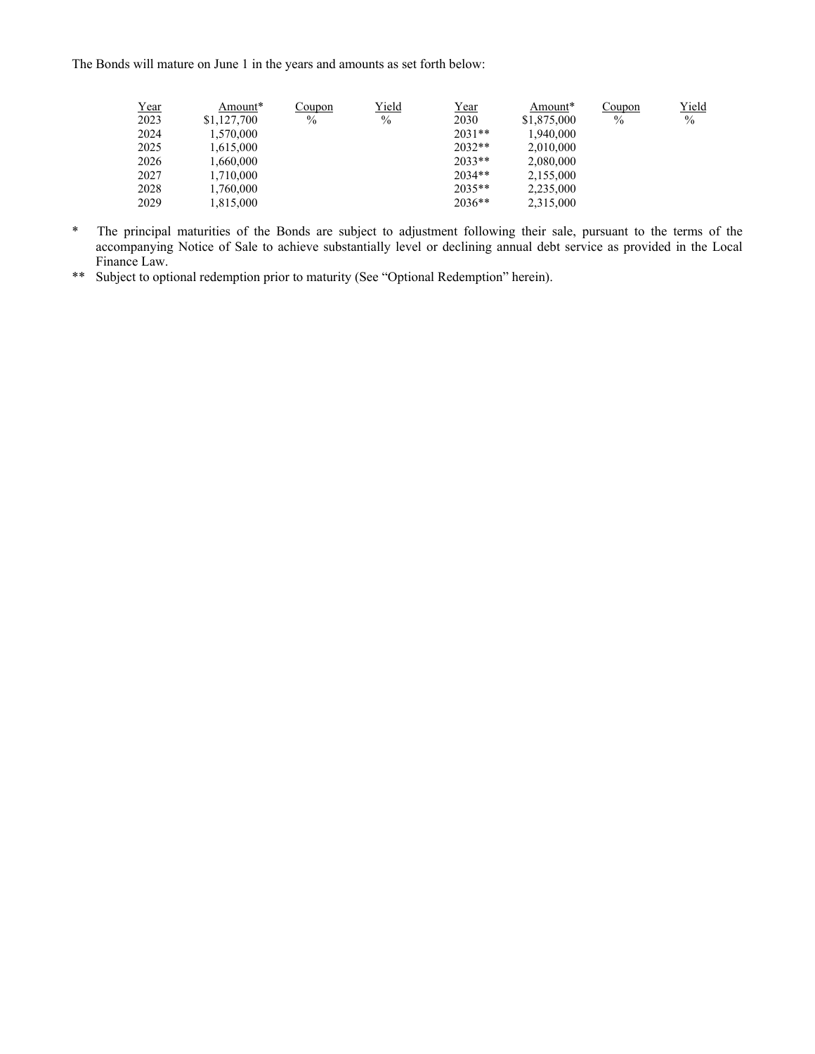The Bonds will mature on June 1 in the years and amounts as set forth below:

| Year | Amount* | Coupon | Yield | Year | Amount* | Coupon | Yield |
|---|---|---|---|---|---|---|---|
| 2023 | $1,127,700 | % | % | 2030 | $1,875,000 | % | % |
| 2024 | 1,570,000 | | | 2031** | 1,940,000 | | |
| 2025 | 1,615,000 | | | 2032** | 2,010,000 | | |
| 2026 | 1,660,000 | | | 2033** | 2,080,000 | | |
| 2027 | 1,710,000 | | | 2034** | 2,155,000 | | |
| 2028 | 1,760,000 | | | 2035** | 2,235,000 | | |
| 2029 | 1,815,000 | | | 2036** | 2,315,000 | | |

\* The principal maturities of the Bonds are subject to adjustment following their sale, pursuant to the terms of the accompanying Notice of Sale to achieve substantially level or declining annual debt service as provided in the Local Finance Law.

\** Subject to optional redemption prior to maturity (See "Optional Redemption" herein).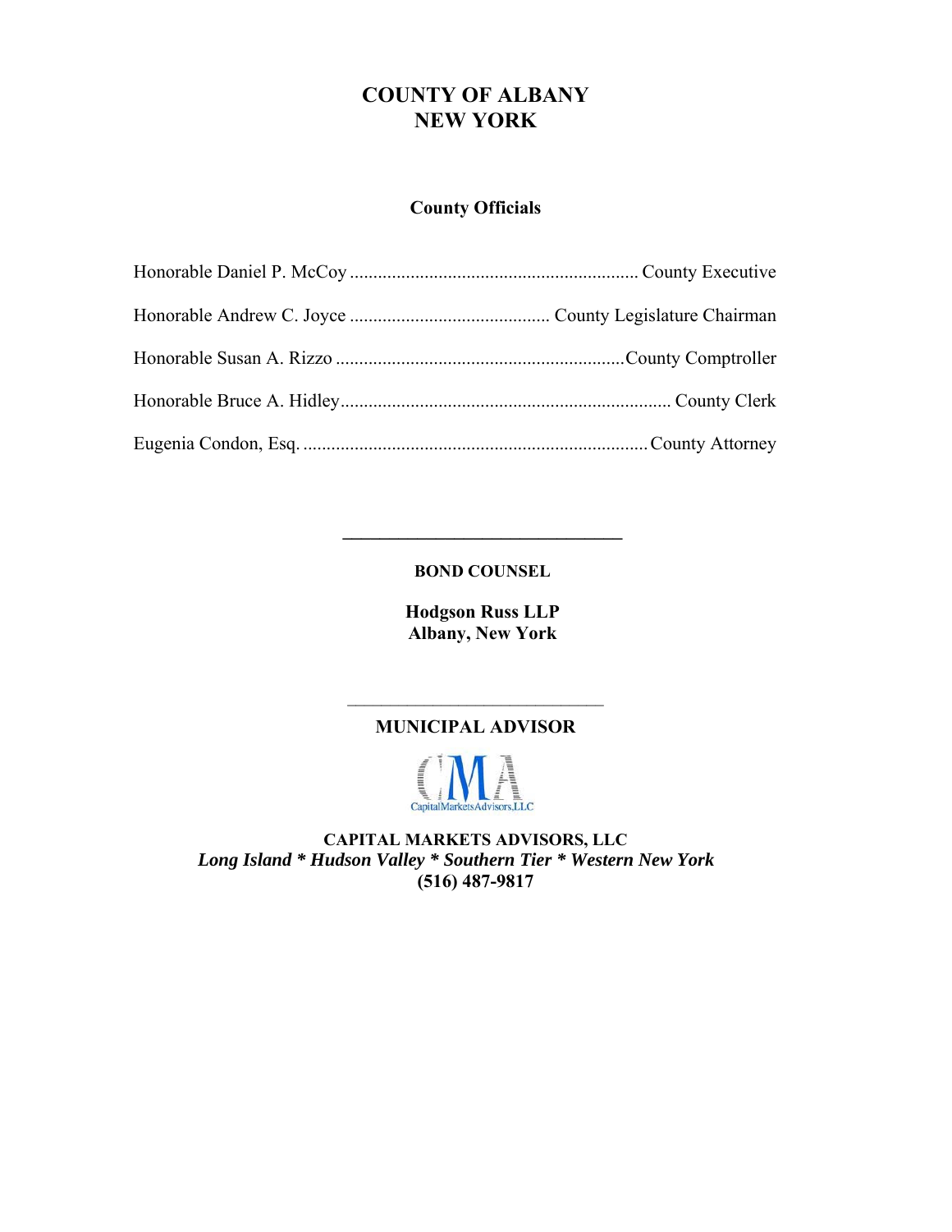# COUNTY OF ALBANY
# NEW YORK

**County Officials**

Honorable Daniel P. McCoy ............................................................. County Executive

Honorable Andrew C. Joyce ........................................... County Legislature Chairman

Honorable Susan A. Rizzo .............................................................County Comptroller

Honorable Bruce A. Hidley....................................................................... County Clerk

Eugenia Condon, Esq. ..........................................................................County Attorney

---

**BOND COUNSEL**

**Hodgson Russ LLP**
**Albany, New York**

---

**MUNICIPAL ADVISOR**

CapitalMarketsAdvisors,LLC

**CAPITAL MARKETS ADVISORS, LLC**
***Long Island * Hudson Valley * Southern Tier * Western New York***
**(516) 487-9817**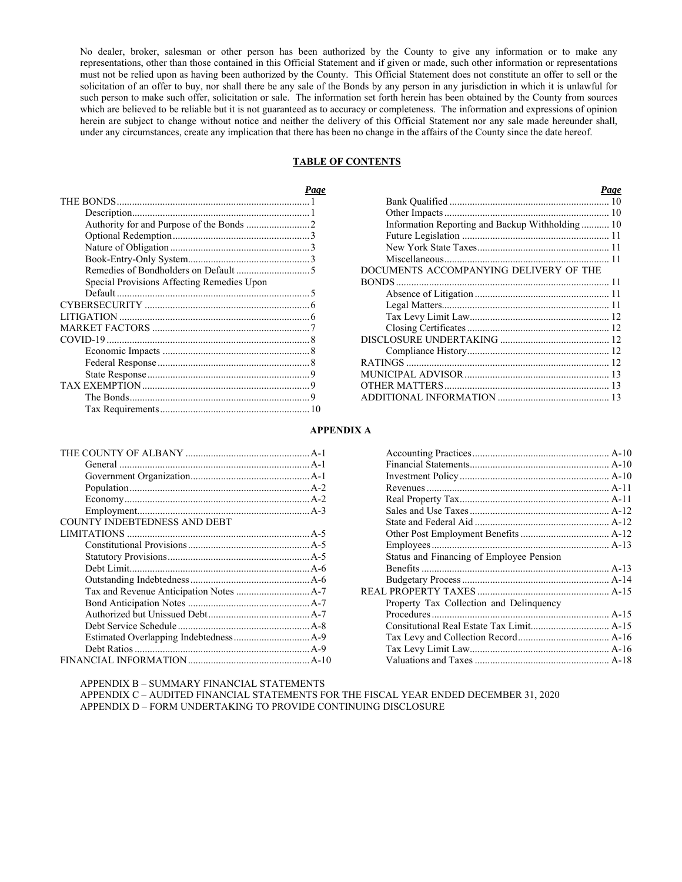No dealer, broker, salesman or other person has been authorized by the County to give any information or to make any representations, other than those contained in this Official Statement and if given or made, such other information or representations must not be relied upon as having been authorized by the County. This Official Statement does not constitute an offer to sell or the solicitation of an offer to buy, nor shall there be any sale of the Bonds by any person in any jurisdiction in which it is unlawful for such person to make such offer, solicitation or sale. The information set forth herein has been obtained by the County from sources which are believed to be reliable but it is not guaranteed as to accuracy or completeness. The information and expressions of opinion herein are subject to change without notice and neither the delivery of this Official Statement nor any sale made hereunder shall, under any circumstances, create any implication that there has been no change in the affairs of the County since the date hereof.

## TABLE OF CONTENTS

| | *Page* |
|---|---|
| THE BONDS | 1 |
| Description | 1 |
| Authority for and Purpose of the Bonds | 2 |
| Optional Redemption | 3 |
| Nature of Obligation | 3 |
| Book-Entry-Only System | 3 |
| Remedies of Bondholders on Default | 5 |
| Special Provisions Affecting Remedies Upon Default | 5 |
| CYBERSECURITY | 6 |
| LITIGATION | 6 |
| MARKET FACTORS | 7 |
| COVID-19 | 8 |
| Economic Impacts | 8 |
| Federal Response | 8 |
| State Response | 9 |
| TAX EXEMPTION | 9 |
| The Bonds | 9 |
| Tax Requirements | 10 |
| Bank Qualified | 10 |
| Other Impacts | 10 |
| Information Reporting and Backup Withholding | 10 |
| Future Legislation | 11 |
| New York State Taxes | 11 |
| Miscellaneous | 11 |
| DOCUMENTS ACCOMPANYING DELIVERY OF THE BONDS | 11 |
| Absence of Litigation | 11 |
| Legal Matters | 11 |
| Tax Levy Limit Law | 12 |
| Closing Certificates | 12 |
| DISCLOSURE UNDERTAKING | 12 |
| Compliance History | 12 |
| RATINGS | 12 |
| MUNICIPAL ADVISOR | 13 |
| OTHER MATTERS | 13 |
| ADDITIONAL INFORMATION | 13 |

**APPENDIX A**

| | |
|---|---|
| THE COUNTY OF ALBANY | A-1 |
| General | A-1 |
| Government Organization | A-1 |
| Population | A-2 |
| Economy | A-2 |
| Employment | A-3 |
| COUNTY INDEBTEDNESS AND DEBT LIMITATIONS | A-5 |
| Constitutional Provisions | A-5 |
| Statutory Provisions | A-5 |
| Debt Limit | A-6 |
| Outstanding Indebtedness | A-6 |
| Tax and Revenue Anticipation Notes | A-7 |
| Bond Anticipation Notes | A-7 |
| Authorized but Unissued Debt | A-7 |
| Debt Service Schedule | A-8 |
| Estimated Overlapping Indebtedness | A-9 |
| Debt Ratios | A-9 |
| FINANCIAL INFORMATION | A-10 |
| Accounting Practices | A-10 |
| Financial Statements | A-10 |
| Investment Policy | A-10 |
| Revenues | A-11 |
| Real Property Tax | A-11 |
| Sales and Use Taxes | A-12 |
| State and Federal Aid | A-12 |
| Other Post Employment Benefits | A-12 |
| Employees | A-13 |
| Status and Financing of Employee Pension Benefits | A-13 |
| Budgetary Process | A-14 |
| REAL PROPERTY TAXES | A-15 |
| Property Tax Collection and Delinquency Procedures | A-15 |
| Consitutional Real Estate Tax Limit | A-15 |
| Tax Levy and Collection Record | A-16 |
| Tax Levy Limit Law | A-16 |
| Valuations and Taxes | A-18 |

APPENDIX B – SUMMARY FINANCIAL STATEMENTS
APPENDIX C – AUDITED FINANCIAL STATEMENTS FOR THE FISCAL YEAR ENDED DECEMBER 31, 2020
APPENDIX D – FORM UNDERTAKING TO PROVIDE CONTINUING DISCLOSURE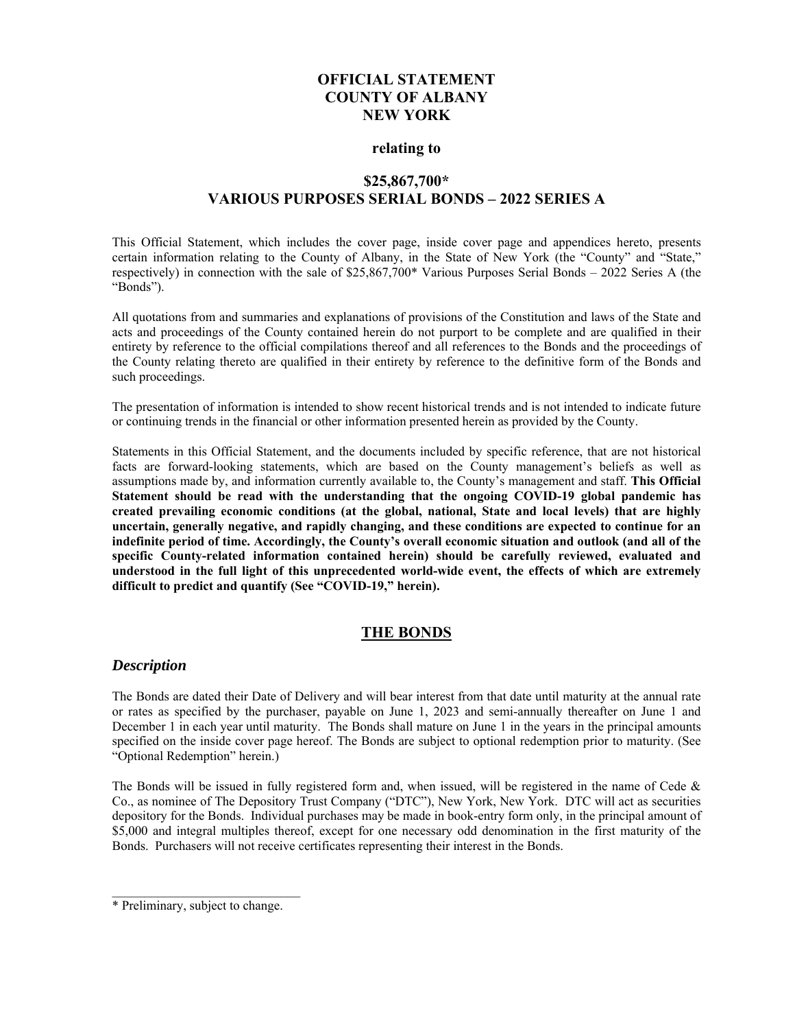# OFFICIAL STATEMENT
# COUNTY OF ALBANY
# NEW YORK

**relating to**

## $25,867,700*
## VARIOUS PURPOSES SERIAL BONDS – 2022 SERIES A

This Official Statement, which includes the cover page, inside cover page and appendices hereto, presents certain information relating to the County of Albany, in the State of New York (the "County" and "State," respectively) in connection with the sale of $25,867,700* Various Purposes Serial Bonds – 2022 Series A (the "Bonds").

All quotations from and summaries and explanations of provisions of the Constitution and laws of the State and acts and proceedings of the County contained herein do not purport to be complete and are qualified in their entirety by reference to the official compilations thereof and all references to the Bonds and the proceedings of the County relating thereto are qualified in their entirety by reference to the definitive form of the Bonds and such proceedings.

The presentation of information is intended to show recent historical trends and is not intended to indicate future or continuing trends in the financial or other information presented herein as provided by the County.

Statements in this Official Statement, and the documents included by specific reference, that are not historical facts are forward-looking statements, which are based on the County management's beliefs as well as assumptions made by, and information currently available to, the County's management and staff. **This Official Statement should be read with the understanding that the ongoing COVID-19 global pandemic has created prevailing economic conditions (at the global, national, State and local levels) that are highly uncertain, generally negative, and rapidly changing, and these conditions are expected to continue for an indefinite period of time. Accordingly, the County's overall economic situation and outlook (and all of the specific County-related information contained herein) should be carefully reviewed, evaluated and understood in the full light of this unprecedented world-wide event, the effects of which are extremely difficult to predict and quantify (See "COVID-19," herein).**

## THE BONDS

### *Description*

The Bonds are dated their Date of Delivery and will bear interest from that date until maturity at the annual rate or rates as specified by the purchaser, payable on June 1, 2023 and semi-annually thereafter on June 1 and December 1 in each year until maturity. The Bonds shall mature on June 1 in the years in the principal amounts specified on the inside cover page hereof. The Bonds are subject to optional redemption prior to maturity. (See "Optional Redemption" herein.)

The Bonds will be issued in fully registered form and, when issued, will be registered in the name of Cede & Co., as nominee of The Depository Trust Company ("DTC"), New York, New York. DTC will act as securities depository for the Bonds. Individual purchases may be made in book-entry form only, in the principal amount of $5,000 and integral multiples thereof, except for one necessary odd denomination in the first maturity of the Bonds. Purchasers will not receive certificates representing their interest in the Bonds.

---

* Preliminary, subject to change.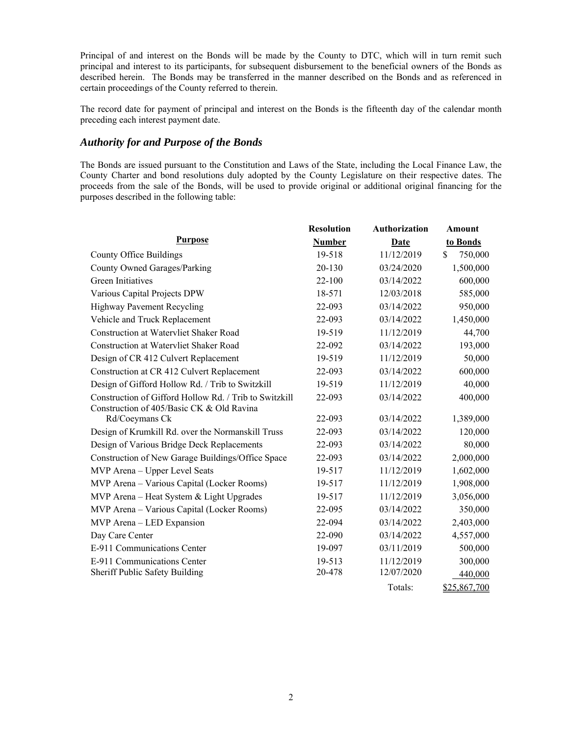Principal of and interest on the Bonds will be made by the County to DTC, which will in turn remit such principal and interest to its participants, for subsequent disbursement to the beneficial owners of the Bonds as described herein. The Bonds may be transferred in the manner described on the Bonds and as referenced in certain proceedings of the County referred to therein.

The record date for payment of principal and interest on the Bonds is the fifteenth day of the calendar month preceding each interest payment date.

## *Authority for and Purpose of the Bonds*

The Bonds are issued pursuant to the Constitution and Laws of the State, including the Local Finance Law, the County Charter and bond resolutions duly adopted by the County Legislature on their respective dates. The proceeds from the sale of the Bonds, will be used to provide original or additional original financing for the purposes described in the following table:

| Purpose | Resolution Number | Authorization Date | Amount to Bonds |
|---|---|---|---|
| County Office Buildings | 19-518 | 11/12/2019 | $ 750,000 |
| County Owned Garages/Parking | 20-130 | 03/24/2020 | 1,500,000 |
| Green Initiatives | 22-100 | 03/14/2022 | 600,000 |
| Various Capital Projects DPW | 18-571 | 12/03/2018 | 585,000 |
| Highway Pavement Recycling | 22-093 | 03/14/2022 | 950,000 |
| Vehicle and Truck Replacement | 22-093 | 03/14/2022 | 1,450,000 |
| Construction at Watervliet Shaker Road | 19-519 | 11/12/2019 | 44,700 |
| Construction at Watervliet Shaker Road | 22-092 | 03/14/2022 | 193,000 |
| Design of CR 412 Culvert Replacement | 19-519 | 11/12/2019 | 50,000 |
| Construction at CR 412 Culvert Replacement | 22-093 | 03/14/2022 | 600,000 |
| Design of Gifford Hollow Rd. / Trib to Switzkill | 19-519 | 11/12/2019 | 40,000 |
| Construction of Gifford Hollow Rd. / Trib to Switzkill | 22-093 | 03/14/2022 | 400,000 |
| Construction of 405/Basic CK & Old Ravina Rd/Coeymans Ck | 22-093 | 03/14/2022 | 1,389,000 |
| Design of Krumkill Rd. over the Normanskill Truss | 22-093 | 03/14/2022 | 120,000 |
| Design of Various Bridge Deck Replacements | 22-093 | 03/14/2022 | 80,000 |
| Construction of New Garage Buildings/Office Space | 22-093 | 03/14/2022 | 2,000,000 |
| MVP Arena – Upper Level Seats | 19-517 | 11/12/2019 | 1,602,000 |
| MVP Arena – Various Capital (Locker Rooms) | 19-517 | 11/12/2019 | 1,908,000 |
| MVP Arena – Heat System & Light Upgrades | 19-517 | 11/12/2019 | 3,056,000 |
| MVP Arena – Various Capital (Locker Rooms) | 22-095 | 03/14/2022 | 350,000 |
| MVP Arena – LED Expansion | 22-094 | 03/14/2022 | 2,403,000 |
| Day Care Center | 22-090 | 03/14/2022 | 4,557,000 |
| E-911 Communications Center | 19-097 | 03/11/2019 | 500,000 |
| E-911 Communications Center | 19-513 | 11/12/2019 | 300,000 |
| Sheriff Public Safety Building | 20-478 | 12/07/2020 | 440,000 |
| | | Totals: | $25,867,700 |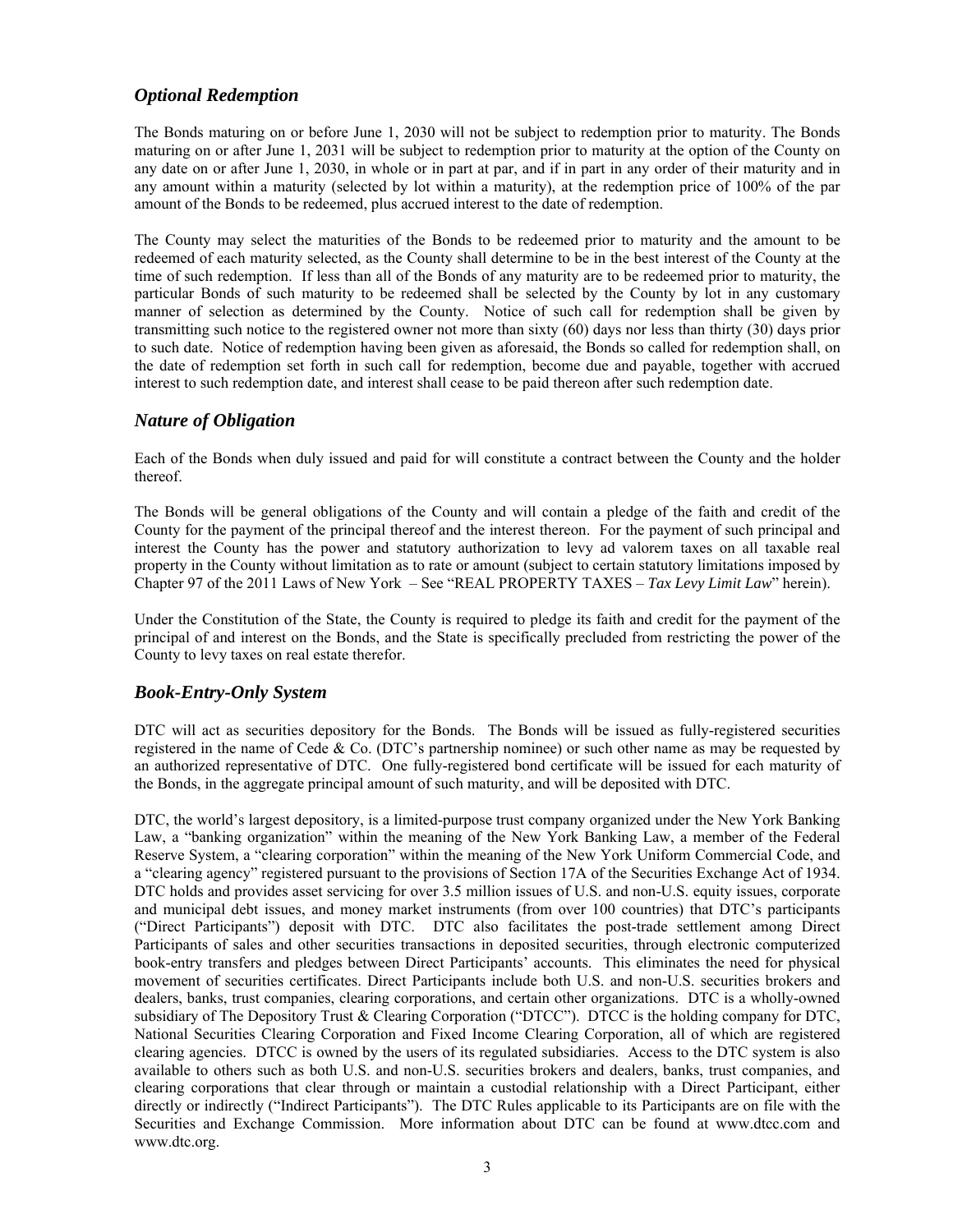### *Optional Redemption*

The Bonds maturing on or before June 1, 2030 will not be subject to redemption prior to maturity. The Bonds maturing on or after June 1, 2031 will be subject to redemption prior to maturity at the option of the County on any date on or after June 1, 2030, in whole or in part at par, and if in part in any order of their maturity and in any amount within a maturity (selected by lot within a maturity), at the redemption price of 100% of the par amount of the Bonds to be redeemed, plus accrued interest to the date of redemption.

The County may select the maturities of the Bonds to be redeemed prior to maturity and the amount to be redeemed of each maturity selected, as the County shall determine to be in the best interest of the County at the time of such redemption. If less than all of the Bonds of any maturity are to be redeemed prior to maturity, the particular Bonds of such maturity to be redeemed shall be selected by the County by lot in any customary manner of selection as determined by the County. Notice of such call for redemption shall be given by transmitting such notice to the registered owner not more than sixty (60) days nor less than thirty (30) days prior to such date. Notice of redemption having been given as aforesaid, the Bonds so called for redemption shall, on the date of redemption set forth in such call for redemption, become due and payable, together with accrued interest to such redemption date, and interest shall cease to be paid thereon after such redemption date.

### *Nature of Obligation*

Each of the Bonds when duly issued and paid for will constitute a contract between the County and the holder thereof.

The Bonds will be general obligations of the County and will contain a pledge of the faith and credit of the County for the payment of the principal thereof and the interest thereon. For the payment of such principal and interest the County has the power and statutory authorization to levy ad valorem taxes on all taxable real property in the County without limitation as to rate or amount (subject to certain statutory limitations imposed by Chapter 97 of the 2011 Laws of New York – See "REAL PROPERTY TAXES – *Tax Levy Limit Law*" herein).

Under the Constitution of the State, the County is required to pledge its faith and credit for the payment of the principal of and interest on the Bonds, and the State is specifically precluded from restricting the power of the County to levy taxes on real estate therefor.

### *Book-Entry-Only System*

DTC will act as securities depository for the Bonds. The Bonds will be issued as fully-registered securities registered in the name of Cede & Co. (DTC's partnership nominee) or such other name as may be requested by an authorized representative of DTC. One fully-registered bond certificate will be issued for each maturity of the Bonds, in the aggregate principal amount of such maturity, and will be deposited with DTC.

DTC, the world's largest depository, is a limited-purpose trust company organized under the New York Banking Law, a "banking organization" within the meaning of the New York Banking Law, a member of the Federal Reserve System, a "clearing corporation" within the meaning of the New York Uniform Commercial Code, and a "clearing agency" registered pursuant to the provisions of Section 17A of the Securities Exchange Act of 1934. DTC holds and provides asset servicing for over 3.5 million issues of U.S. and non-U.S. equity issues, corporate and municipal debt issues, and money market instruments (from over 100 countries) that DTC's participants ("Direct Participants") deposit with DTC. DTC also facilitates the post-trade settlement among Direct Participants of sales and other securities transactions in deposited securities, through electronic computerized book-entry transfers and pledges between Direct Participants' accounts. This eliminates the need for physical movement of securities certificates. Direct Participants include both U.S. and non-U.S. securities brokers and dealers, banks, trust companies, clearing corporations, and certain other organizations. DTC is a wholly-owned subsidiary of The Depository Trust & Clearing Corporation ("DTCC"). DTCC is the holding company for DTC, National Securities Clearing Corporation and Fixed Income Clearing Corporation, all of which are registered clearing agencies. DTCC is owned by the users of its regulated subsidiaries. Access to the DTC system is also available to others such as both U.S. and non-U.S. securities brokers and dealers, banks, trust companies, and clearing corporations that clear through or maintain a custodial relationship with a Direct Participant, either directly or indirectly ("Indirect Participants"). The DTC Rules applicable to its Participants are on file with the Securities and Exchange Commission. More information about DTC can be found at www.dtcc.com and www.dtc.org.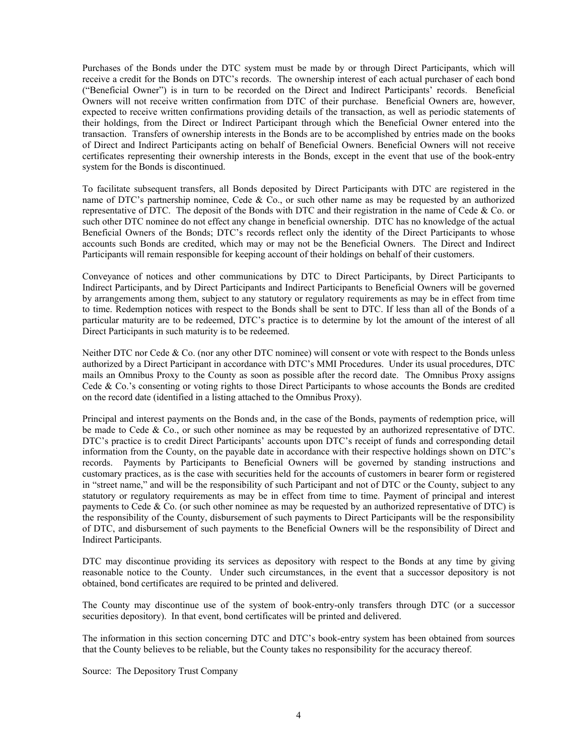Purchases of the Bonds under the DTC system must be made by or through Direct Participants, which will receive a credit for the Bonds on DTC's records. The ownership interest of each actual purchaser of each bond ("Beneficial Owner") is in turn to be recorded on the Direct and Indirect Participants' records. Beneficial Owners will not receive written confirmation from DTC of their purchase. Beneficial Owners are, however, expected to receive written confirmations providing details of the transaction, as well as periodic statements of their holdings, from the Direct or Indirect Participant through which the Beneficial Owner entered into the transaction. Transfers of ownership interests in the Bonds are to be accomplished by entries made on the books of Direct and Indirect Participants acting on behalf of Beneficial Owners. Beneficial Owners will not receive certificates representing their ownership interests in the Bonds, except in the event that use of the book-entry system for the Bonds is discontinued.

To facilitate subsequent transfers, all Bonds deposited by Direct Participants with DTC are registered in the name of DTC's partnership nominee, Cede & Co., or such other name as may be requested by an authorized representative of DTC. The deposit of the Bonds with DTC and their registration in the name of Cede & Co. or such other DTC nominee do not effect any change in beneficial ownership. DTC has no knowledge of the actual Beneficial Owners of the Bonds; DTC's records reflect only the identity of the Direct Participants to whose accounts such Bonds are credited, which may or may not be the Beneficial Owners. The Direct and Indirect Participants will remain responsible for keeping account of their holdings on behalf of their customers.

Conveyance of notices and other communications by DTC to Direct Participants, by Direct Participants to Indirect Participants, and by Direct Participants and Indirect Participants to Beneficial Owners will be governed by arrangements among them, subject to any statutory or regulatory requirements as may be in effect from time to time. Redemption notices with respect to the Bonds shall be sent to DTC. If less than all of the Bonds of a particular maturity are to be redeemed, DTC's practice is to determine by lot the amount of the interest of all Direct Participants in such maturity is to be redeemed.

Neither DTC nor Cede & Co. (nor any other DTC nominee) will consent or vote with respect to the Bonds unless authorized by a Direct Participant in accordance with DTC's MMI Procedures. Under its usual procedures, DTC mails an Omnibus Proxy to the County as soon as possible after the record date. The Omnibus Proxy assigns Cede & Co.'s consenting or voting rights to those Direct Participants to whose accounts the Bonds are credited on the record date (identified in a listing attached to the Omnibus Proxy).

Principal and interest payments on the Bonds and, in the case of the Bonds, payments of redemption price, will be made to Cede & Co., or such other nominee as may be requested by an authorized representative of DTC. DTC's practice is to credit Direct Participants' accounts upon DTC's receipt of funds and corresponding detail information from the County, on the payable date in accordance with their respective holdings shown on DTC's records. Payments by Participants to Beneficial Owners will be governed by standing instructions and customary practices, as is the case with securities held for the accounts of customers in bearer form or registered in "street name," and will be the responsibility of such Participant and not of DTC or the County, subject to any statutory or regulatory requirements as may be in effect from time to time. Payment of principal and interest payments to Cede & Co. (or such other nominee as may be requested by an authorized representative of DTC) is the responsibility of the County, disbursement of such payments to Direct Participants will be the responsibility of DTC, and disbursement of such payments to the Beneficial Owners will be the responsibility of Direct and Indirect Participants.

DTC may discontinue providing its services as depository with respect to the Bonds at any time by giving reasonable notice to the County. Under such circumstances, in the event that a successor depository is not obtained, bond certificates are required to be printed and delivered.

The County may discontinue use of the system of book-entry-only transfers through DTC (or a successor securities depository). In that event, bond certificates will be printed and delivered.

The information in this section concerning DTC and DTC's book-entry system has been obtained from sources that the County believes to be reliable, but the County takes no responsibility for the accuracy thereof.

Source: The Depository Trust Company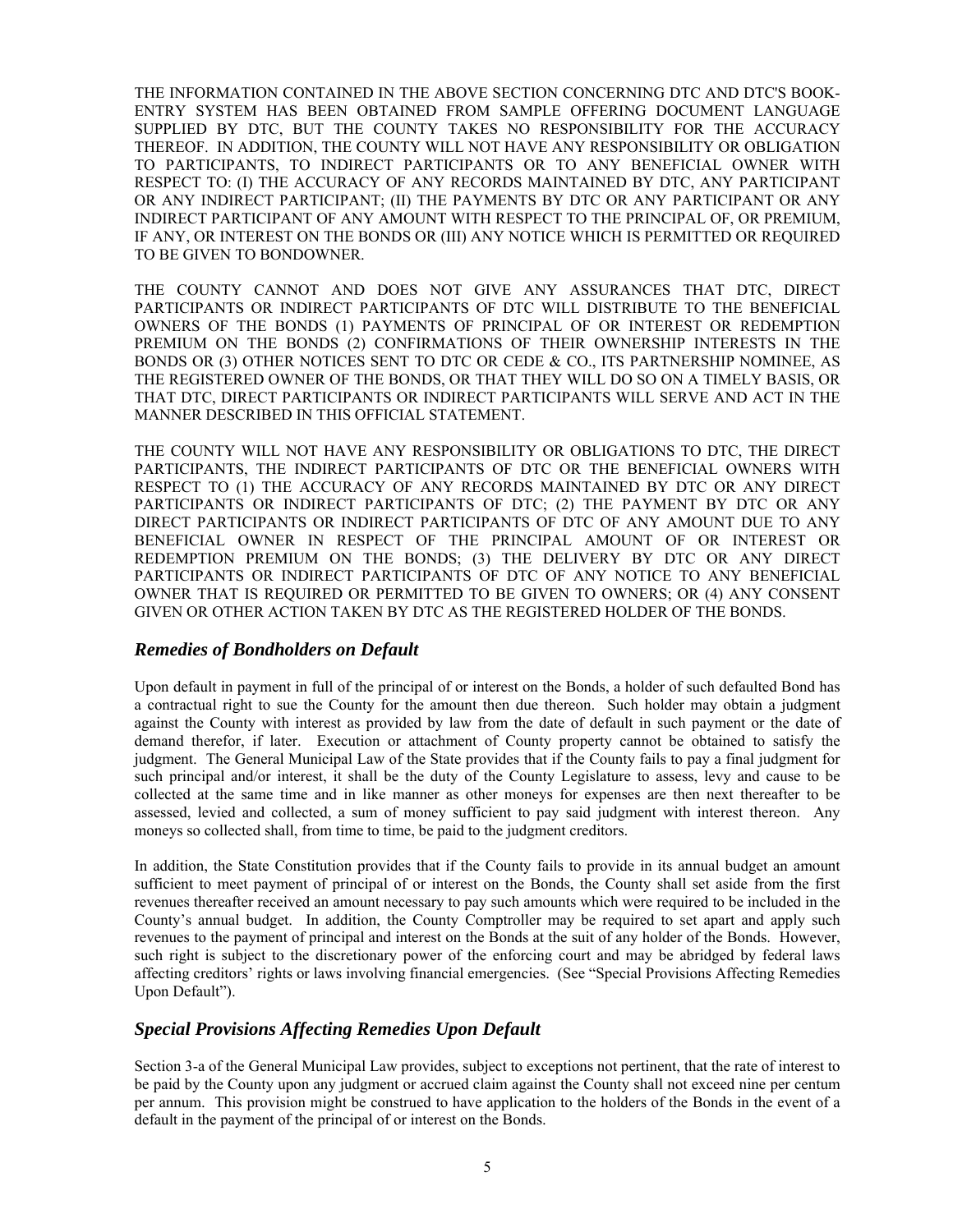THE INFORMATION CONTAINED IN THE ABOVE SECTION CONCERNING DTC AND DTC'S BOOK-ENTRY SYSTEM HAS BEEN OBTAINED FROM SAMPLE OFFERING DOCUMENT LANGUAGE SUPPLIED BY DTC, BUT THE COUNTY TAKES NO RESPONSIBILITY FOR THE ACCURACY THEREOF. IN ADDITION, THE COUNTY WILL NOT HAVE ANY RESPONSIBILITY OR OBLIGATION TO PARTICIPANTS, TO INDIRECT PARTICIPANTS OR TO ANY BENEFICIAL OWNER WITH RESPECT TO: (I) THE ACCURACY OF ANY RECORDS MAINTAINED BY DTC, ANY PARTICIPANT OR ANY INDIRECT PARTICIPANT; (II) THE PAYMENTS BY DTC OR ANY PARTICIPANT OR ANY INDIRECT PARTICIPANT OF ANY AMOUNT WITH RESPECT TO THE PRINCIPAL OF, OR PREMIUM, IF ANY, OR INTEREST ON THE BONDS OR (III) ANY NOTICE WHICH IS PERMITTED OR REQUIRED TO BE GIVEN TO BONDOWNER.

THE COUNTY CANNOT AND DOES NOT GIVE ANY ASSURANCES THAT DTC, DIRECT PARTICIPANTS OR INDIRECT PARTICIPANTS OF DTC WILL DISTRIBUTE TO THE BENEFICIAL OWNERS OF THE BONDS (1) PAYMENTS OF PRINCIPAL OF OR INTEREST OR REDEMPTION PREMIUM ON THE BONDS (2) CONFIRMATIONS OF THEIR OWNERSHIP INTERESTS IN THE BONDS OR (3) OTHER NOTICES SENT TO DTC OR CEDE & CO., ITS PARTNERSHIP NOMINEE, AS THE REGISTERED OWNER OF THE BONDS, OR THAT THEY WILL DO SO ON A TIMELY BASIS, OR THAT DTC, DIRECT PARTICIPANTS OR INDIRECT PARTICIPANTS WILL SERVE AND ACT IN THE MANNER DESCRIBED IN THIS OFFICIAL STATEMENT.

THE COUNTY WILL NOT HAVE ANY RESPONSIBILITY OR OBLIGATIONS TO DTC, THE DIRECT PARTICIPANTS, THE INDIRECT PARTICIPANTS OF DTC OR THE BENEFICIAL OWNERS WITH RESPECT TO (1) THE ACCURACY OF ANY RECORDS MAINTAINED BY DTC OR ANY DIRECT PARTICIPANTS OR INDIRECT PARTICIPANTS OF DTC; (2) THE PAYMENT BY DTC OR ANY DIRECT PARTICIPANTS OR INDIRECT PARTICIPANTS OF DTC OF ANY AMOUNT DUE TO ANY BENEFICIAL OWNER IN RESPECT OF THE PRINCIPAL AMOUNT OF OR INTEREST OR REDEMPTION PREMIUM ON THE BONDS; (3) THE DELIVERY BY DTC OR ANY DIRECT PARTICIPANTS OR INDIRECT PARTICIPANTS OF DTC OF ANY NOTICE TO ANY BENEFICIAL OWNER THAT IS REQUIRED OR PERMITTED TO BE GIVEN TO OWNERS; OR (4) ANY CONSENT GIVEN OR OTHER ACTION TAKEN BY DTC AS THE REGISTERED HOLDER OF THE BONDS.

### *Remedies of Bondholders on Default*

Upon default in payment in full of the principal of or interest on the Bonds, a holder of such defaulted Bond has a contractual right to sue the County for the amount then due thereon. Such holder may obtain a judgment against the County with interest as provided by law from the date of default in such payment or the date of demand therefor, if later. Execution or attachment of County property cannot be obtained to satisfy the judgment. The General Municipal Law of the State provides that if the County fails to pay a final judgment for such principal and/or interest, it shall be the duty of the County Legislature to assess, levy and cause to be collected at the same time and in like manner as other moneys for expenses are then next thereafter to be assessed, levied and collected, a sum of money sufficient to pay said judgment with interest thereon. Any moneys so collected shall, from time to time, be paid to the judgment creditors.

In addition, the State Constitution provides that if the County fails to provide in its annual budget an amount sufficient to meet payment of principal of or interest on the Bonds, the County shall set aside from the first revenues thereafter received an amount necessary to pay such amounts which were required to be included in the County's annual budget. In addition, the County Comptroller may be required to set apart and apply such revenues to the payment of principal and interest on the Bonds at the suit of any holder of the Bonds. However, such right is subject to the discretionary power of the enforcing court and may be abridged by federal laws affecting creditors' rights or laws involving financial emergencies. (See "Special Provisions Affecting Remedies Upon Default").

### *Special Provisions Affecting Remedies Upon Default*

Section 3-a of the General Municipal Law provides, subject to exceptions not pertinent, that the rate of interest to be paid by the County upon any judgment or accrued claim against the County shall not exceed nine per centum per annum. This provision might be construed to have application to the holders of the Bonds in the event of a default in the payment of the principal of or interest on the Bonds.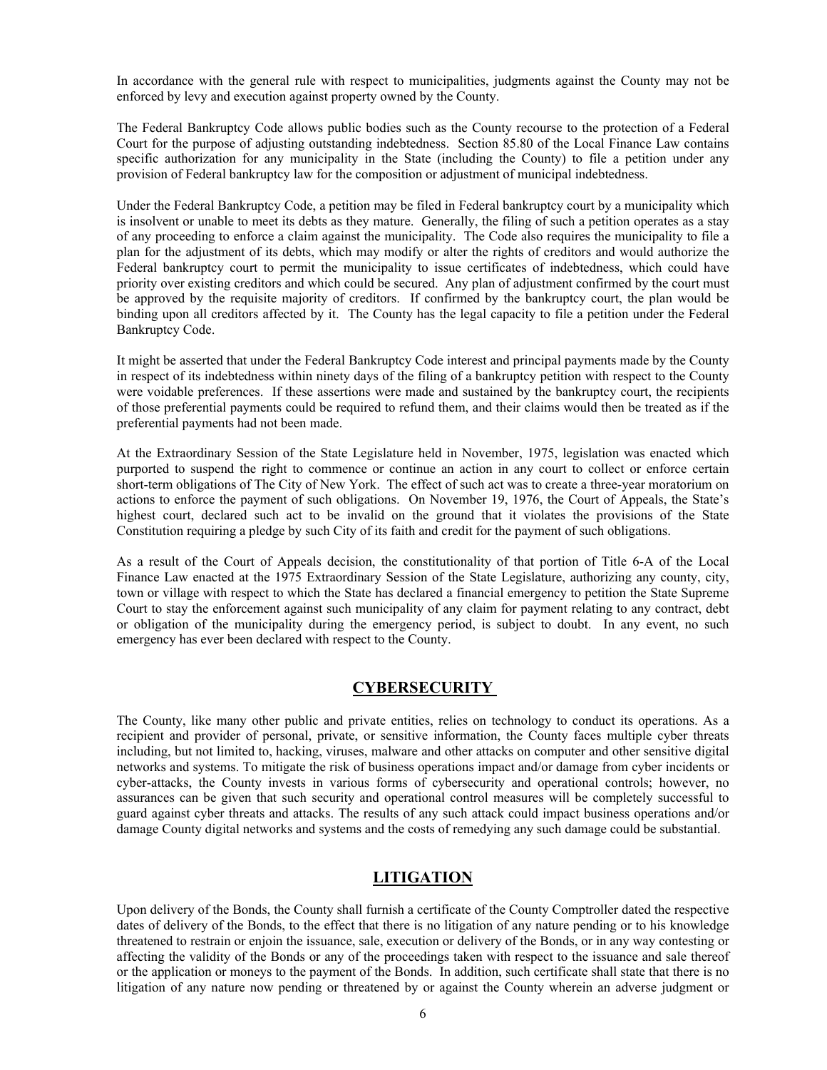In accordance with the general rule with respect to municipalities, judgments against the County may not be enforced by levy and execution against property owned by the County.

The Federal Bankruptcy Code allows public bodies such as the County recourse to the protection of a Federal Court for the purpose of adjusting outstanding indebtedness. Section 85.80 of the Local Finance Law contains specific authorization for any municipality in the State (including the County) to file a petition under any provision of Federal bankruptcy law for the composition or adjustment of municipal indebtedness.

Under the Federal Bankruptcy Code, a petition may be filed in Federal bankruptcy court by a municipality which is insolvent or unable to meet its debts as they mature. Generally, the filing of such a petition operates as a stay of any proceeding to enforce a claim against the municipality. The Code also requires the municipality to file a plan for the adjustment of its debts, which may modify or alter the rights of creditors and would authorize the Federal bankruptcy court to permit the municipality to issue certificates of indebtedness, which could have priority over existing creditors and which could be secured. Any plan of adjustment confirmed by the court must be approved by the requisite majority of creditors. If confirmed by the bankruptcy court, the plan would be binding upon all creditors affected by it. The County has the legal capacity to file a petition under the Federal Bankruptcy Code.

It might be asserted that under the Federal Bankruptcy Code interest and principal payments made by the County in respect of its indebtedness within ninety days of the filing of a bankruptcy petition with respect to the County were voidable preferences. If these assertions were made and sustained by the bankruptcy court, the recipients of those preferential payments could be required to refund them, and their claims would then be treated as if the preferential payments had not been made.

At the Extraordinary Session of the State Legislature held in November, 1975, legislation was enacted which purported to suspend the right to commence or continue an action in any court to collect or enforce certain short-term obligations of The City of New York. The effect of such act was to create a three-year moratorium on actions to enforce the payment of such obligations. On November 19, 1976, the Court of Appeals, the State's highest court, declared such act to be invalid on the ground that it violates the provisions of the State Constitution requiring a pledge by such City of its faith and credit for the payment of such obligations.

As a result of the Court of Appeals decision, the constitutionality of that portion of Title 6-A of the Local Finance Law enacted at the 1975 Extraordinary Session of the State Legislature, authorizing any county, city, town or village with respect to which the State has declared a financial emergency to petition the State Supreme Court to stay the enforcement against such municipality of any claim for payment relating to any contract, debt or obligation of the municipality during the emergency period, is subject to doubt. In any event, no such emergency has ever been declared with respect to the County.

## CYBERSECURITY

The County, like many other public and private entities, relies on technology to conduct its operations. As a recipient and provider of personal, private, or sensitive information, the County faces multiple cyber threats including, but not limited to, hacking, viruses, malware and other attacks on computer and other sensitive digital networks and systems. To mitigate the risk of business operations impact and/or damage from cyber incidents or cyber-attacks, the County invests in various forms of cybersecurity and operational controls; however, no assurances can be given that such security and operational control measures will be completely successful to guard against cyber threats and attacks. The results of any such attack could impact business operations and/or damage County digital networks and systems and the costs of remedying any such damage could be substantial.

## LITIGATION

Upon delivery of the Bonds, the County shall furnish a certificate of the County Comptroller dated the respective dates of delivery of the Bonds, to the effect that there is no litigation of any nature pending or to his knowledge threatened to restrain or enjoin the issuance, sale, execution or delivery of the Bonds, or in any way contesting or affecting the validity of the Bonds or any of the proceedings taken with respect to the issuance and sale thereof or the application or moneys to the payment of the Bonds. In addition, such certificate shall state that there is no litigation of any nature now pending or threatened by or against the County wherein an adverse judgment or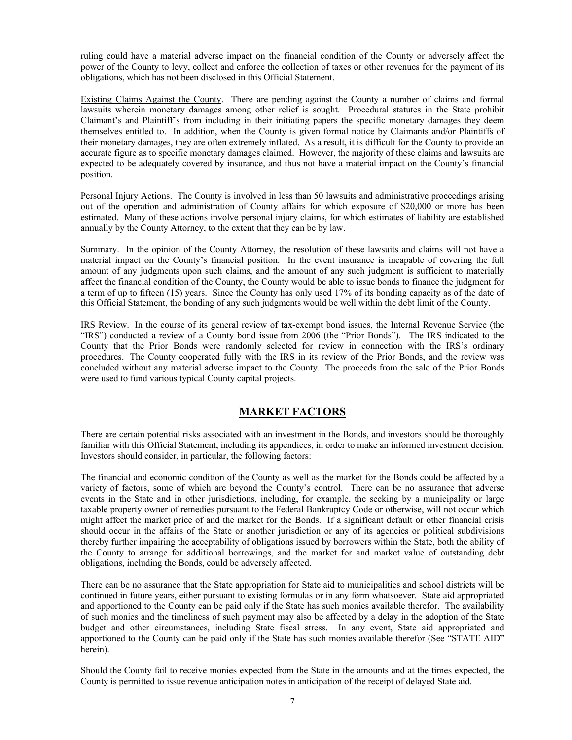ruling could have a material adverse impact on the financial condition of the County or adversely affect the power of the County to levy, collect and enforce the collection of taxes or other revenues for the payment of its obligations, which has not been disclosed in this Official Statement.

Existing Claims Against the County. There are pending against the County a number of claims and formal lawsuits wherein monetary damages among other relief is sought. Procedural statutes in the State prohibit Claimant's and Plaintiff's from including in their initiating papers the specific monetary damages they deem themselves entitled to. In addition, when the County is given formal notice by Claimants and/or Plaintiffs of their monetary damages, they are often extremely inflated. As a result, it is difficult for the County to provide an accurate figure as to specific monetary damages claimed. However, the majority of these claims and lawsuits are expected to be adequately covered by insurance, and thus not have a material impact on the County's financial position.

Personal Injury Actions. The County is involved in less than 50 lawsuits and administrative proceedings arising out of the operation and administration of County affairs for which exposure of $20,000 or more has been estimated. Many of these actions involve personal injury claims, for which estimates of liability are established annually by the County Attorney, to the extent that they can be by law.

Summary. In the opinion of the County Attorney, the resolution of these lawsuits and claims will not have a material impact on the County's financial position. In the event insurance is incapable of covering the full amount of any judgments upon such claims, and the amount of any such judgment is sufficient to materially affect the financial condition of the County, the County would be able to issue bonds to finance the judgment for a term of up to fifteen (15) years. Since the County has only used 17% of its bonding capacity as of the date of this Official Statement, the bonding of any such judgments would be well within the debt limit of the County.

IRS Review. In the course of its general review of tax-exempt bond issues, the Internal Revenue Service (the "IRS") conducted a review of a County bond issue from 2006 (the "Prior Bonds"). The IRS indicated to the County that the Prior Bonds were randomly selected for review in connection with the IRS's ordinary procedures. The County cooperated fully with the IRS in its review of the Prior Bonds, and the review was concluded without any material adverse impact to the County. The proceeds from the sale of the Prior Bonds were used to fund various typical County capital projects.

## MARKET FACTORS

There are certain potential risks associated with an investment in the Bonds, and investors should be thoroughly familiar with this Official Statement, including its appendices, in order to make an informed investment decision. Investors should consider, in particular, the following factors:

The financial and economic condition of the County as well as the market for the Bonds could be affected by a variety of factors, some of which are beyond the County's control. There can be no assurance that adverse events in the State and in other jurisdictions, including, for example, the seeking by a municipality or large taxable property owner of remedies pursuant to the Federal Bankruptcy Code or otherwise, will not occur which might affect the market price of and the market for the Bonds. If a significant default or other financial crisis should occur in the affairs of the State or another jurisdiction or any of its agencies or political subdivisions thereby further impairing the acceptability of obligations issued by borrowers within the State, both the ability of the County to arrange for additional borrowings, and the market for and market value of outstanding debt obligations, including the Bonds, could be adversely affected.

There can be no assurance that the State appropriation for State aid to municipalities and school districts will be continued in future years, either pursuant to existing formulas or in any form whatsoever. State aid appropriated and apportioned to the County can be paid only if the State has such monies available therefor. The availability of such monies and the timeliness of such payment may also be affected by a delay in the adoption of the State budget and other circumstances, including State fiscal stress. In any event, State aid appropriated and apportioned to the County can be paid only if the State has such monies available therefor (See "STATE AID" herein).

Should the County fail to receive monies expected from the State in the amounts and at the times expected, the County is permitted to issue revenue anticipation notes in anticipation of the receipt of delayed State aid.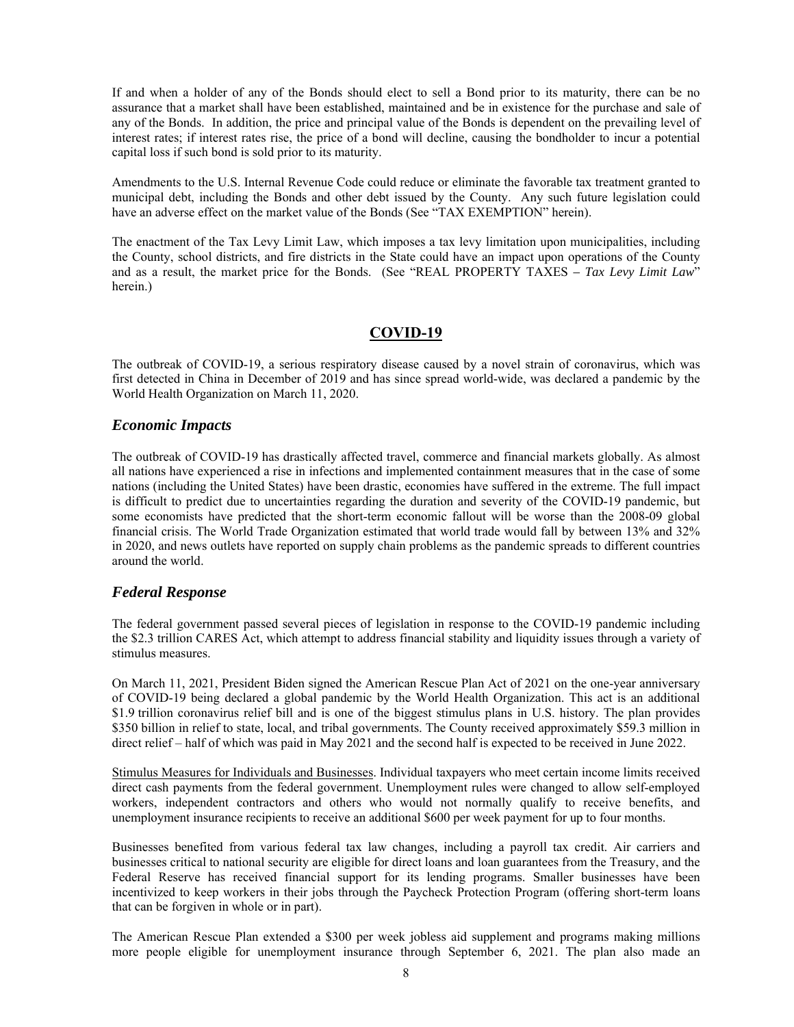If and when a holder of any of the Bonds should elect to sell a Bond prior to its maturity, there can be no assurance that a market shall have been established, maintained and be in existence for the purchase and sale of any of the Bonds. In addition, the price and principal value of the Bonds is dependent on the prevailing level of interest rates; if interest rates rise, the price of a bond will decline, causing the bondholder to incur a potential capital loss if such bond is sold prior to its maturity.

Amendments to the U.S. Internal Revenue Code could reduce or eliminate the favorable tax treatment granted to municipal debt, including the Bonds and other debt issued by the County. Any such future legislation could have an adverse effect on the market value of the Bonds (See "TAX EXEMPTION" herein).

The enactment of the Tax Levy Limit Law, which imposes a tax levy limitation upon municipalities, including the County, school districts, and fire districts in the State could have an impact upon operations of the County and as a result, the market price for the Bonds. (See "REAL PROPERTY TAXES – *Tax Levy Limit Law*" herein.)

## COVID-19

The outbreak of COVID-19, a serious respiratory disease caused by a novel strain of coronavirus, which was first detected in China in December of 2019 and has since spread world-wide, was declared a pandemic by the World Health Organization on March 11, 2020.

### *Economic Impacts*

The outbreak of COVID-19 has drastically affected travel, commerce and financial markets globally. As almost all nations have experienced a rise in infections and implemented containment measures that in the case of some nations (including the United States) have been drastic, economies have suffered in the extreme. The full impact is difficult to predict due to uncertainties regarding the duration and severity of the COVID-19 pandemic, but some economists have predicted that the short-term economic fallout will be worse than the 2008-09 global financial crisis. The World Trade Organization estimated that world trade would fall by between 13% and 32% in 2020, and news outlets have reported on supply chain problems as the pandemic spreads to different countries around the world.

### *Federal Response*

The federal government passed several pieces of legislation in response to the COVID-19 pandemic including the $2.3 trillion CARES Act, which attempt to address financial stability and liquidity issues through a variety of stimulus measures.

On March 11, 2021, President Biden signed the American Rescue Plan Act of 2021 on the one-year anniversary of COVID-19 being declared a global pandemic by the World Health Organization. This act is an additional $1.9 trillion coronavirus relief bill and is one of the biggest stimulus plans in U.S. history. The plan provides $350 billion in relief to state, local, and tribal governments. The County received approximately $59.3 million in direct relief – half of which was paid in May 2021 and the second half is expected to be received in June 2022.

Stimulus Measures for Individuals and Businesses. Individual taxpayers who meet certain income limits received direct cash payments from the federal government. Unemployment rules were changed to allow self-employed workers, independent contractors and others who would not normally qualify to receive benefits, and unemployment insurance recipients to receive an additional $600 per week payment for up to four months.

Businesses benefited from various federal tax law changes, including a payroll tax credit. Air carriers and businesses critical to national security are eligible for direct loans and loan guarantees from the Treasury, and the Federal Reserve has received financial support for its lending programs. Smaller businesses have been incentivized to keep workers in their jobs through the Paycheck Protection Program (offering short-term loans that can be forgiven in whole or in part).

The American Rescue Plan extended a $300 per week jobless aid supplement and programs making millions more people eligible for unemployment insurance through September 6, 2021. The plan also made an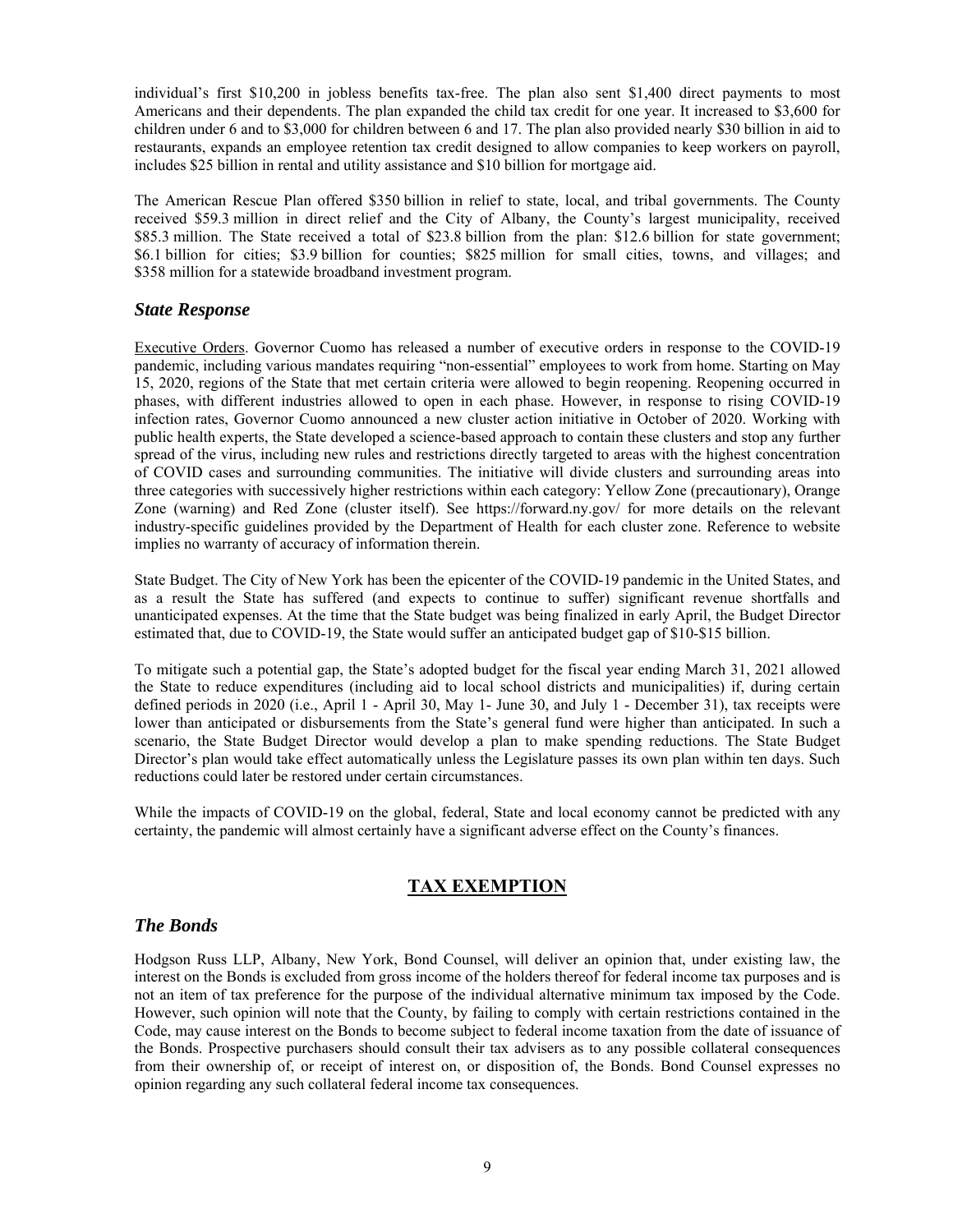individual's first $10,200 in jobless benefits tax-free. The plan also sent $1,400 direct payments to most Americans and their dependents. The plan expanded the child tax credit for one year. It increased to $3,600 for children under 6 and to $3,000 for children between 6 and 17. The plan also provided nearly $30 billion in aid to restaurants, expands an employee retention tax credit designed to allow companies to keep workers on payroll, includes $25 billion in rental and utility assistance and $10 billion for mortgage aid.

The American Rescue Plan offered $350 billion in relief to state, local, and tribal governments. The County received $59.3 million in direct relief and the City of Albany, the County's largest municipality, received $85.3 million. The State received a total of $23.8 billion from the plan: $12.6 billion for state government; $6.1 billion for cities; $3.9 billion for counties; $825 million for small cities, towns, and villages; and $358 million for a statewide broadband investment program.

### *State Response*

Executive Orders. Governor Cuomo has released a number of executive orders in response to the COVID-19 pandemic, including various mandates requiring "non-essential" employees to work from home. Starting on May 15, 2020, regions of the State that met certain criteria were allowed to begin reopening. Reopening occurred in phases, with different industries allowed to open in each phase. However, in response to rising COVID-19 infection rates, Governor Cuomo announced a new cluster action initiative in October of 2020. Working with public health experts, the State developed a science-based approach to contain these clusters and stop any further spread of the virus, including new rules and restrictions directly targeted to areas with the highest concentration of COVID cases and surrounding communities. The initiative will divide clusters and surrounding areas into three categories with successively higher restrictions within each category: Yellow Zone (precautionary), Orange Zone (warning) and Red Zone (cluster itself). See https://forward.ny.gov/ for more details on the relevant industry-specific guidelines provided by the Department of Health for each cluster zone. Reference to website implies no warranty of accuracy of information therein.

State Budget. The City of New York has been the epicenter of the COVID-19 pandemic in the United States, and as a result the State has suffered (and expects to continue to suffer) significant revenue shortfalls and unanticipated expenses. At the time that the State budget was being finalized in early April, the Budget Director estimated that, due to COVID-19, the State would suffer an anticipated budget gap of $10-$15 billion.

To mitigate such a potential gap, the State's adopted budget for the fiscal year ending March 31, 2021 allowed the State to reduce expenditures (including aid to local school districts and municipalities) if, during certain defined periods in 2020 (i.e., April 1 - April 30, May 1- June 30, and July 1 - December 31), tax receipts were lower than anticipated or disbursements from the State's general fund were higher than anticipated. In such a scenario, the State Budget Director would develop a plan to make spending reductions. The State Budget Director's plan would take effect automatically unless the Legislature passes its own plan within ten days. Such reductions could later be restored under certain circumstances.

While the impacts of COVID-19 on the global, federal, State and local economy cannot be predicted with any certainty, the pandemic will almost certainly have a significant adverse effect on the County's finances.

## **TAX EXEMPTION**

### *The Bonds*

Hodgson Russ LLP, Albany, New York, Bond Counsel, will deliver an opinion that, under existing law, the interest on the Bonds is excluded from gross income of the holders thereof for federal income tax purposes and is not an item of tax preference for the purpose of the individual alternative minimum tax imposed by the Code. However, such opinion will note that the County, by failing to comply with certain restrictions contained in the Code, may cause interest on the Bonds to become subject to federal income taxation from the date of issuance of the Bonds. Prospective purchasers should consult their tax advisers as to any possible collateral consequences from their ownership of, or receipt of interest on, or disposition of, the Bonds. Bond Counsel expresses no opinion regarding any such collateral federal income tax consequences.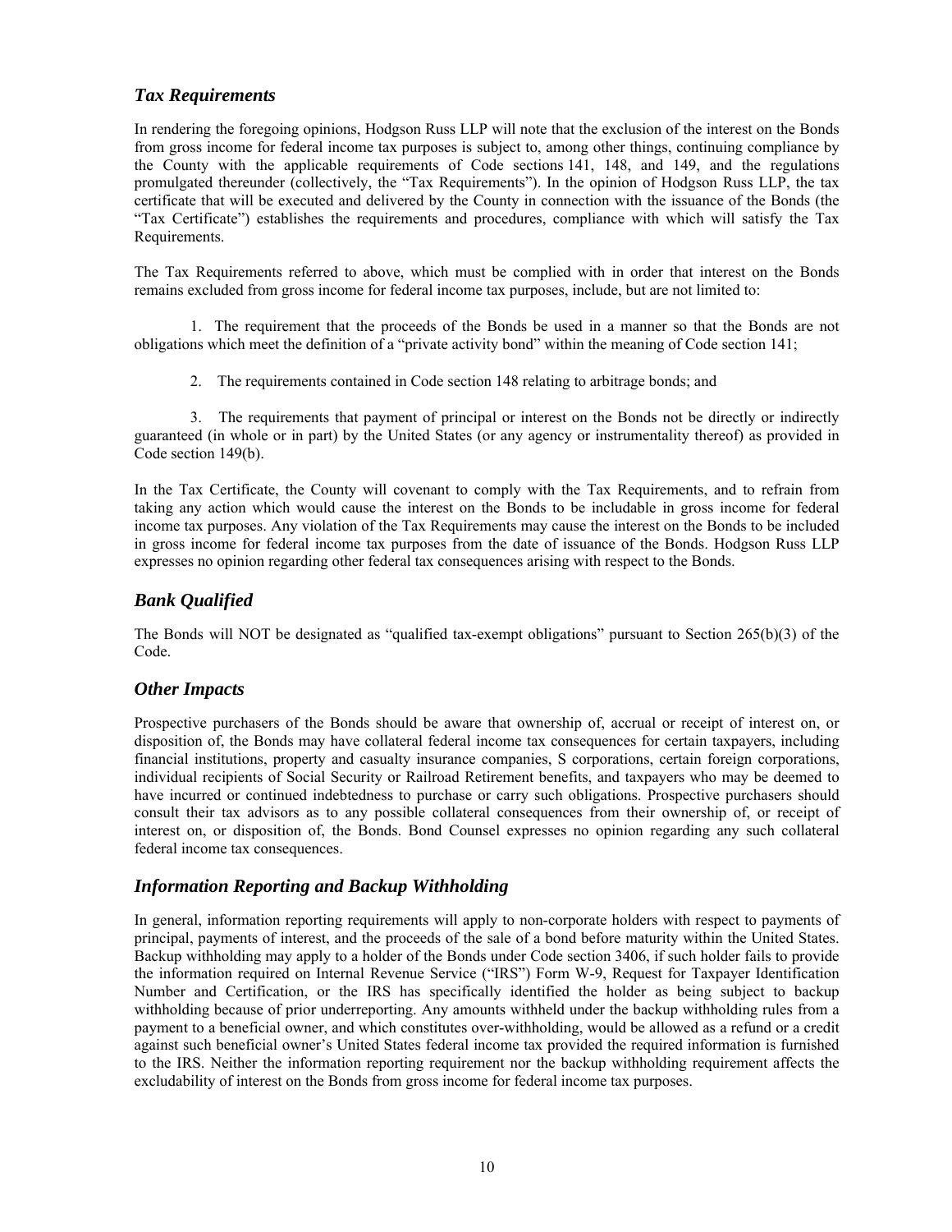## *Tax Requirements*

In rendering the foregoing opinions, Hodgson Russ LLP will note that the exclusion of the interest on the Bonds from gross income for federal income tax purposes is subject to, among other things, continuing compliance by the County with the applicable requirements of Code sections 141, 148, and 149, and the regulations promulgated thereunder (collectively, the "Tax Requirements"). In the opinion of Hodgson Russ LLP, the tax certificate that will be executed and delivered by the County in connection with the issuance of the Bonds (the "Tax Certificate") establishes the requirements and procedures, compliance with which will satisfy the Tax Requirements.

The Tax Requirements referred to above, which must be complied with in order that interest on the Bonds remains excluded from gross income for federal income tax purposes, include, but are not limited to:

1. The requirement that the proceeds of the Bonds be used in a manner so that the Bonds are not obligations which meet the definition of a "private activity bond" within the meaning of Code section 141;

2. The requirements contained in Code section 148 relating to arbitrage bonds; and

3. The requirements that payment of principal or interest on the Bonds not be directly or indirectly guaranteed (in whole or in part) by the United States (or any agency or instrumentality thereof) as provided in Code section 149(b).

In the Tax Certificate, the County will covenant to comply with the Tax Requirements, and to refrain from taking any action which would cause the interest on the Bonds to be includable in gross income for federal income tax purposes. Any violation of the Tax Requirements may cause the interest on the Bonds to be included in gross income for federal income tax purposes from the date of issuance of the Bonds. Hodgson Russ LLP expresses no opinion regarding other federal tax consequences arising with respect to the Bonds.

## *Bank Qualified*

The Bonds will NOT be designated as "qualified tax-exempt obligations" pursuant to Section 265(b)(3) of the Code.

## *Other Impacts*

Prospective purchasers of the Bonds should be aware that ownership of, accrual or receipt of interest on, or disposition of, the Bonds may have collateral federal income tax consequences for certain taxpayers, including financial institutions, property and casualty insurance companies, S corporations, certain foreign corporations, individual recipients of Social Security or Railroad Retirement benefits, and taxpayers who may be deemed to have incurred or continued indebtedness to purchase or carry such obligations. Prospective purchasers should consult their tax advisors as to any possible collateral consequences from their ownership of, or receipt of interest on, or disposition of, the Bonds. Bond Counsel expresses no opinion regarding any such collateral federal income tax consequences.

## *Information Reporting and Backup Withholding*

In general, information reporting requirements will apply to non-corporate holders with respect to payments of principal, payments of interest, and the proceeds of the sale of a bond before maturity within the United States. Backup withholding may apply to a holder of the Bonds under Code section 3406, if such holder fails to provide the information required on Internal Revenue Service ("IRS") Form W-9, Request for Taxpayer Identification Number and Certification, or the IRS has specifically identified the holder as being subject to backup withholding because of prior underreporting. Any amounts withheld under the backup withholding rules from a payment to a beneficial owner, and which constitutes over-withholding, would be allowed as a refund or a credit against such beneficial owner's United States federal income tax provided the required information is furnished to the IRS. Neither the information reporting requirement nor the backup withholding requirement affects the excludability of interest on the Bonds from gross income for federal income tax purposes.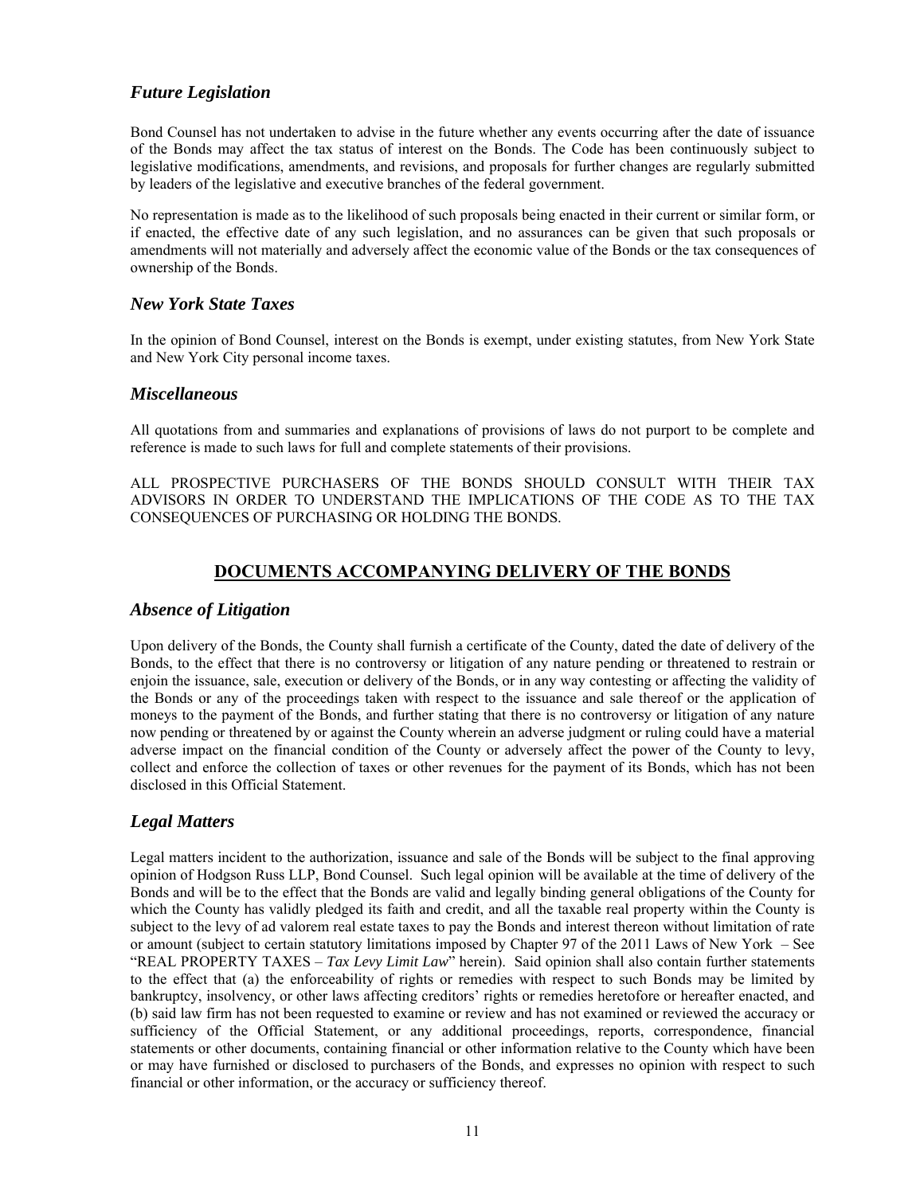### *Future Legislation*

Bond Counsel has not undertaken to advise in the future whether any events occurring after the date of issuance of the Bonds may affect the tax status of interest on the Bonds. The Code has been continuously subject to legislative modifications, amendments, and revisions, and proposals for further changes are regularly submitted by leaders of the legislative and executive branches of the federal government.

No representation is made as to the likelihood of such proposals being enacted in their current or similar form, or if enacted, the effective date of any such legislation, and no assurances can be given that such proposals or amendments will not materially and adversely affect the economic value of the Bonds or the tax consequences of ownership of the Bonds.

### *New York State Taxes*

In the opinion of Bond Counsel, interest on the Bonds is exempt, under existing statutes, from New York State and New York City personal income taxes.

### *Miscellaneous*

All quotations from and summaries and explanations of provisions of laws do not purport to be complete and reference is made to such laws for full and complete statements of their provisions.

ALL PROSPECTIVE PURCHASERS OF THE BONDS SHOULD CONSULT WITH THEIR TAX ADVISORS IN ORDER TO UNDERSTAND THE IMPLICATIONS OF THE CODE AS TO THE TAX CONSEQUENCES OF PURCHASING OR HOLDING THE BONDS.

## DOCUMENTS ACCOMPANYING DELIVERY OF THE BONDS

### *Absence of Litigation*

Upon delivery of the Bonds, the County shall furnish a certificate of the County, dated the date of delivery of the Bonds, to the effect that there is no controversy or litigation of any nature pending or threatened to restrain or enjoin the issuance, sale, execution or delivery of the Bonds, or in any way contesting or affecting the validity of the Bonds or any of the proceedings taken with respect to the issuance and sale thereof or the application of moneys to the payment of the Bonds, and further stating that there is no controversy or litigation of any nature now pending or threatened by or against the County wherein an adverse judgment or ruling could have a material adverse impact on the financial condition of the County or adversely affect the power of the County to levy, collect and enforce the collection of taxes or other revenues for the payment of its Bonds, which has not been disclosed in this Official Statement.

### *Legal Matters*

Legal matters incident to the authorization, issuance and sale of the Bonds will be subject to the final approving opinion of Hodgson Russ LLP, Bond Counsel. Such legal opinion will be available at the time of delivery of the Bonds and will be to the effect that the Bonds are valid and legally binding general obligations of the County for which the County has validly pledged its faith and credit, and all the taxable real property within the County is subject to the levy of ad valorem real estate taxes to pay the Bonds and interest thereon without limitation of rate or amount (subject to certain statutory limitations imposed by Chapter 97 of the 2011 Laws of New York – See "REAL PROPERTY TAXES – *Tax Levy Limit Law*" herein). Said opinion shall also contain further statements to the effect that (a) the enforceability of rights or remedies with respect to such Bonds may be limited by bankruptcy, insolvency, or other laws affecting creditors' rights or remedies heretofore or hereafter enacted, and (b) said law firm has not been requested to examine or review and has not examined or reviewed the accuracy or sufficiency of the Official Statement, or any additional proceedings, reports, correspondence, financial statements or other documents, containing financial or other information relative to the County which have been or may have furnished or disclosed to purchasers of the Bonds, and expresses no opinion with respect to such financial or other information, or the accuracy or sufficiency thereof.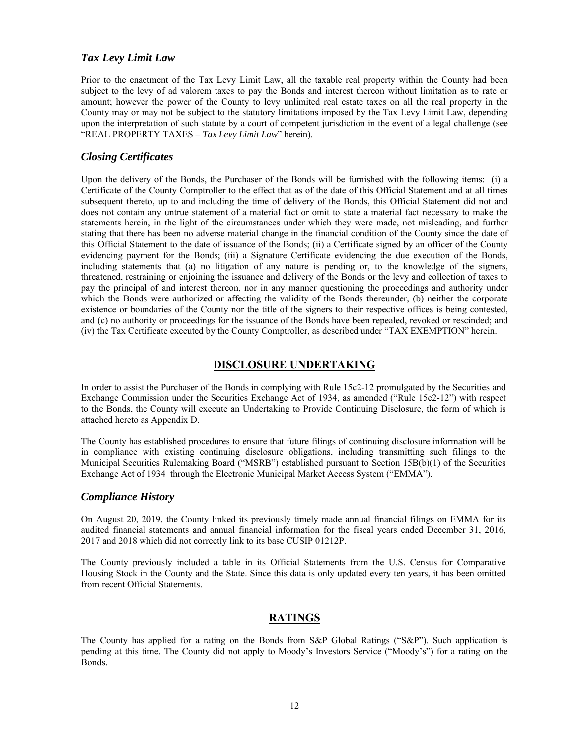### *Tax Levy Limit Law*

Prior to the enactment of the Tax Levy Limit Law, all the taxable real property within the County had been subject to the levy of ad valorem taxes to pay the Bonds and interest thereon without limitation as to rate or amount; however the power of the County to levy unlimited real estate taxes on all the real property in the County may or may not be subject to the statutory limitations imposed by the Tax Levy Limit Law, depending upon the interpretation of such statute by a court of competent jurisdiction in the event of a legal challenge (see "REAL PROPERTY TAXES – *Tax Levy Limit Law*" herein).

### *Closing Certificates*

Upon the delivery of the Bonds, the Purchaser of the Bonds will be furnished with the following items: (i) a Certificate of the County Comptroller to the effect that as of the date of this Official Statement and at all times subsequent thereto, up to and including the time of delivery of the Bonds, this Official Statement did not and does not contain any untrue statement of a material fact or omit to state a material fact necessary to make the statements herein, in the light of the circumstances under which they were made, not misleading, and further stating that there has been no adverse material change in the financial condition of the County since the date of this Official Statement to the date of issuance of the Bonds; (ii) a Certificate signed by an officer of the County evidencing payment for the Bonds; (iii) a Signature Certificate evidencing the due execution of the Bonds, including statements that (a) no litigation of any nature is pending or, to the knowledge of the signers, threatened, restraining or enjoining the issuance and delivery of the Bonds or the levy and collection of taxes to pay the principal of and interest thereon, nor in any manner questioning the proceedings and authority under which the Bonds were authorized or affecting the validity of the Bonds thereunder, (b) neither the corporate existence or boundaries of the County nor the title of the signers to their respective offices is being contested, and (c) no authority or proceedings for the issuance of the Bonds have been repealed, revoked or rescinded; and (iv) the Tax Certificate executed by the County Comptroller, as described under "TAX EXEMPTION" herein.

## DISCLOSURE UNDERTAKING

In order to assist the Purchaser of the Bonds in complying with Rule 15c2-12 promulgated by the Securities and Exchange Commission under the Securities Exchange Act of 1934, as amended ("Rule 15c2-12") with respect to the Bonds, the County will execute an Undertaking to Provide Continuing Disclosure, the form of which is attached hereto as Appendix D.

The County has established procedures to ensure that future filings of continuing disclosure information will be in compliance with existing continuing disclosure obligations, including transmitting such filings to the Municipal Securities Rulemaking Board ("MSRB") established pursuant to Section 15B(b)(1) of the Securities Exchange Act of 1934 through the Electronic Municipal Market Access System ("EMMA").

### *Compliance History*

On August 20, 2019, the County linked its previously timely made annual financial filings on EMMA for its audited financial statements and annual financial information for the fiscal years ended December 31, 2016, 2017 and 2018 which did not correctly link to its base CUSIP 01212P.

The County previously included a table in its Official Statements from the U.S. Census for Comparative Housing Stock in the County and the State. Since this data is only updated every ten years, it has been omitted from recent Official Statements.

## RATINGS

The County has applied for a rating on the Bonds from S&P Global Ratings ("S&P"). Such application is pending at this time. The County did not apply to Moody's Investors Service ("Moody's") for a rating on the Bonds.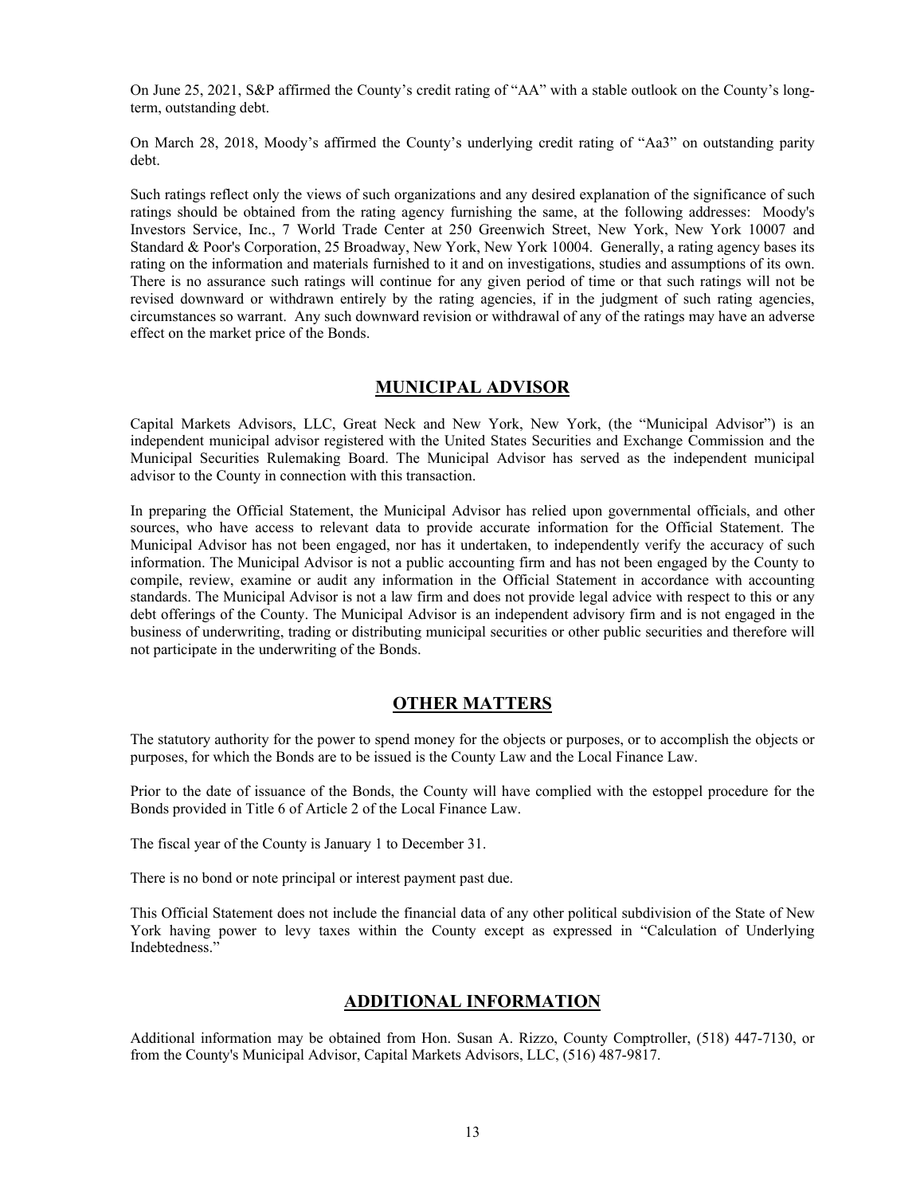On June 25, 2021, S&P affirmed the County's credit rating of "AA" with a stable outlook on the County's long-term, outstanding debt.

On March 28, 2018, Moody's affirmed the County's underlying credit rating of "Aa3" on outstanding parity debt.

Such ratings reflect only the views of such organizations and any desired explanation of the significance of such ratings should be obtained from the rating agency furnishing the same, at the following addresses: Moody's Investors Service, Inc., 7 World Trade Center at 250 Greenwich Street, New York, New York 10007 and Standard & Poor's Corporation, 25 Broadway, New York, New York 10004. Generally, a rating agency bases its rating on the information and materials furnished to it and on investigations, studies and assumptions of its own. There is no assurance such ratings will continue for any given period of time or that such ratings will not be revised downward or withdrawn entirely by the rating agencies, if in the judgment of such rating agencies, circumstances so warrant. Any such downward revision or withdrawal of any of the ratings may have an adverse effect on the market price of the Bonds.

## MUNICIPAL ADVISOR

Capital Markets Advisors, LLC, Great Neck and New York, New York, (the "Municipal Advisor") is an independent municipal advisor registered with the United States Securities and Exchange Commission and the Municipal Securities Rulemaking Board. The Municipal Advisor has served as the independent municipal advisor to the County in connection with this transaction.

In preparing the Official Statement, the Municipal Advisor has relied upon governmental officials, and other sources, who have access to relevant data to provide accurate information for the Official Statement. The Municipal Advisor has not been engaged, nor has it undertaken, to independently verify the accuracy of such information. The Municipal Advisor is not a public accounting firm and has not been engaged by the County to compile, review, examine or audit any information in the Official Statement in accordance with accounting standards. The Municipal Advisor is not a law firm and does not provide legal advice with respect to this or any debt offerings of the County. The Municipal Advisor is an independent advisory firm and is not engaged in the business of underwriting, trading or distributing municipal securities or other public securities and therefore will not participate in the underwriting of the Bonds.

## OTHER MATTERS

The statutory authority for the power to spend money for the objects or purposes, or to accomplish the objects or purposes, for which the Bonds are to be issued is the County Law and the Local Finance Law.

Prior to the date of issuance of the Bonds, the County will have complied with the estoppel procedure for the Bonds provided in Title 6 of Article 2 of the Local Finance Law.

The fiscal year of the County is January 1 to December 31.

There is no bond or note principal or interest payment past due.

This Official Statement does not include the financial data of any other political subdivision of the State of New York having power to levy taxes within the County except as expressed in "Calculation of Underlying Indebtedness."

## ADDITIONAL INFORMATION

Additional information may be obtained from Hon. Susan A. Rizzo, County Comptroller, (518) 447-7130, or from the County's Municipal Advisor, Capital Markets Advisors, LLC, (516) 487-9817.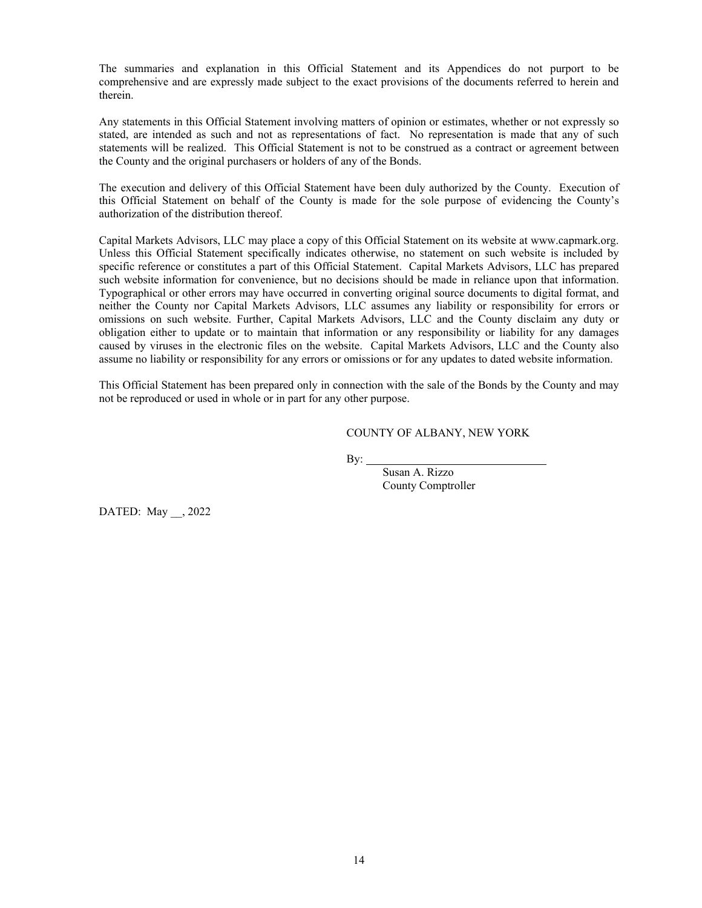The summaries and explanation in this Official Statement and its Appendices do not purport to be comprehensive and are expressly made subject to the exact provisions of the documents referred to herein and therein.

Any statements in this Official Statement involving matters of opinion or estimates, whether or not expressly so stated, are intended as such and not as representations of fact. No representation is made that any of such statements will be realized. This Official Statement is not to be construed as a contract or agreement between the County and the original purchasers or holders of any of the Bonds.

The execution and delivery of this Official Statement have been duly authorized by the County. Execution of this Official Statement on behalf of the County is made for the sole purpose of evidencing the County's authorization of the distribution thereof.

Capital Markets Advisors, LLC may place a copy of this Official Statement on its website at www.capmark.org. Unless this Official Statement specifically indicates otherwise, no statement on such website is included by specific reference or constitutes a part of this Official Statement. Capital Markets Advisors, LLC has prepared such website information for convenience, but no decisions should be made in reliance upon that information. Typographical or other errors may have occurred in converting original source documents to digital format, and neither the County nor Capital Markets Advisors, LLC assumes any liability or responsibility for errors or omissions on such website. Further, Capital Markets Advisors, LLC and the County disclaim any duty or obligation either to update or to maintain that information or any responsibility or liability for any damages caused by viruses in the electronic files on the website. Capital Markets Advisors, LLC and the County also assume no liability or responsibility for any errors or omissions or for any updates to dated website information.

This Official Statement has been prepared only in connection with the sale of the Bonds by the County and may not be reproduced or used in whole or in part for any other purpose.

COUNTY OF ALBANY, NEW YORK

By: ______________________________

Susan A. Rizzo
County Comptroller

DATED: May __, 2022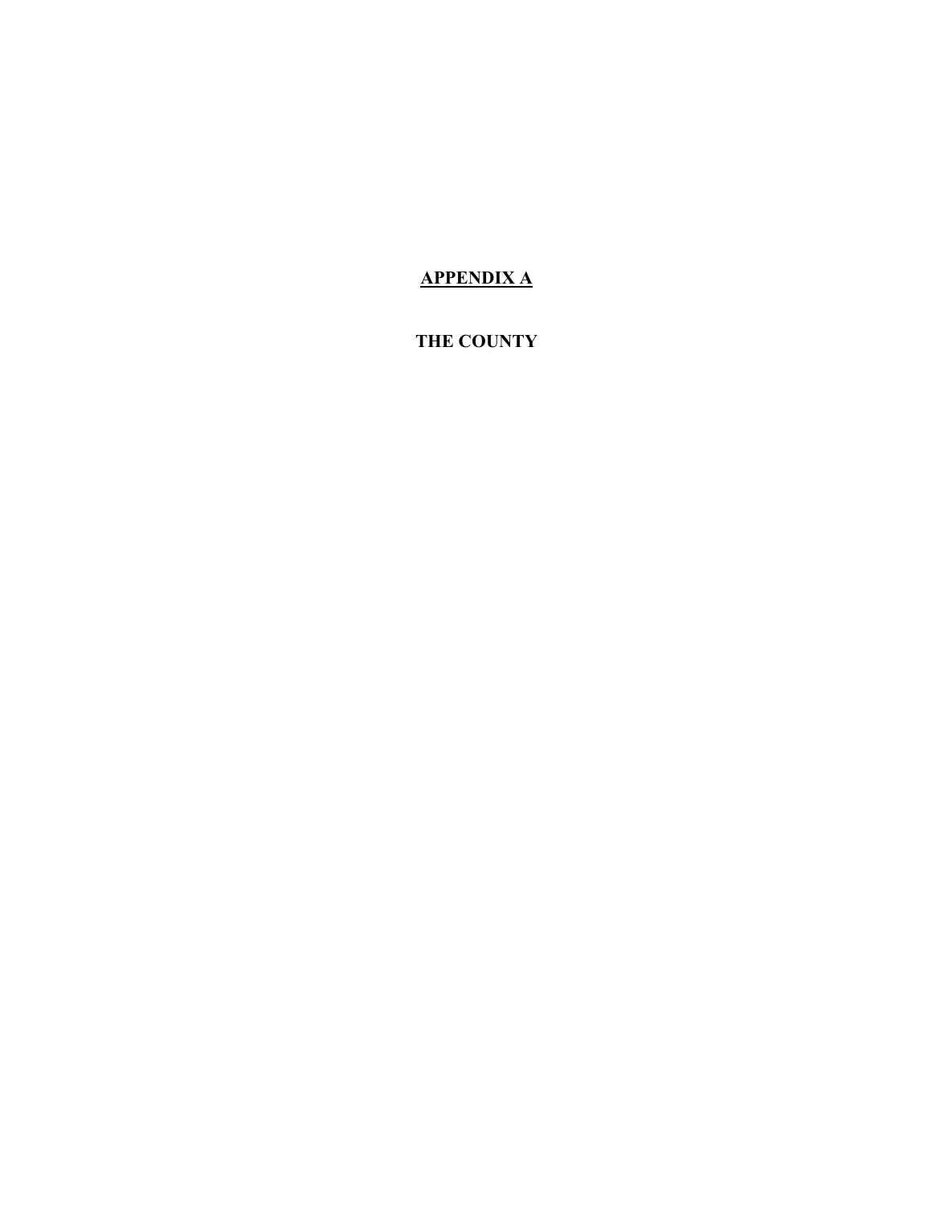# APPENDIX A

## THE COUNTY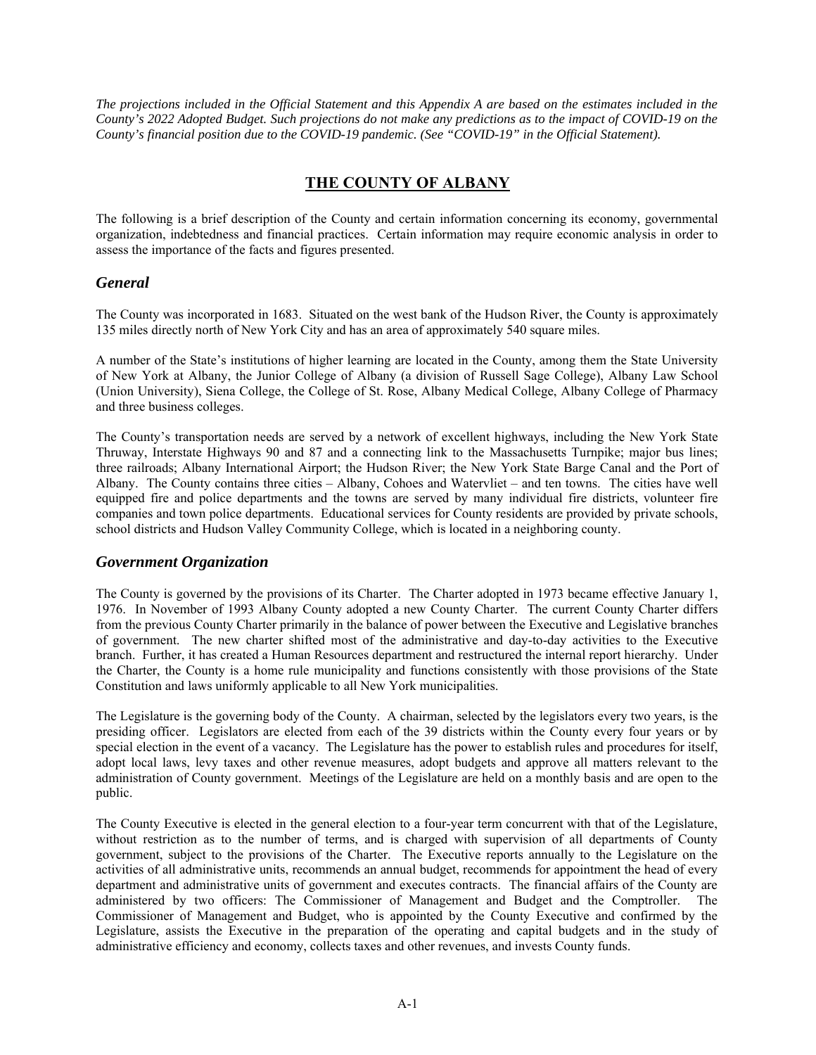*The projections included in the Official Statement and this Appendix A are based on the estimates included in the County's 2022 Adopted Budget. Such projections do not make any predictions as to the impact of COVID-19 on the County's financial position due to the COVID-19 pandemic. (See "COVID-19" in the Official Statement).*

# THE COUNTY OF ALBANY

The following is a brief description of the County and certain information concerning its economy, governmental organization, indebtedness and financial practices. Certain information may require economic analysis in order to assess the importance of the facts and figures presented.

## *General*

The County was incorporated in 1683. Situated on the west bank of the Hudson River, the County is approximately 135 miles directly north of New York City and has an area of approximately 540 square miles.

A number of the State's institutions of higher learning are located in the County, among them the State University of New York at Albany, the Junior College of Albany (a division of Russell Sage College), Albany Law School (Union University), Siena College, the College of St. Rose, Albany Medical College, Albany College of Pharmacy and three business colleges.

The County's transportation needs are served by a network of excellent highways, including the New York State Thruway, Interstate Highways 90 and 87 and a connecting link to the Massachusetts Turnpike; major bus lines; three railroads; Albany International Airport; the Hudson River; the New York State Barge Canal and the Port of Albany. The County contains three cities – Albany, Cohoes and Watervliet – and ten towns. The cities have well equipped fire and police departments and the towns are served by many individual fire districts, volunteer fire companies and town police departments. Educational services for County residents are provided by private schools, school districts and Hudson Valley Community College, which is located in a neighboring county.

## *Government Organization*

The County is governed by the provisions of its Charter. The Charter adopted in 1973 became effective January 1, 1976. In November of 1993 Albany County adopted a new County Charter. The current County Charter differs from the previous County Charter primarily in the balance of power between the Executive and Legislative branches of government. The new charter shifted most of the administrative and day-to-day activities to the Executive branch. Further, it has created a Human Resources department and restructured the internal report hierarchy. Under the Charter, the County is a home rule municipality and functions consistently with those provisions of the State Constitution and laws uniformly applicable to all New York municipalities.

The Legislature is the governing body of the County. A chairman, selected by the legislators every two years, is the presiding officer. Legislators are elected from each of the 39 districts within the County every four years or by special election in the event of a vacancy. The Legislature has the power to establish rules and procedures for itself, adopt local laws, levy taxes and other revenue measures, adopt budgets and approve all matters relevant to the administration of County government. Meetings of the Legislature are held on a monthly basis and are open to the public.

The County Executive is elected in the general election to a four-year term concurrent with that of the Legislature, without restriction as to the number of terms, and is charged with supervision of all departments of County government, subject to the provisions of the Charter. The Executive reports annually to the Legislature on the activities of all administrative units, recommends an annual budget, recommends for appointment the head of every department and administrative units of government and executes contracts. The financial affairs of the County are administered by two officers: The Commissioner of Management and Budget and the Comptroller. The Commissioner of Management and Budget, who is appointed by the County Executive and confirmed by the Legislature, assists the Executive in the preparation of the operating and capital budgets and in the study of administrative efficiency and economy, collects taxes and other revenues, and invests County funds.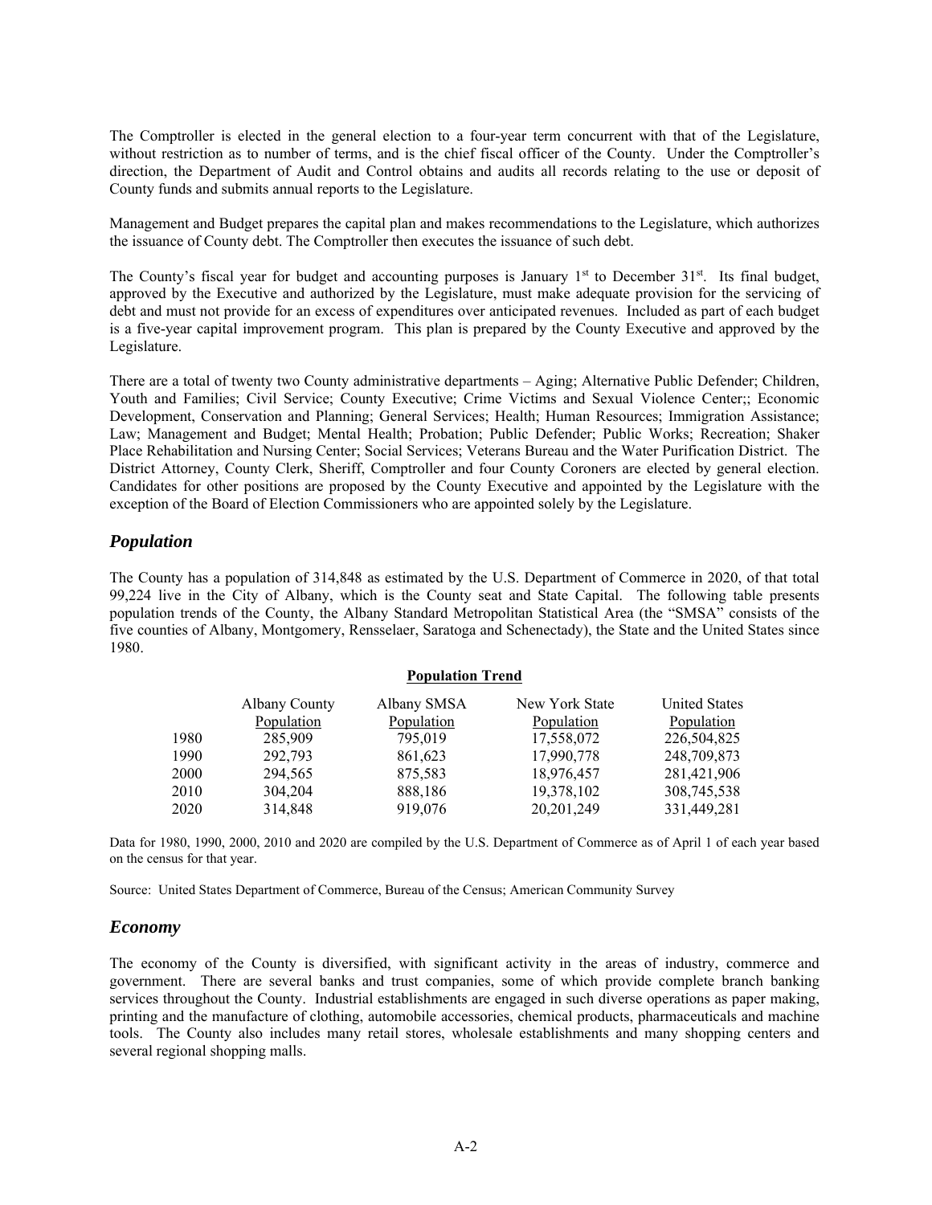The Comptroller is elected in the general election to a four-year term concurrent with that of the Legislature, without restriction as to number of terms, and is the chief fiscal officer of the County. Under the Comptroller's direction, the Department of Audit and Control obtains and audits all records relating to the use or deposit of County funds and submits annual reports to the Legislature.

Management and Budget prepares the capital plan and makes recommendations to the Legislature, which authorizes the issuance of County debt. The Comptroller then executes the issuance of such debt.

The County's fiscal year for budget and accounting purposes is January 1st to December 31st. Its final budget, approved by the Executive and authorized by the Legislature, must make adequate provision for the servicing of debt and must not provide for an excess of expenditures over anticipated revenues. Included as part of each budget is a five-year capital improvement program. This plan is prepared by the County Executive and approved by the Legislature.

There are a total of twenty two County administrative departments – Aging; Alternative Public Defender; Children, Youth and Families; Civil Service; County Executive; Crime Victims and Sexual Violence Center;; Economic Development, Conservation and Planning; General Services; Health; Human Resources; Immigration Assistance; Law; Management and Budget; Mental Health; Probation; Public Defender; Public Works; Recreation; Shaker Place Rehabilitation and Nursing Center; Social Services; Veterans Bureau and the Water Purification District. The District Attorney, County Clerk, Sheriff, Comptroller and four County Coroners are elected by general election. Candidates for other positions are proposed by the County Executive and appointed by the Legislature with the exception of the Board of Election Commissioners who are appointed solely by the Legislature.

## *Population*

The County has a population of 314,848 as estimated by the U.S. Department of Commerce in 2020, of that total 99,224 live in the City of Albany, which is the County seat and State Capital. The following table presents population trends of the County, the Albany Standard Metropolitan Statistical Area (the "SMSA" consists of the five counties of Albany, Montgomery, Rensselaer, Saratoga and Schenectady), the State and the United States since 1980.

**Population Trend**

| | Albany County Population | Albany SMSA Population | New York State Population | United States Population |
|---|---|---|---|---|
| 1980 | 285,909 | 795,019 | 17,558,072 | 226,504,825 |
| 1990 | 292,793 | 861,623 | 17,990,778 | 248,709,873 |
| 2000 | 294,565 | 875,583 | 18,976,457 | 281,421,906 |
| 2010 | 304,204 | 888,186 | 19,378,102 | 308,745,538 |
| 2020 | 314,848 | 919,076 | 20,201,249 | 331,449,281 |

Data for 1980, 1990, 2000, 2010 and 2020 are compiled by the U.S. Department of Commerce as of April 1 of each year based on the census for that year.

Source: United States Department of Commerce, Bureau of the Census; American Community Survey

## *Economy*

The economy of the County is diversified, with significant activity in the areas of industry, commerce and government. There are several banks and trust companies, some of which provide complete branch banking services throughout the County. Industrial establishments are engaged in such diverse operations as paper making, printing and the manufacture of clothing, automobile accessories, chemical products, pharmaceuticals and machine tools. The County also includes many retail stores, wholesale establishments and many shopping centers and several regional shopping malls.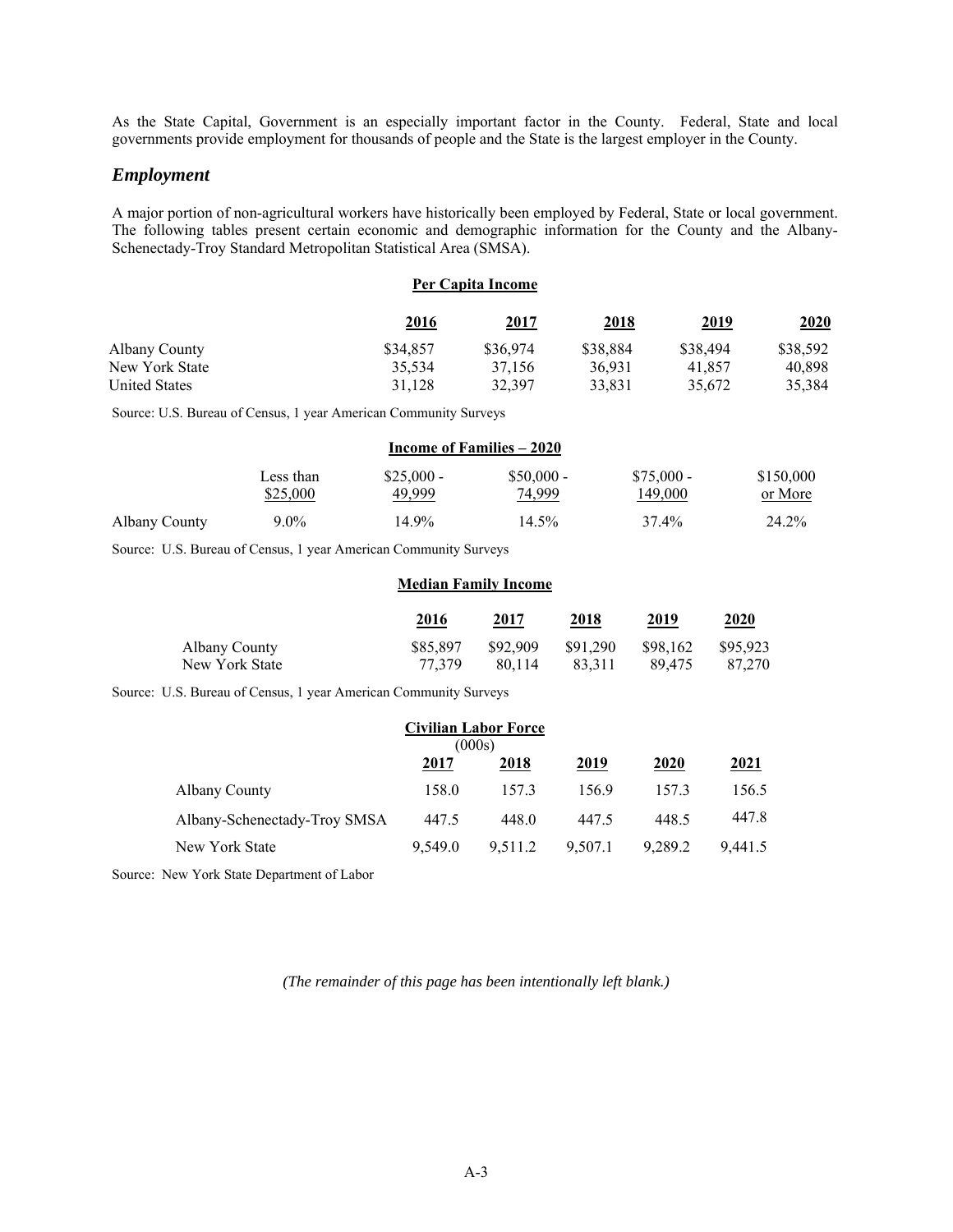As the State Capital, Government is an especially important factor in the County. Federal, State and local governments provide employment for thousands of people and the State is the largest employer in the County.

## *Employment*

A major portion of non-agricultural workers have historically been employed by Federal, State or local government. The following tables present certain economic and demographic information for the County and the Albany-Schenectady-Troy Standard Metropolitan Statistical Area (SMSA).

**Per Capita Income**

| | 2016 | 2017 | 2018 | 2019 | 2020 |
|---|---|---|---|---|---|
| Albany County | $34,857 | $36,974 | $38,884 | $38,494 | $38,592 |
| New York State | 35,534 | 37,156 | 36,931 | 41,857 | 40,898 |
| United States | 31,128 | 32,397 | 33,831 | 35,672 | 35,384 |

Source: U.S. Bureau of Census, 1 year American Community Surveys

**Income of Families – 2020**

| | Less than $25,000 | $25,000 - 49,999 | $50,000 - 74,999 | $75,000 - 149,000 | $150,000 or More |
|---|---|---|---|---|---|
| Albany County | 9.0% | 14.9% | 14.5% | 37.4% | 24.2% |

Source: U.S. Bureau of Census, 1 year American Community Surveys

**Median Family Income**

| | 2016 | 2017 | 2018 | 2019 | 2020 |
|---|---|---|---|---|---|
| Albany County | $85,897 | $92,909 | $91,290 | $98,162 | $95,923 |
| New York State | 77,379 | 80,114 | 83,311 | 89,475 | 87,270 |

Source: U.S. Bureau of Census, 1 year American Community Surveys

**Civilian Labor Force**
(000s)

| | 2017 | 2018 | 2019 | 2020 | 2021 |
|---|---|---|---|---|---|
| Albany County | 158.0 | 157.3 | 156.9 | 157.3 | 156.5 |
| Albany-Schenectady-Troy SMSA | 447.5 | 448.0 | 447.5 | 448.5 | 447.8 |
| New York State | 9,549.0 | 9,511.2 | 9,507.1 | 9,289.2 | 9,441.5 |

Source: New York State Department of Labor

*(The remainder of this page has been intentionally left blank.)*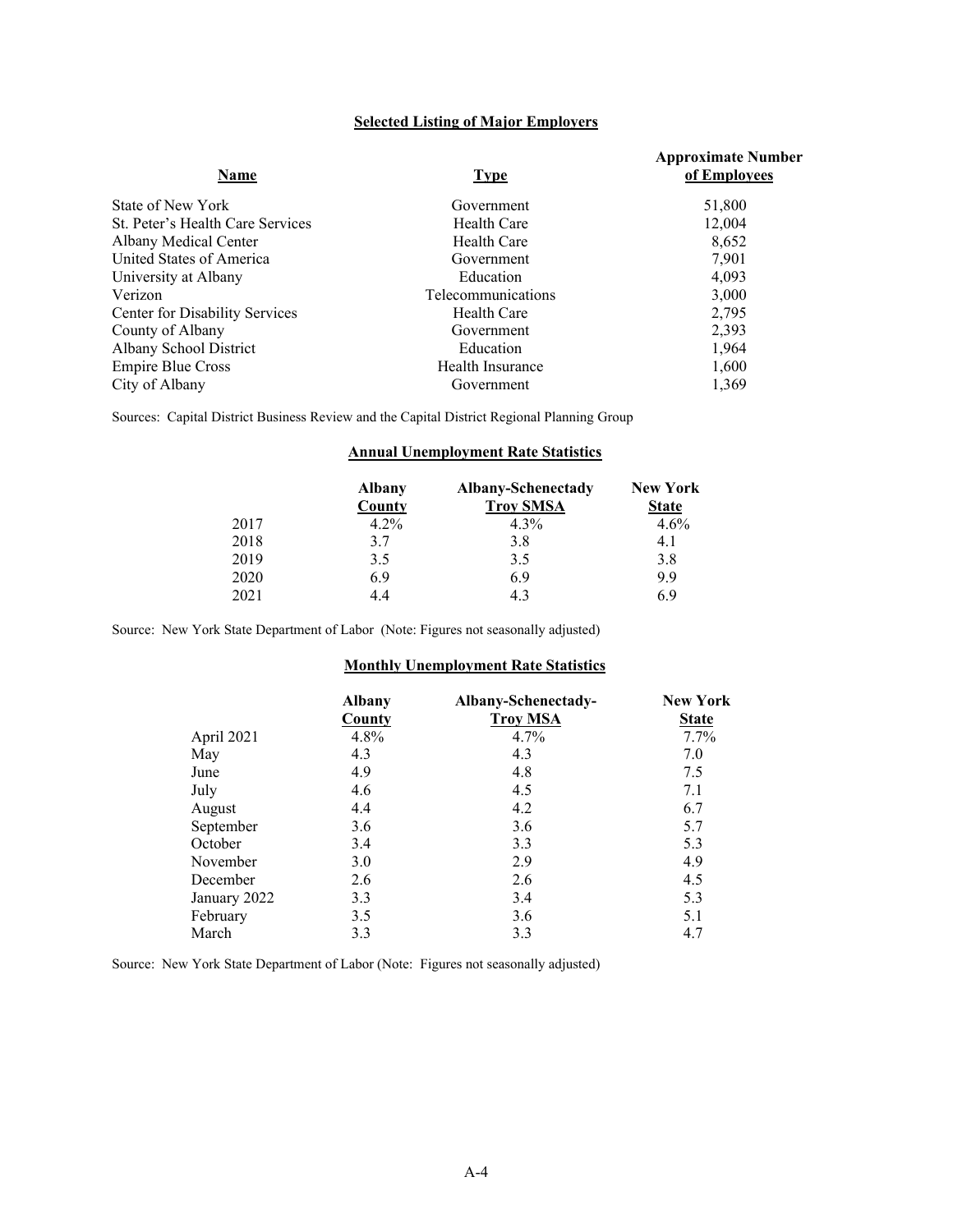## Selected Listing of Major Employers

| Name | Type | Approximate Number of Employees |
|---|---|---|
| State of New York | Government | 51,800 |
| St. Peter's Health Care Services | Health Care | 12,004 |
| Albany Medical Center | Health Care | 8,652 |
| United States of America | Government | 7,901 |
| University at Albany | Education | 4,093 |
| Verizon | Telecommunications | 3,000 |
| Center for Disability Services | Health Care | 2,795 |
| County of Albany | Government | 2,393 |
| Albany School District | Education | 1,964 |
| Empire Blue Cross | Health Insurance | 1,600 |
| City of Albany | Government | 1,369 |

Sources: Capital District Business Review and the Capital District Regional Planning Group

## Annual Unemployment Rate Statistics

| | Albany County | Albany-Schenectady Troy SMSA | New York State |
|---|---|---|---|
| 2017 | 4.2% | 4.3% | 4.6% |
| 2018 | 3.7 | 3.8 | 4.1 |
| 2019 | 3.5 | 3.5 | 3.8 |
| 2020 | 6.9 | 6.9 | 9.9 |
| 2021 | 4.4 | 4.3 | 6.9 |

Source: New York State Department of Labor (Note: Figures not seasonally adjusted)

## Monthly Unemployment Rate Statistics

| | Albany County | Albany-Schenectady-Troy MSA | New York State |
|---|---|---|---|
| April 2021 | 4.8% | 4.7% | 7.7% |
| May | 4.3 | 4.3 | 7.0 |
| June | 4.9 | 4.8 | 7.5 |
| July | 4.6 | 4.5 | 7.1 |
| August | 4.4 | 4.2 | 6.7 |
| September | 3.6 | 3.6 | 5.7 |
| October | 3.4 | 3.3 | 5.3 |
| November | 3.0 | 2.9 | 4.9 |
| December | 2.6 | 2.6 | 4.5 |
| January 2022 | 3.3 | 3.4 | 5.3 |
| February | 3.5 | 3.6 | 5.1 |
| March | 3.3 | 3.3 | 4.7 |

Source: New York State Department of Labor (Note: Figures not seasonally adjusted)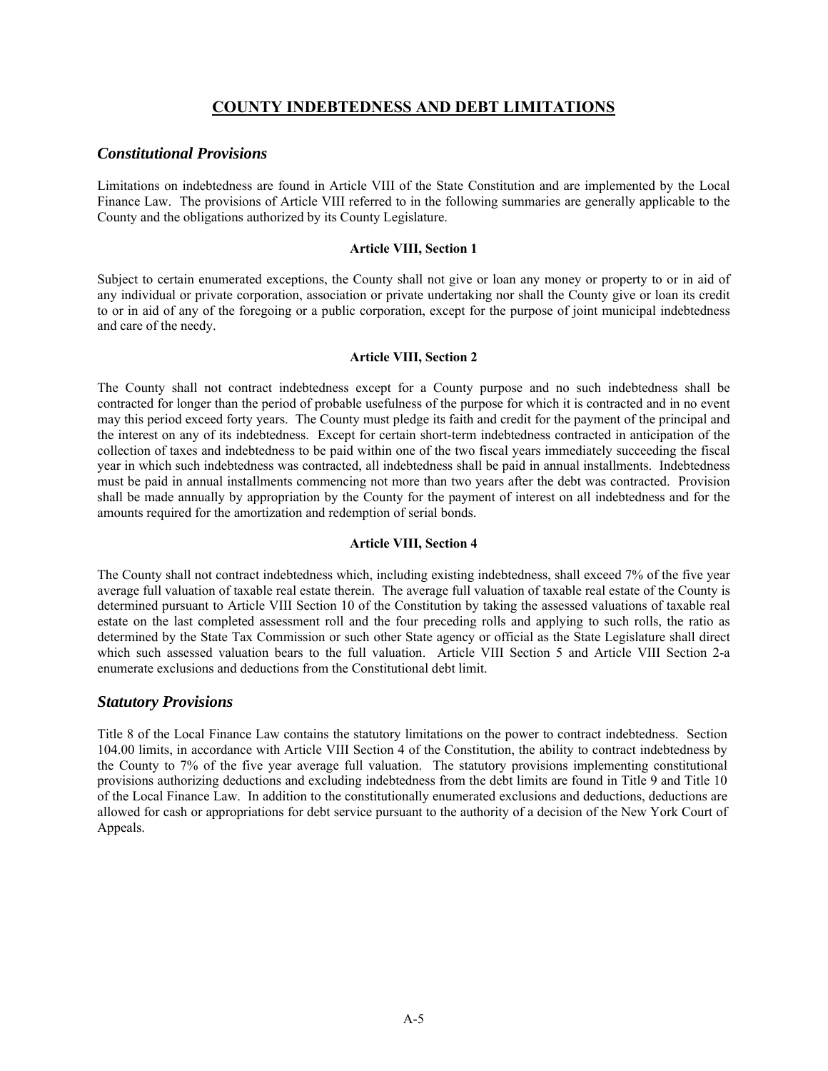# **COUNTY INDEBTEDNESS AND DEBT LIMITATIONS**

## *Constitutional Provisions*

Limitations on indebtedness are found in Article VIII of the State Constitution and are implemented by the Local Finance Law. The provisions of Article VIII referred to in the following summaries are generally applicable to the County and the obligations authorized by its County Legislature.

**Article VIII, Section 1**

Subject to certain enumerated exceptions, the County shall not give or loan any money or property to or in aid of any individual or private corporation, association or private undertaking nor shall the County give or loan its credit to or in aid of any of the foregoing or a public corporation, except for the purpose of joint municipal indebtedness and care of the needy.

**Article VIII, Section 2**

The County shall not contract indebtedness except for a County purpose and no such indebtedness shall be contracted for longer than the period of probable usefulness of the purpose for which it is contracted and in no event may this period exceed forty years. The County must pledge its faith and credit for the payment of the principal and the interest on any of its indebtedness. Except for certain short-term indebtedness contracted in anticipation of the collection of taxes and indebtedness to be paid within one of the two fiscal years immediately succeeding the fiscal year in which such indebtedness was contracted, all indebtedness shall be paid in annual installments. Indebtedness must be paid in annual installments commencing not more than two years after the debt was contracted. Provision shall be made annually by appropriation by the County for the payment of interest on all indebtedness and for the amounts required for the amortization and redemption of serial bonds.

**Article VIII, Section 4**

The County shall not contract indebtedness which, including existing indebtedness, shall exceed 7% of the five year average full valuation of taxable real estate therein. The average full valuation of taxable real estate of the County is determined pursuant to Article VIII Section 10 of the Constitution by taking the assessed valuations of taxable real estate on the last completed assessment roll and the four preceding rolls and applying to such rolls, the ratio as determined by the State Tax Commission or such other State agency or official as the State Legislature shall direct which such assessed valuation bears to the full valuation. Article VIII Section 5 and Article VIII Section 2-a enumerate exclusions and deductions from the Constitutional debt limit.

## *Statutory Provisions*

Title 8 of the Local Finance Law contains the statutory limitations on the power to contract indebtedness. Section 104.00 limits, in accordance with Article VIII Section 4 of the Constitution, the ability to contract indebtedness by the County to 7% of the five year average full valuation. The statutory provisions implementing constitutional provisions authorizing deductions and excluding indebtedness from the debt limits are found in Title 9 and Title 10 of the Local Finance Law. In addition to the constitutionally enumerated exclusions and deductions, deductions are allowed for cash or appropriations for debt service pursuant to the authority of a decision of the New York Court of Appeals.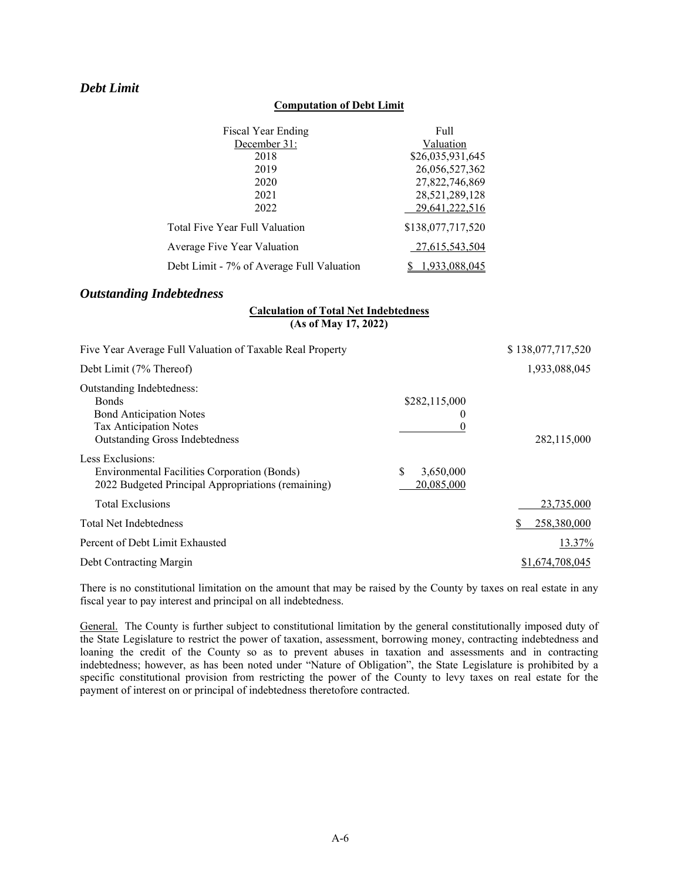## *Debt Limit*

**Computation of Debt Limit**

| Fiscal Year Ending December 31: | Full Valuation |
|---|---|
| 2018 | $26,035,931,645 |
| 2019 | 26,056,527,362 |
| 2020 | 27,822,746,869 |
| 2021 | 28,521,289,128 |
| 2022 | 29,641,222,516 |
| Total Five Year Full Valuation | $138,077,717,520 |
| Average Five Year Valuation | 27,615,543,504 |
| Debt Limit - 7% of Average Full Valuation | $ 1,933,088,045 |

## *Outstanding Indebtedness*

**Calculation of Total Net Indebtedness**
**(As of May 17, 2022)**

| | | |
|---|---|---|
| Five Year Average Full Valuation of Taxable Real Property | | $ 138,077,717,520 |
| Debt Limit (7% Thereof) | | 1,933,088,045 |
| Outstanding Indebtedness: | | |
| Bonds | $282,115,000 | |
| Bond Anticipation Notes | 0 | |
| Tax Anticipation Notes | 0 | |
| Outstanding Gross Indebtedness | | 282,115,000 |
| Less Exclusions: | | |
| Environmental Facilities Corporation (Bonds) | $ 3,650,000 | |
| 2022 Budgeted Principal Appropriations (remaining) | 20,085,000 | |
| Total Exclusions | | 23,735,000 |
| Total Net Indebtedness | | $ 258,380,000 |
| Percent of Debt Limit Exhausted | | 13.37% |
| Debt Contracting Margin | | $1,674,708,045 |

There is no constitutional limitation on the amount that may be raised by the County by taxes on real estate in any fiscal year to pay interest and principal on all indebtedness.

General. The County is further subject to constitutional limitation by the general constitutionally imposed duty of the State Legislature to restrict the power of taxation, assessment, borrowing money, contracting indebtedness and loaning the credit of the County so as to prevent abuses in taxation and assessments and in contracting indebtedness; however, as has been noted under "Nature of Obligation", the State Legislature is prohibited by a specific constitutional provision from restricting the power of the County to levy taxes on real estate for the payment of interest on or principal of indebtedness theretofore contracted.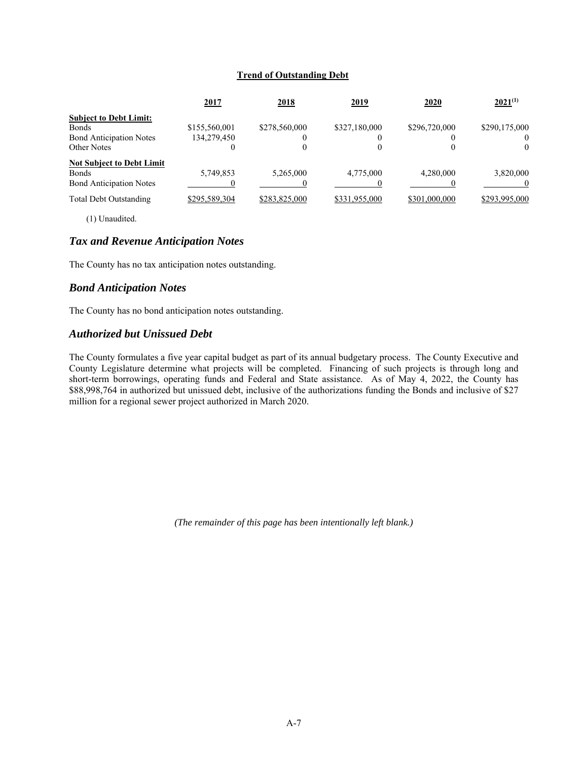**Trend of Outstanding Debt**

| | 2017 | 2018 | 2019 | 2020 | 2021[1] |
|---|---|---|---|---|---|
| **Subject to Debt Limit:** | | | | | |
| Bonds | $155,560,001 | $278,560,000 | $327,180,000 | $296,720,000 | $290,175,000 |
| Bond Anticipation Notes | 134,279,450 | 0 | 0 | 0 | 0 |
| Other Notes | 0 | 0 | 0 | 0 | 0 |
| **Not Subject to Debt Limit** | | | | | |
| Bonds | 5,749,853 | 5,265,000 | 4,775,000 | 4,280,000 | 3,820,000 |
| Bond Anticipation Notes | 0 | 0 | 0 | 0 | 0 |
| Total Debt Outstanding | $295,589,304 | $283,825,000 | $331,955,000 | $301,000,000 | $293,995,000 |

(1) Unaudited.

## *Tax and Revenue Anticipation Notes*

The County has no tax anticipation notes outstanding.

## *Bond Anticipation Notes*

The County has no bond anticipation notes outstanding.

## *Authorized but Unissued Debt*

The County formulates a five year capital budget as part of its annual budgetary process. The County Executive and County Legislature determine what projects will be completed. Financing of such projects is through long and short-term borrowings, operating funds and Federal and State assistance. As of May 4, 2022, the County has $88,998,764 in authorized but unissued debt, inclusive of the authorizations funding the Bonds and inclusive of $27 million for a regional sewer project authorized in March 2020.

*(The remainder of this page has been intentionally left blank.)*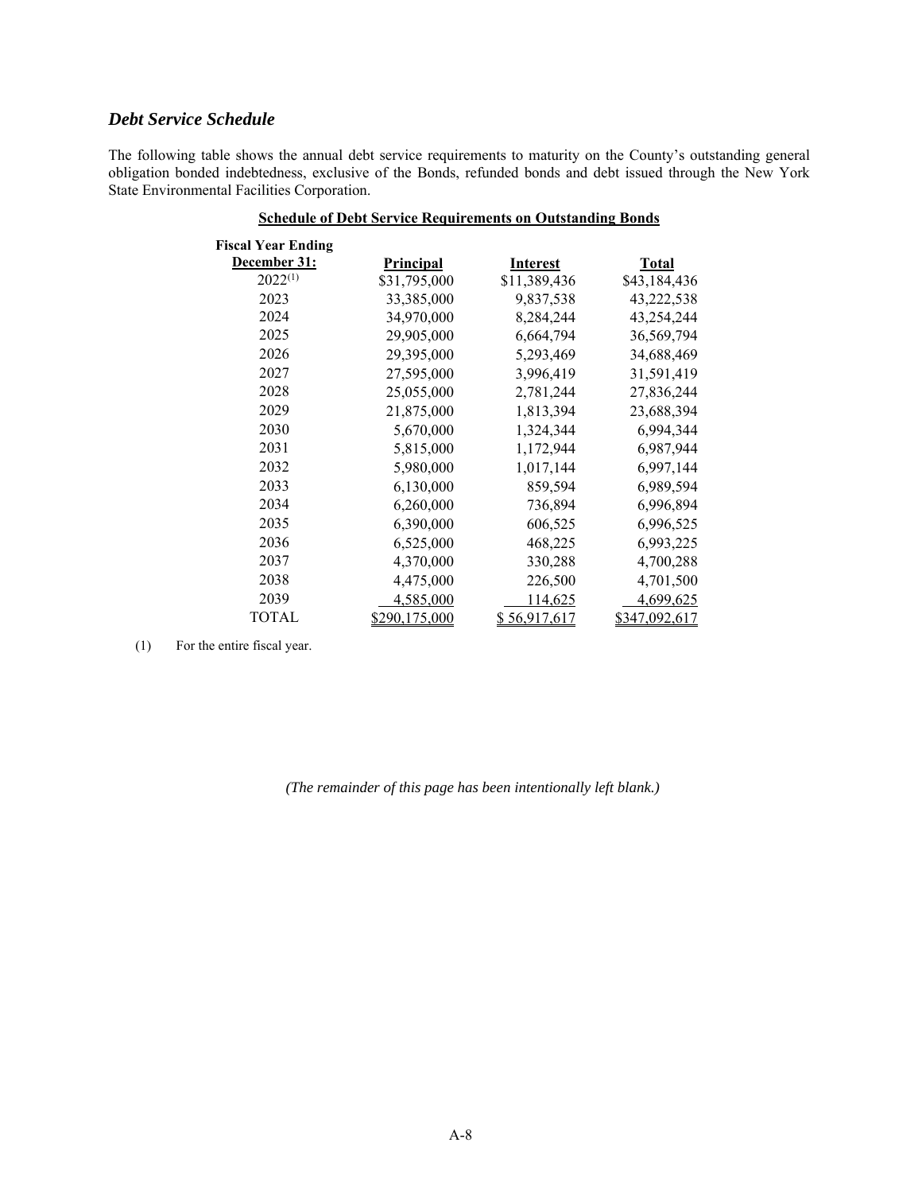### *Debt Service Schedule*

The following table shows the annual debt service requirements to maturity on the County's outstanding general obligation bonded indebtedness, exclusive of the Bonds, refunded bonds and debt issued through the New York State Environmental Facilities Corporation.

**Schedule of Debt Service Requirements on Outstanding Bonds**

| Fiscal Year Ending December 31: | Principal | Interest | Total |
|---|---|---|---|
| 2022[(1)] | $31,795,000 | $11,389,436 | $43,184,436 |
| 2023 | 33,385,000 | 9,837,538 | 43,222,538 |
| 2024 | 34,970,000 | 8,284,244 | 43,254,244 |
| 2025 | 29,905,000 | 6,664,794 | 36,569,794 |
| 2026 | 29,395,000 | 5,293,469 | 34,688,469 |
| 2027 | 27,595,000 | 3,996,419 | 31,591,419 |
| 2028 | 25,055,000 | 2,781,244 | 27,836,244 |
| 2029 | 21,875,000 | 1,813,394 | 23,688,394 |
| 2030 | 5,670,000 | 1,324,344 | 6,994,344 |
| 2031 | 5,815,000 | 1,172,944 | 6,987,944 |
| 2032 | 5,980,000 | 1,017,144 | 6,997,144 |
| 2033 | 6,130,000 | 859,594 | 6,989,594 |
| 2034 | 6,260,000 | 736,894 | 6,996,894 |
| 2035 | 6,390,000 | 606,525 | 6,996,525 |
| 2036 | 6,525,000 | 468,225 | 6,993,225 |
| 2037 | 4,370,000 | 330,288 | 4,700,288 |
| 2038 | 4,475,000 | 226,500 | 4,701,500 |
| 2039 | 4,585,000 | 114,625 | 4,699,625 |
| TOTAL | $290,175,000 | $ 56,917,617 | $347,092,617 |

(1) For the entire fiscal year.

*(The remainder of this page has been intentionally left blank.)*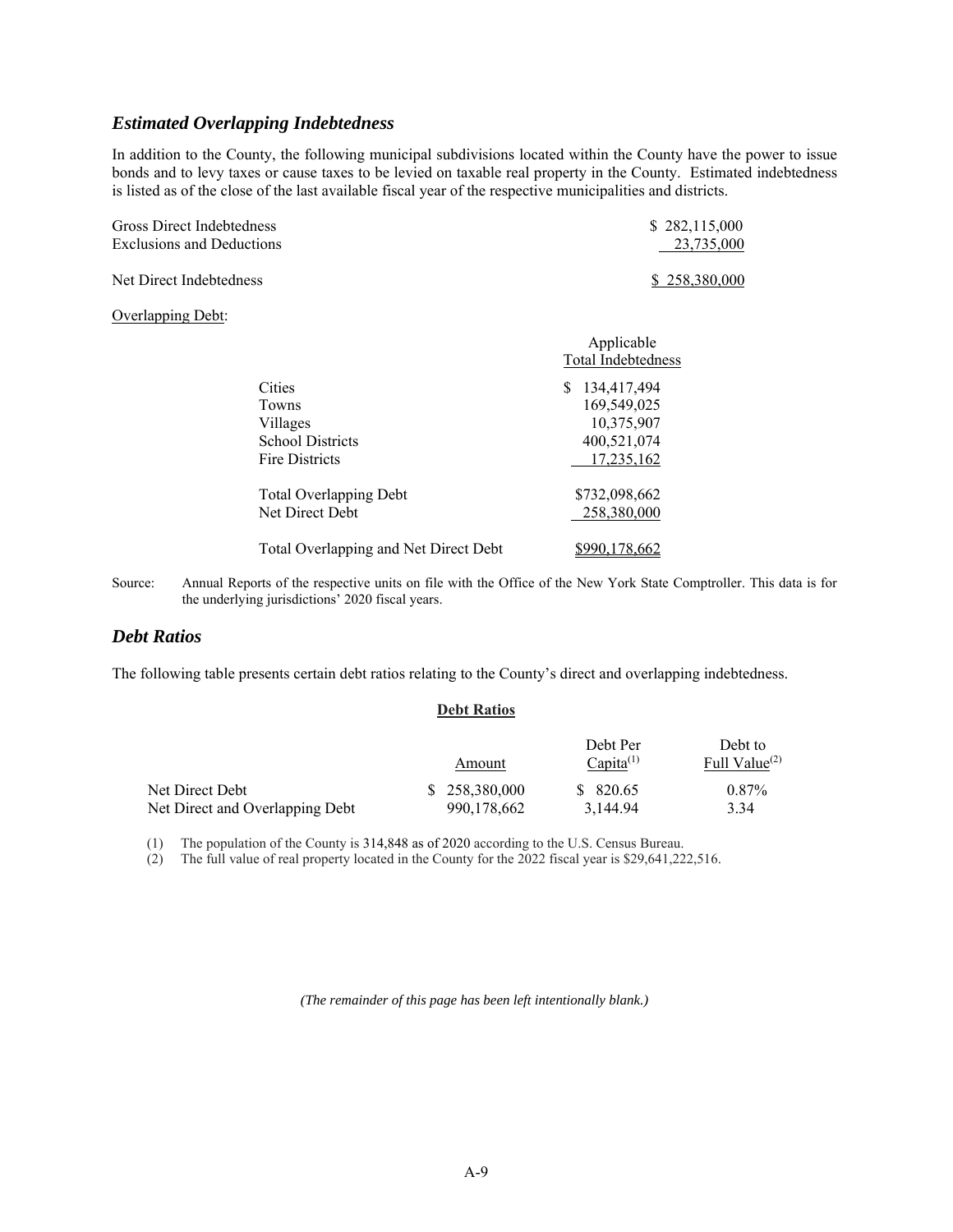### *Estimated Overlapping Indebtedness*

In addition to the County, the following municipal subdivisions located within the County have the power to issue bonds and to levy taxes or cause taxes to be levied on taxable real property in the County. Estimated indebtedness is listed as of the close of the last available fiscal year of the respective municipalities and districts.

| | |
|---|---|
| Gross Direct Indebtedness | $ 282,115,000 |
| Exclusions and Deductions | 23,735,000 |
| Net Direct Indebtedness | $ 258,380,000 |

Overlapping Debt:

| | Applicable Total Indebtedness |
|---|---|
| Cities | $ 134,417,494 |
| Towns | 169,549,025 |
| Villages | 10,375,907 |
| School Districts | 400,521,074 |
| Fire Districts | 17,235,162 |
| Total Overlapping Debt | $732,098,662 |
| Net Direct Debt | 258,380,000 |
| Total Overlapping and Net Direct Debt | $990,178,662 |

Source: Annual Reports of the respective units on file with the Office of the New York State Comptroller. This data is for the underlying jurisdictions' 2020 fiscal years.

### *Debt Ratios*

The following table presents certain debt ratios relating to the County's direct and overlapping indebtedness.

**Debt Ratios**

| | Amount | Debt Per Capita[(1)] | Debt to Full Value[(2)] |
|---|---|---|---|
| Net Direct Debt | $ 258,380,000 | $ 820.65 | 0.87% |
| Net Direct and Overlapping Debt | 990,178,662 | 3,144.94 | 3.34 |

(1) The population of the County is 314,848 as of 2020 according to the U.S. Census Bureau.
(2) The full value of real property located in the County for the 2022 fiscal year is $29,641,222,516.

*(The remainder of this page has been left intentionally blank.)*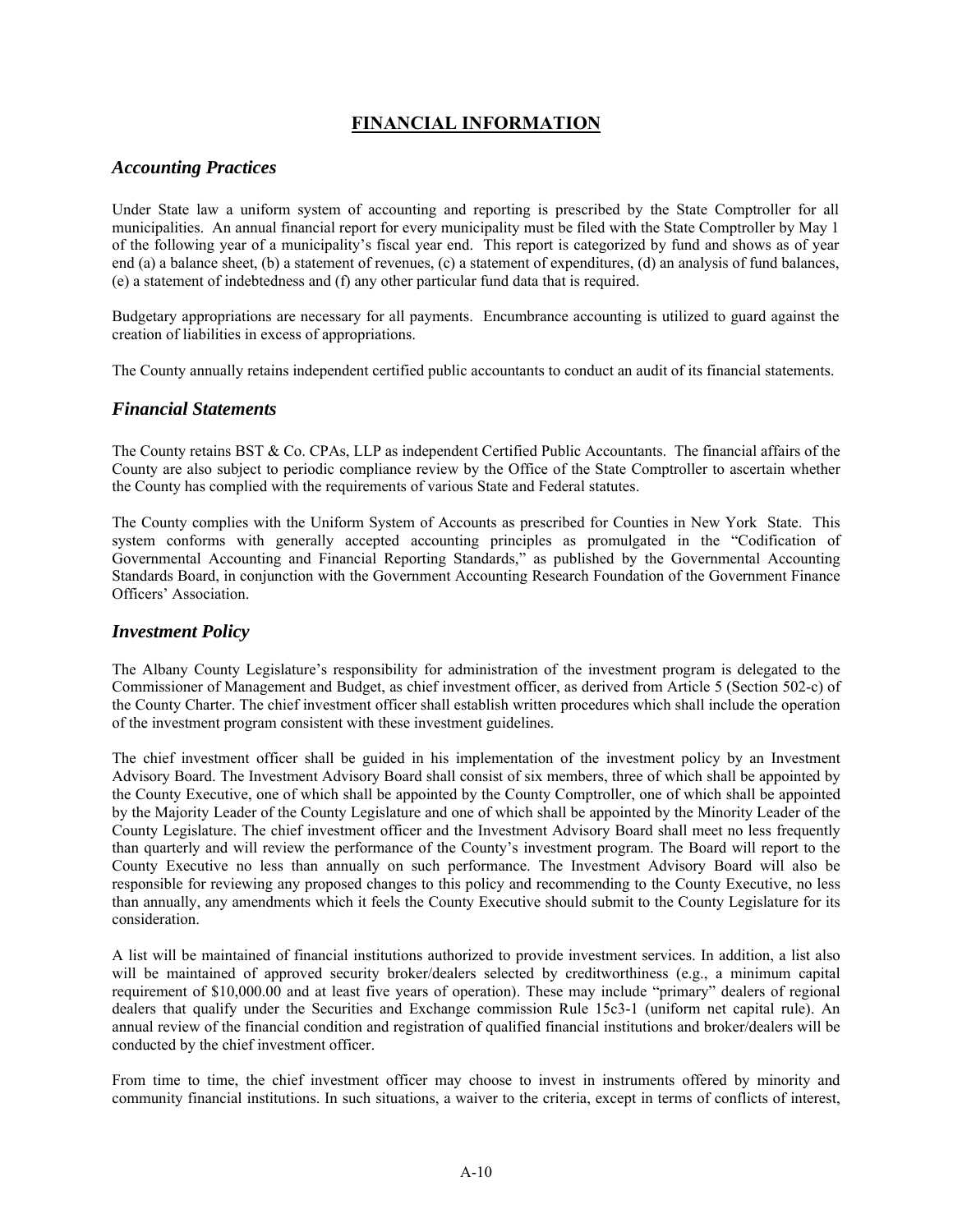# FINANCIAL INFORMATION

## *Accounting Practices*

Under State law a uniform system of accounting and reporting is prescribed by the State Comptroller for all municipalities. An annual financial report for every municipality must be filed with the State Comptroller by May 1 of the following year of a municipality's fiscal year end. This report is categorized by fund and shows as of year end (a) a balance sheet, (b) a statement of revenues, (c) a statement of expenditures, (d) an analysis of fund balances, (e) a statement of indebtedness and (f) any other particular fund data that is required.

Budgetary appropriations are necessary for all payments. Encumbrance accounting is utilized to guard against the creation of liabilities in excess of appropriations.

The County annually retains independent certified public accountants to conduct an audit of its financial statements.

## *Financial Statements*

The County retains BST & Co. CPAs, LLP as independent Certified Public Accountants. The financial affairs of the County are also subject to periodic compliance review by the Office of the State Comptroller to ascertain whether the County has complied with the requirements of various State and Federal statutes.

The County complies with the Uniform System of Accounts as prescribed for Counties in New York State. This system conforms with generally accepted accounting principles as promulgated in the "Codification of Governmental Accounting and Financial Reporting Standards," as published by the Governmental Accounting Standards Board, in conjunction with the Government Accounting Research Foundation of the Government Finance Officers' Association.

## *Investment Policy*

The Albany County Legislature's responsibility for administration of the investment program is delegated to the Commissioner of Management and Budget, as chief investment officer, as derived from Article 5 (Section 502-c) of the County Charter. The chief investment officer shall establish written procedures which shall include the operation of the investment program consistent with these investment guidelines.

The chief investment officer shall be guided in his implementation of the investment policy by an Investment Advisory Board. The Investment Advisory Board shall consist of six members, three of which shall be appointed by the County Executive, one of which shall be appointed by the County Comptroller, one of which shall be appointed by the Majority Leader of the County Legislature and one of which shall be appointed by the Minority Leader of the County Legislature. The chief investment officer and the Investment Advisory Board shall meet no less frequently than quarterly and will review the performance of the County's investment program. The Board will report to the County Executive no less than annually on such performance. The Investment Advisory Board will also be responsible for reviewing any proposed changes to this policy and recommending to the County Executive, no less than annually, any amendments which it feels the County Executive should submit to the County Legislature for its consideration.

A list will be maintained of financial institutions authorized to provide investment services. In addition, a list also will be maintained of approved security broker/dealers selected by creditworthiness (e.g., a minimum capital requirement of $10,000.00 and at least five years of operation). These may include "primary" dealers of regional dealers that qualify under the Securities and Exchange commission Rule 15c3-1 (uniform net capital rule). An annual review of the financial condition and registration of qualified financial institutions and broker/dealers will be conducted by the chief investment officer.

From time to time, the chief investment officer may choose to invest in instruments offered by minority and community financial institutions. In such situations, a waiver to the criteria, except in terms of conflicts of interest,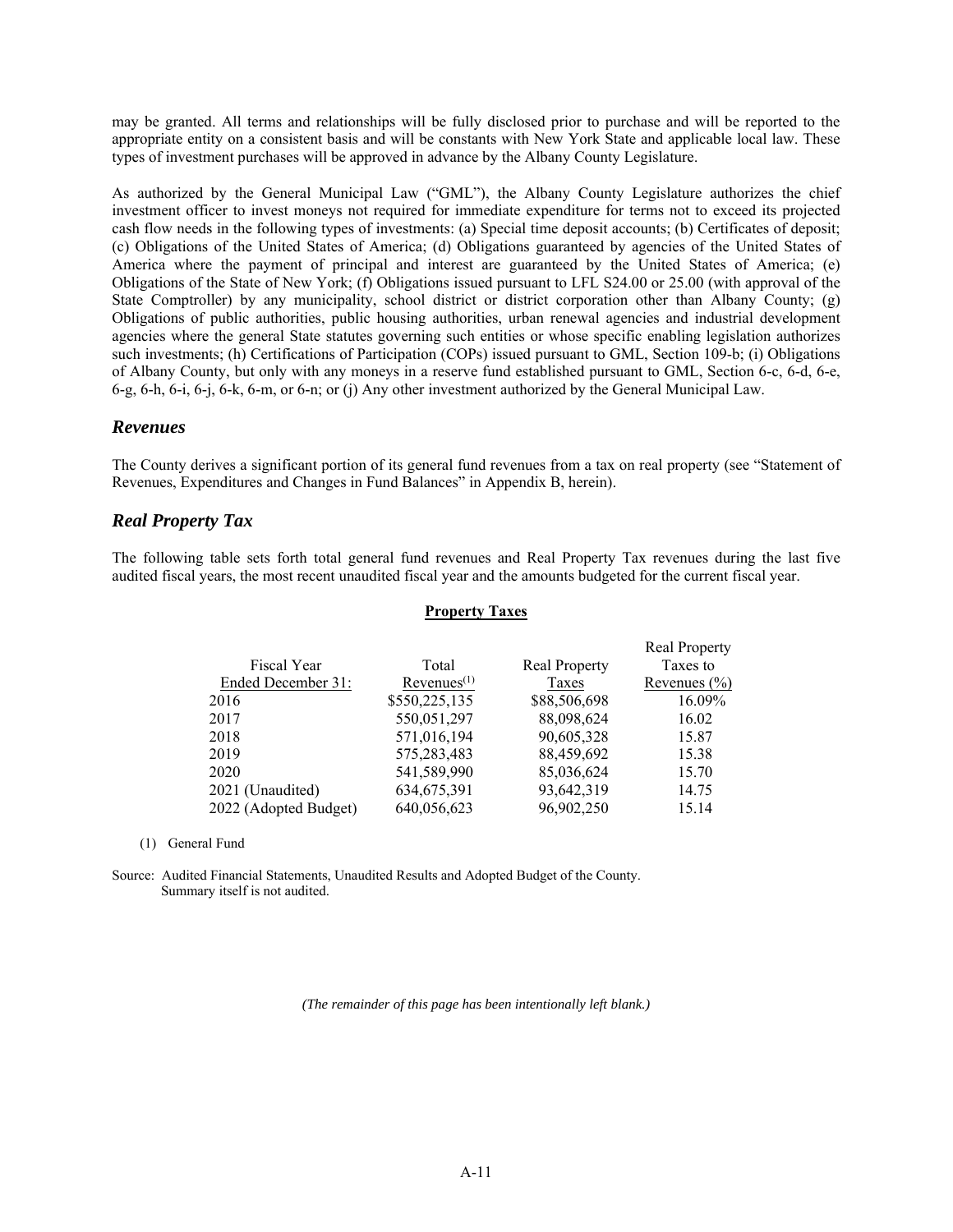may be granted. All terms and relationships will be fully disclosed prior to purchase and will be reported to the appropriate entity on a consistent basis and will be constants with New York State and applicable local law. These types of investment purchases will be approved in advance by the Albany County Legislature.

As authorized by the General Municipal Law ("GML"), the Albany County Legislature authorizes the chief investment officer to invest moneys not required for immediate expenditure for terms not to exceed its projected cash flow needs in the following types of investments: (a) Special time deposit accounts; (b) Certificates of deposit; (c) Obligations of the United States of America; (d) Obligations guaranteed by agencies of the United States of America where the payment of principal and interest are guaranteed by the United States of America; (e) Obligations of the State of New York; (f) Obligations issued pursuant to LFL S24.00 or 25.00 (with approval of the State Comptroller) by any municipality, school district or district corporation other than Albany County; (g) Obligations of public authorities, public housing authorities, urban renewal agencies and industrial development agencies where the general State statutes governing such entities or whose specific enabling legislation authorizes such investments; (h) Certifications of Participation (COPs) issued pursuant to GML, Section 109-b; (i) Obligations of Albany County, but only with any moneys in a reserve fund established pursuant to GML, Section 6-c, 6-d, 6-e, 6-g, 6-h, 6-i, 6-j, 6-k, 6-m, or 6-n; or (j) Any other investment authorized by the General Municipal Law.

## *Revenues*

The County derives a significant portion of its general fund revenues from a tax on real property (see "Statement of Revenues, Expenditures and Changes in Fund Balances" in Appendix B, herein).

## *Real Property Tax*

The following table sets forth total general fund revenues and Real Property Tax revenues during the last five audited fiscal years, the most recent unaudited fiscal year and the amounts budgeted for the current fiscal year.

**Property Taxes**

| Fiscal Year Ended December 31: | Total Revenues[(1)] | Real Property Taxes | Real Property Taxes to Revenues (%) |
|---|---|---|---|
| 2016 | $550,225,135 | $88,506,698 | 16.09% |
| 2017 | 550,051,297 | 88,098,624 | 16.02 |
| 2018 | 571,016,194 | 90,605,328 | 15.87 |
| 2019 | 575,283,483 | 88,459,692 | 15.38 |
| 2020 | 541,589,990 | 85,036,624 | 15.70 |
| 2021 (Unaudited) | 634,675,391 | 93,642,319 | 14.75 |
| 2022 (Adopted Budget) | 640,056,623 | 96,902,250 | 15.14 |

(1) General Fund

Source: Audited Financial Statements, Unaudited Results and Adopted Budget of the County. Summary itself is not audited.

*(The remainder of this page has been intentionally left blank.)*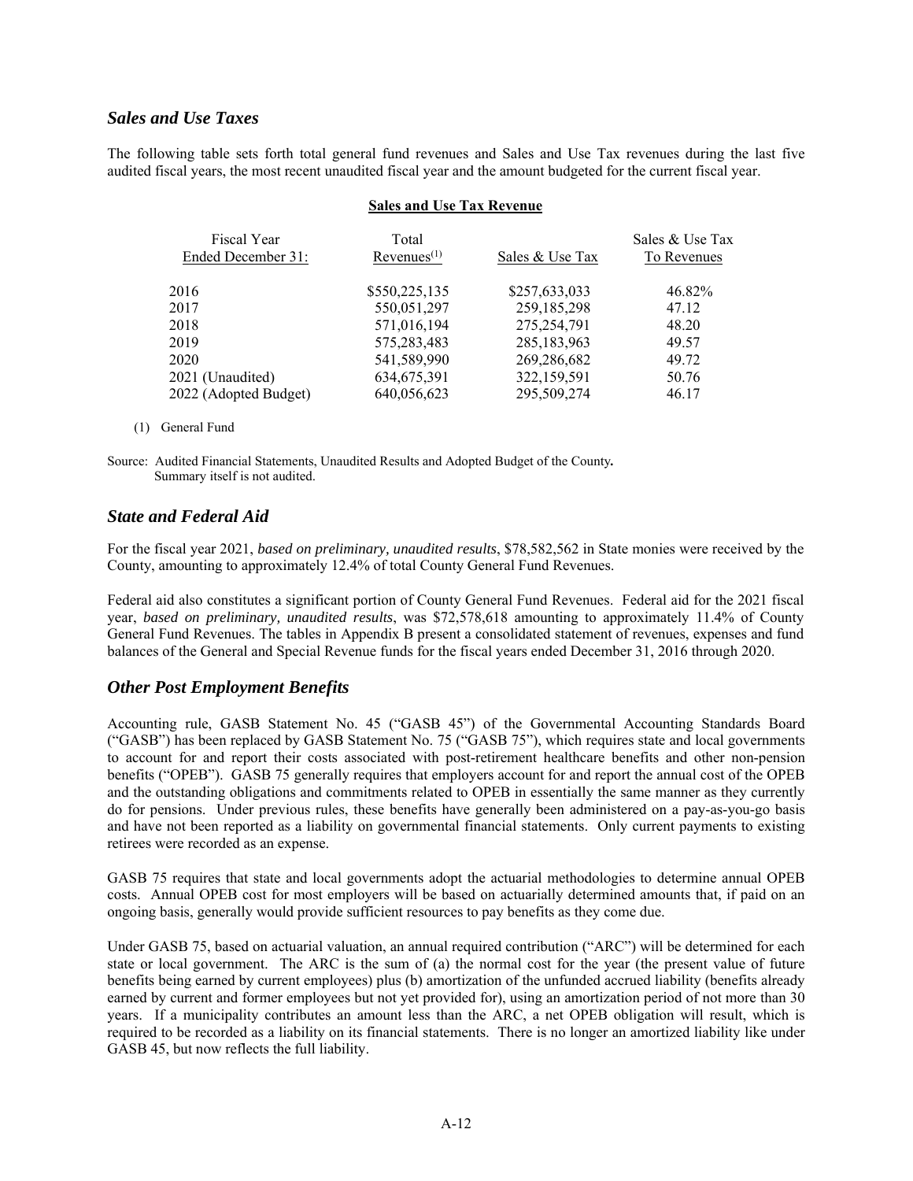## *Sales and Use Taxes*

The following table sets forth total general fund revenues and Sales and Use Tax revenues during the last five audited fiscal years, the most recent unaudited fiscal year and the amount budgeted for the current fiscal year.

**Sales and Use Tax Revenue**

| Fiscal Year Ended December 31: | Total Revenues[(1)] | Sales & Use Tax | Sales & Use Tax To Revenues |
|---|---|---|---|
| 2016 | $550,225,135 | $257,633,033 | 46.82% |
| 2017 | 550,051,297 | 259,185,298 | 47.12 |
| 2018 | 571,016,194 | 275,254,791 | 48.20 |
| 2019 | 575,283,483 | 285,183,963 | 49.57 |
| 2020 | 541,589,990 | 269,286,682 | 49.72 |
| 2021 (Unaudited) | 634,675,391 | 322,159,591 | 50.76 |
| 2022 (Adopted Budget) | 640,056,623 | 295,509,274 | 46.17 |

(1) General Fund

Source: Audited Financial Statements, Unaudited Results and Adopted Budget of the County**.** Summary itself is not audited.

## *State and Federal Aid*

For the fiscal year 2021, *based on preliminary, unaudited results*, $78,582,562 in State monies were received by the County, amounting to approximately 12.4% of total County General Fund Revenues.

Federal aid also constitutes a significant portion of County General Fund Revenues. Federal aid for the 2021 fiscal year, *based on preliminary, unaudited results*, was $72,578,618 amounting to approximately 11.4% of County General Fund Revenues. The tables in Appendix B present a consolidated statement of revenues, expenses and fund balances of the General and Special Revenue funds for the fiscal years ended December 31, 2016 through 2020.

## *Other Post Employment Benefits*

Accounting rule, GASB Statement No. 45 ("GASB 45") of the Governmental Accounting Standards Board ("GASB") has been replaced by GASB Statement No. 75 ("GASB 75"), which requires state and local governments to account for and report their costs associated with post-retirement healthcare benefits and other non-pension benefits ("OPEB"). GASB 75 generally requires that employers account for and report the annual cost of the OPEB and the outstanding obligations and commitments related to OPEB in essentially the same manner as they currently do for pensions. Under previous rules, these benefits have generally been administered on a pay-as-you-go basis and have not been reported as a liability on governmental financial statements. Only current payments to existing retirees were recorded as an expense.

GASB 75 requires that state and local governments adopt the actuarial methodologies to determine annual OPEB costs. Annual OPEB cost for most employers will be based on actuarially determined amounts that, if paid on an ongoing basis, generally would provide sufficient resources to pay benefits as they come due.

Under GASB 75, based on actuarial valuation, an annual required contribution ("ARC") will be determined for each state or local government. The ARC is the sum of (a) the normal cost for the year (the present value of future benefits being earned by current employees) plus (b) amortization of the unfunded accrued liability (benefits already earned by current and former employees but not yet provided for), using an amortization period of not more than 30 years. If a municipality contributes an amount less than the ARC, a net OPEB obligation will result, which is required to be recorded as a liability on its financial statements. There is no longer an amortized liability like under GASB 45, but now reflects the full liability.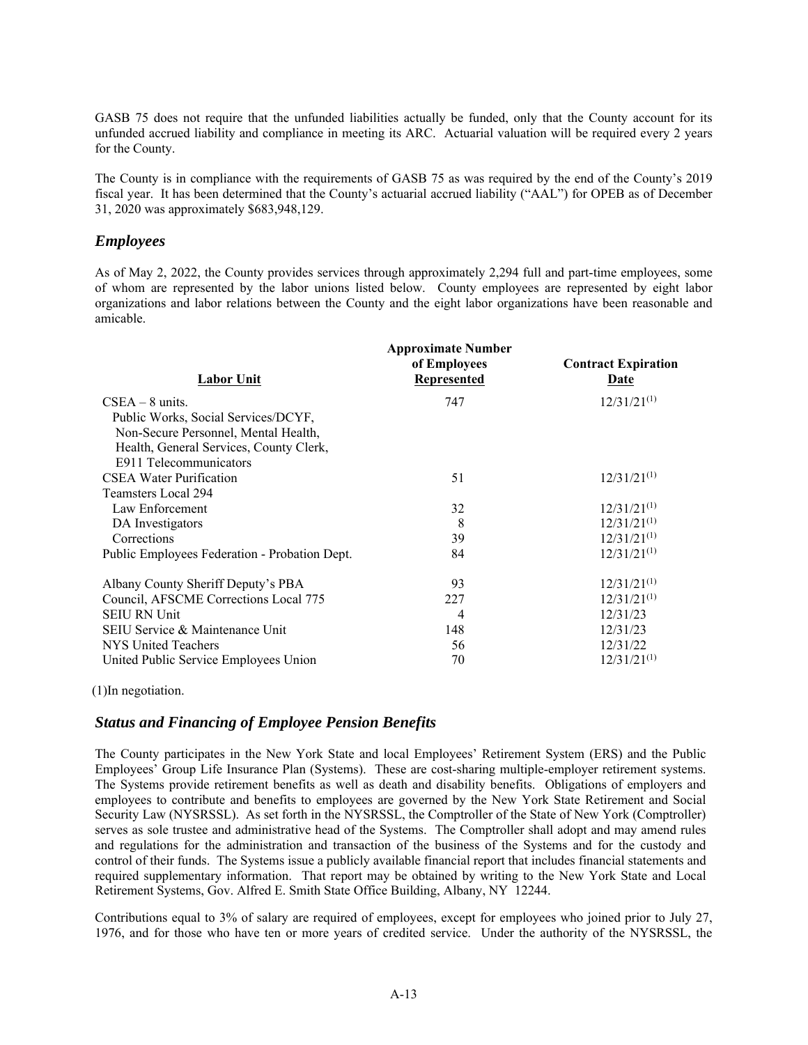GASB 75 does not require that the unfunded liabilities actually be funded, only that the County account for its unfunded accrued liability and compliance in meeting its ARC. Actuarial valuation will be required every 2 years for the County.

The County is in compliance with the requirements of GASB 75 as was required by the end of the County's 2019 fiscal year. It has been determined that the County's actuarial accrued liability ("AAL") for OPEB as of December 31, 2020 was approximately $683,948,129.

## *Employees*

As of May 2, 2022, the County provides services through approximately 2,294 full and part-time employees, some of whom are represented by the labor unions listed below. County employees are represented by eight labor organizations and labor relations between the County and the eight labor organizations have been reasonable and amicable.

| Labor Unit | Approximate Number of Employees Represented | Contract Expiration Date |
|---|---|---|
| CSEA – 8 units. Public Works, Social Services/DCYF, Non-Secure Personnel, Mental Health, Health, General Services, County Clerk, E911 Telecommunicators | 747 | 12/31/21[(1)] |
| CSEA Water Purification | 51 | 12/31/21[(1)] |
| Teamsters Local 294 | | |
| Law Enforcement | 32 | 12/31/21[(1)] |
| DA Investigators | 8 | 12/31/21[(1)] |
| Corrections | 39 | 12/31/21[(1)] |
| Public Employees Federation - Probation Dept. | 84 | 12/31/21[(1)] |
| Albany County Sheriff Deputy's PBA | 93 | 12/31/21[(1)] |
| Council, AFSCME Corrections Local 775 | 227 | 12/31/21[(1)] |
| SEIU RN Unit | 4 | 12/31/23 |
| SEIU Service & Maintenance Unit | 148 | 12/31/23 |
| NYS United Teachers | 56 | 12/31/22 |
| United Public Service Employees Union | 70 | 12/31/21[(1)] |

(1)In negotiation.

## *Status and Financing of Employee Pension Benefits*

The County participates in the New York State and local Employees' Retirement System (ERS) and the Public Employees' Group Life Insurance Plan (Systems). These are cost-sharing multiple-employer retirement systems. The Systems provide retirement benefits as well as death and disability benefits. Obligations of employers and employees to contribute and benefits to employees are governed by the New York State Retirement and Social Security Law (NYSRSSL). As set forth in the NYSRSSL, the Comptroller of the State of New York (Comptroller) serves as sole trustee and administrative head of the Systems. The Comptroller shall adopt and may amend rules and regulations for the administration and transaction of the business of the Systems and for the custody and control of their funds. The Systems issue a publicly available financial report that includes financial statements and required supplementary information. That report may be obtained by writing to the New York State and Local Retirement Systems, Gov. Alfred E. Smith State Office Building, Albany, NY 12244.

Contributions equal to 3% of salary are required of employees, except for employees who joined prior to July 27, 1976, and for those who have ten or more years of credited service. Under the authority of the NYSRSSL, the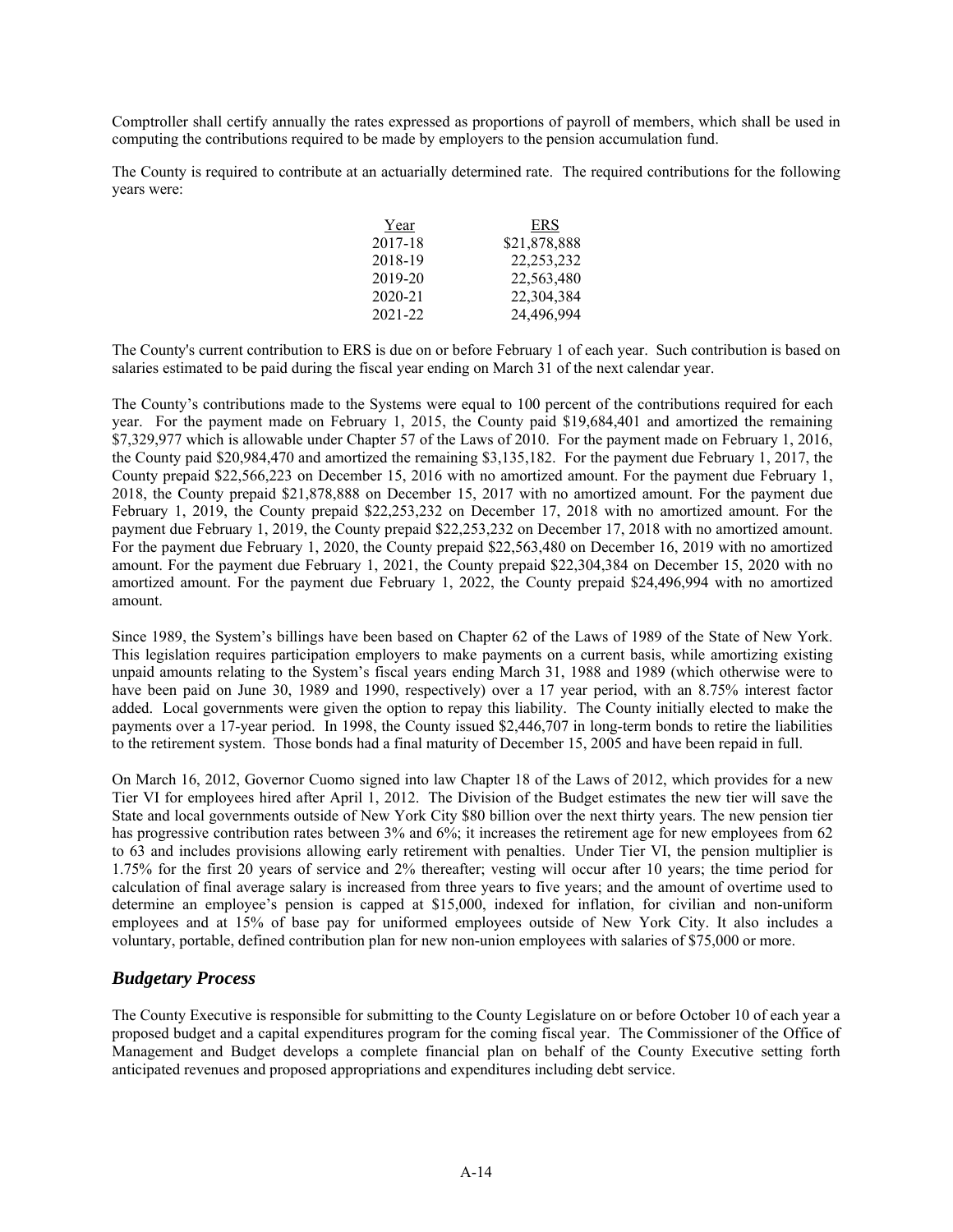Comptroller shall certify annually the rates expressed as proportions of payroll of members, which shall be used in computing the contributions required to be made by employers to the pension accumulation fund.

The County is required to contribute at an actuarially determined rate. The required contributions for the following years were:

| Year | ERS |
|---|---|
| 2017-18 | $21,878,888 |
| 2018-19 | 22,253,232 |
| 2019-20 | 22,563,480 |
| 2020-21 | 22,304,384 |
| 2021-22 | 24,496,994 |

The County's current contribution to ERS is due on or before February 1 of each year. Such contribution is based on salaries estimated to be paid during the fiscal year ending on March 31 of the next calendar year.

The County's contributions made to the Systems were equal to 100 percent of the contributions required for each year. For the payment made on February 1, 2015, the County paid $19,684,401 and amortized the remaining $7,329,977 which is allowable under Chapter 57 of the Laws of 2010. For the payment made on February 1, 2016, the County paid $20,984,470 and amortized the remaining $3,135,182. For the payment due February 1, 2017, the County prepaid $22,566,223 on December 15, 2016 with no amortized amount. For the payment due February 1, 2018, the County prepaid $21,878,888 on December 15, 2017 with no amortized amount. For the payment due February 1, 2019, the County prepaid $22,253,232 on December 17, 2018 with no amortized amount. For the payment due February 1, 2019, the County prepaid $22,253,232 on December 17, 2018 with no amortized amount. For the payment due February 1, 2020, the County prepaid $22,563,480 on December 16, 2019 with no amortized amount. For the payment due February 1, 2021, the County prepaid $22,304,384 on December 15, 2020 with no amortized amount. For the payment due February 1, 2022, the County prepaid $24,496,994 with no amortized amount.

Since 1989, the System's billings have been based on Chapter 62 of the Laws of 1989 of the State of New York. This legislation requires participation employers to make payments on a current basis, while amortizing existing unpaid amounts relating to the System's fiscal years ending March 31, 1988 and 1989 (which otherwise were to have been paid on June 30, 1989 and 1990, respectively) over a 17 year period, with an 8.75% interest factor added. Local governments were given the option to repay this liability. The County initially elected to make the payments over a 17-year period. In 1998, the County issued $2,446,707 in long-term bonds to retire the liabilities to the retirement system. Those bonds had a final maturity of December 15, 2005 and have been repaid in full.

On March 16, 2012, Governor Cuomo signed into law Chapter 18 of the Laws of 2012, which provides for a new Tier VI for employees hired after April 1, 2012. The Division of the Budget estimates the new tier will save the State and local governments outside of New York City $80 billion over the next thirty years. The new pension tier has progressive contribution rates between 3% and 6%; it increases the retirement age for new employees from 62 to 63 and includes provisions allowing early retirement with penalties. Under Tier VI, the pension multiplier is 1.75% for the first 20 years of service and 2% thereafter; vesting will occur after 10 years; the time period for calculation of final average salary is increased from three years to five years; and the amount of overtime used to determine an employee's pension is capped at $15,000, indexed for inflation, for civilian and non-uniform employees and at 15% of base pay for uniformed employees outside of New York City. It also includes a voluntary, portable, defined contribution plan for new non-union employees with salaries of $75,000 or more.

## *Budgetary Process*

The County Executive is responsible for submitting to the County Legislature on or before October 10 of each year a proposed budget and a capital expenditures program for the coming fiscal year. The Commissioner of the Office of Management and Budget develops a complete financial plan on behalf of the County Executive setting forth anticipated revenues and proposed appropriations and expenditures including debt service.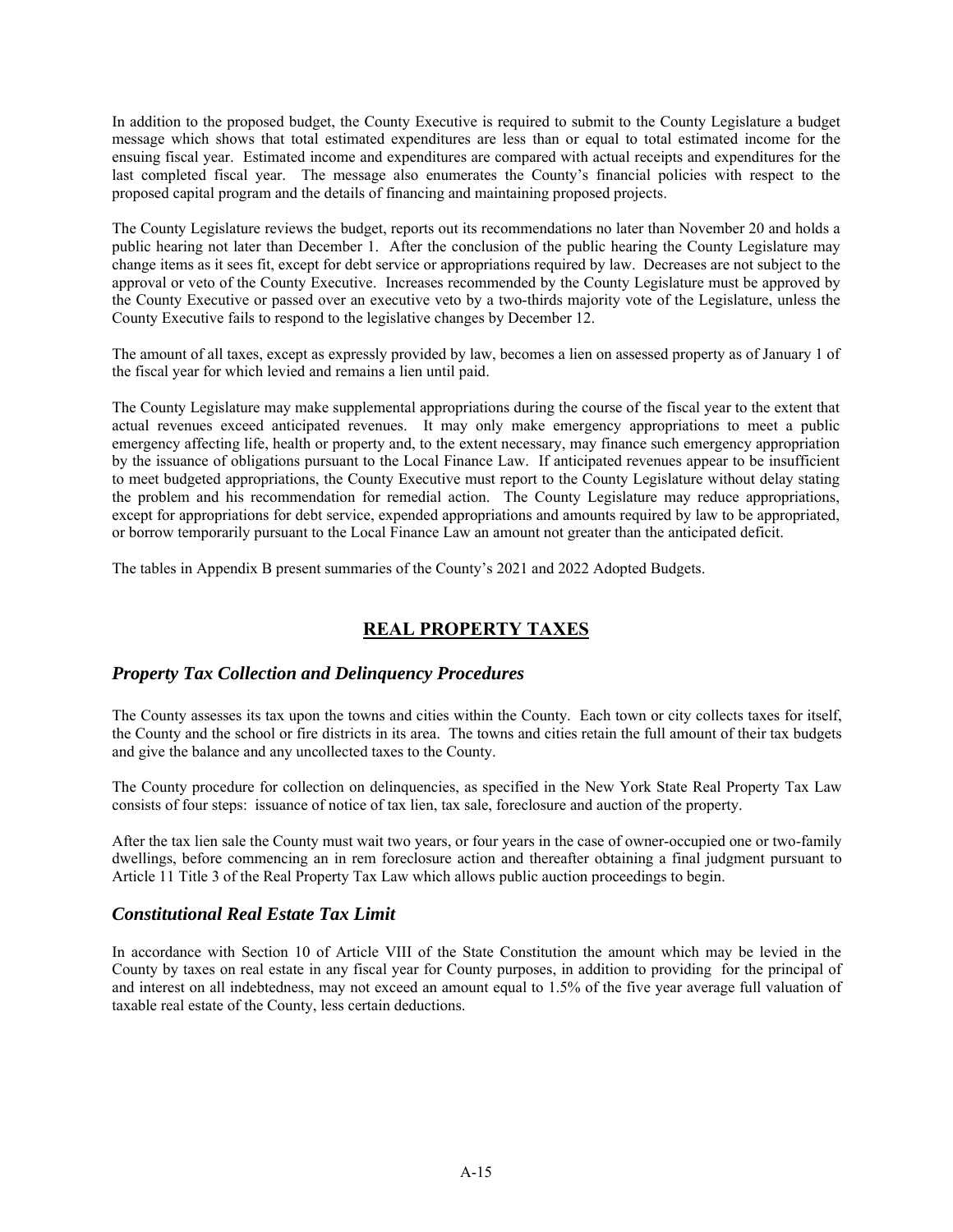In addition to the proposed budget, the County Executive is required to submit to the County Legislature a budget message which shows that total estimated expenditures are less than or equal to total estimated income for the ensuing fiscal year. Estimated income and expenditures are compared with actual receipts and expenditures for the last completed fiscal year. The message also enumerates the County's financial policies with respect to the proposed capital program and the details of financing and maintaining proposed projects.

The County Legislature reviews the budget, reports out its recommendations no later than November 20 and holds a public hearing not later than December 1. After the conclusion of the public hearing the County Legislature may change items as it sees fit, except for debt service or appropriations required by law. Decreases are not subject to the approval or veto of the County Executive. Increases recommended by the County Legislature must be approved by the County Executive or passed over an executive veto by a two-thirds majority vote of the Legislature, unless the County Executive fails to respond to the legislative changes by December 12.

The amount of all taxes, except as expressly provided by law, becomes a lien on assessed property as of January 1 of the fiscal year for which levied and remains a lien until paid.

The County Legislature may make supplemental appropriations during the course of the fiscal year to the extent that actual revenues exceed anticipated revenues. It may only make emergency appropriations to meet a public emergency affecting life, health or property and, to the extent necessary, may finance such emergency appropriation by the issuance of obligations pursuant to the Local Finance Law. If anticipated revenues appear to be insufficient to meet budgeted appropriations, the County Executive must report to the County Legislature without delay stating the problem and his recommendation for remedial action. The County Legislature may reduce appropriations, except for appropriations for debt service, expended appropriations and amounts required by law to be appropriated, or borrow temporarily pursuant to the Local Finance Law an amount not greater than the anticipated deficit.

The tables in Appendix B present summaries of the County's 2021 and 2022 Adopted Budgets.

## REAL PROPERTY TAXES

### *Property Tax Collection and Delinquency Procedures*

The County assesses its tax upon the towns and cities within the County. Each town or city collects taxes for itself, the County and the school or fire districts in its area. The towns and cities retain the full amount of their tax budgets and give the balance and any uncollected taxes to the County.

The County procedure for collection on delinquencies, as specified in the New York State Real Property Tax Law consists of four steps: issuance of notice of tax lien, tax sale, foreclosure and auction of the property.

After the tax lien sale the County must wait two years, or four years in the case of owner-occupied one or two-family dwellings, before commencing an in rem foreclosure action and thereafter obtaining a final judgment pursuant to Article 11 Title 3 of the Real Property Tax Law which allows public auction proceedings to begin.

### *Constitutional Real Estate Tax Limit*

In accordance with Section 10 of Article VIII of the State Constitution the amount which may be levied in the County by taxes on real estate in any fiscal year for County purposes, in addition to providing for the principal of and interest on all indebtedness, may not exceed an amount equal to 1.5% of the five year average full valuation of taxable real estate of the County, less certain deductions.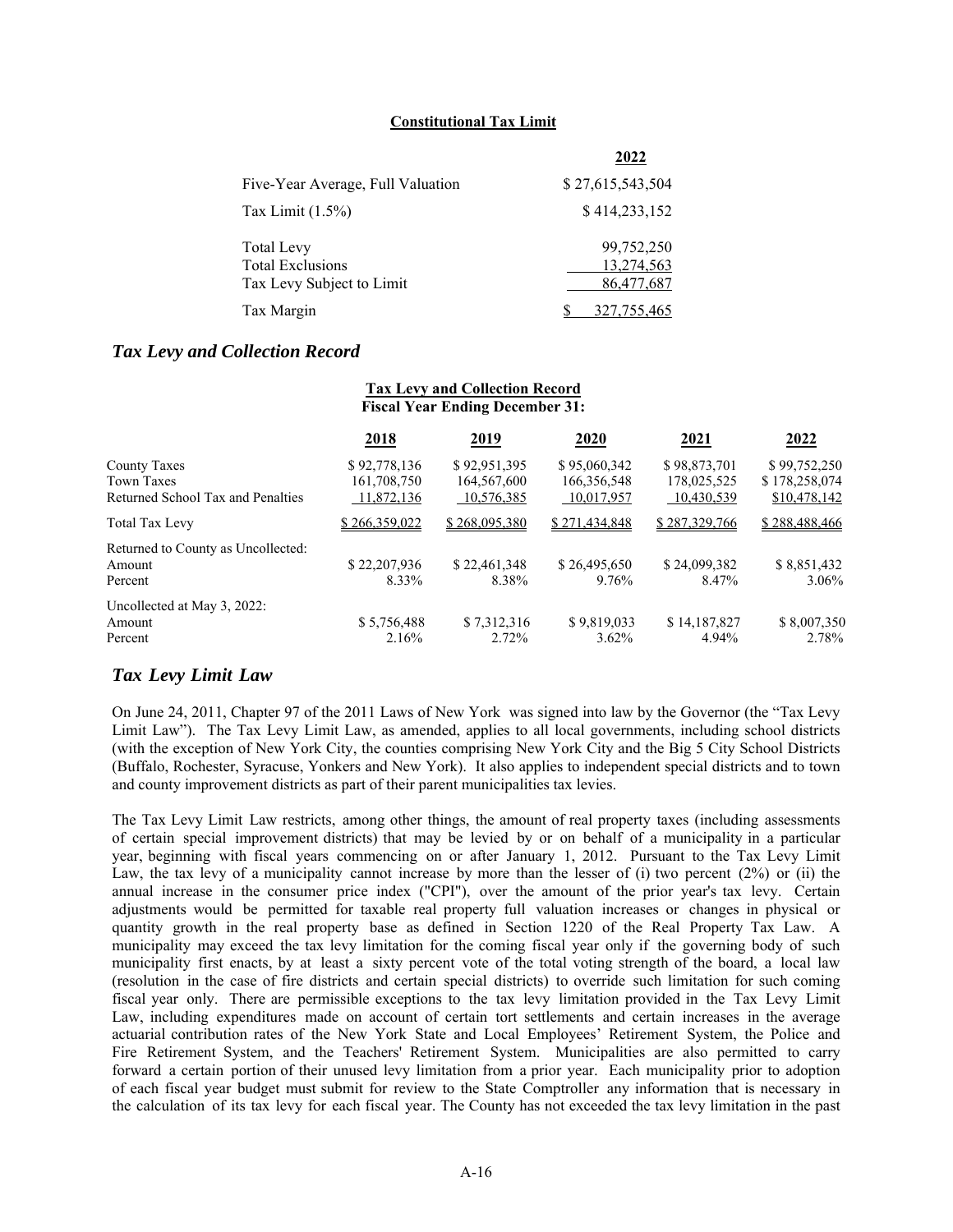**Constitutional Tax Limit**

| | 2022 |
|---|---|
| Five-Year Average, Full Valuation | $ 27,615,543,504 |
| Tax Limit (1.5%) | $ 414,233,152 |
| Total Levy | 99,752,250 |
| Total Exclusions | 13,274,563 |
| Tax Levy Subject to Limit | 86,477,687 |
| Tax Margin | $ 327,755,465 |

## *Tax Levy and Collection Record*

**Tax Levy and Collection Record**
**Fiscal Year Ending December 31:**

| | 2018 | 2019 | 2020 | 2021 | 2022 |
|---|---|---|---|---|---|
| County Taxes | $ 92,778,136 | $ 92,951,395 | $ 95,060,342 | $ 98,873,701 | $ 99,752,250 |
| Town Taxes | 161,708,750 | 164,567,600 | 166,356,548 | 178,025,525 | $ 178,258,074 |
| Returned School Tax and Penalties | 11,872,136 | 10,576,385 | 10,017,957 | 10,430,539 | $10,478,142 |
| Total Tax Levy | $ 266,359,022 | $ 268,095,380 | $ 271,434,848 | $ 287,329,766 | $ 288,488,466 |
| Returned to County as Uncollected: | | | | | |
| Amount | $ 22,207,936 | $ 22,461,348 | $ 26,495,650 | $ 24,099,382 | $ 8,851,432 |
| Percent | 8.33% | 8.38% | 9.76% | 8.47% | 3.06% |
| Uncollected at May 3, 2022: | | | | | |
| Amount | $ 5,756,488 | $ 7,312,316 | $ 9,819,033 | $ 14,187,827 | $ 8,007,350 |
| Percent | 2.16% | 2.72% | 3.62% | 4.94% | 2.78% |

## *Tax Levy Limit Law*

On June 24, 2011, Chapter 97 of the 2011 Laws of New York was signed into law by the Governor (the "Tax Levy Limit Law"). The Tax Levy Limit Law, as amended, applies to all local governments, including school districts (with the exception of New York City, the counties comprising New York City and the Big 5 City School Districts (Buffalo, Rochester, Syracuse, Yonkers and New York). It also applies to independent special districts and to town and county improvement districts as part of their parent municipalities tax levies.

The Tax Levy Limit Law restricts, among other things, the amount of real property taxes (including assessments of certain special improvement districts) that may be levied by or on behalf of a municipality in a particular year, beginning with fiscal years commencing on or after January 1, 2012. Pursuant to the Tax Levy Limit Law, the tax levy of a municipality cannot increase by more than the lesser of (i) two percent (2%) or (ii) the annual increase in the consumer price index ("CPI"), over the amount of the prior year's tax levy. Certain adjustments would be permitted for taxable real property full valuation increases or changes in physical or quantity growth in the real property base as defined in Section 1220 of the Real Property Tax Law. A municipality may exceed the tax levy limitation for the coming fiscal year only if the governing body of such municipality first enacts, by at least a sixty percent vote of the total voting strength of the board, a local law (resolution in the case of fire districts and certain special districts) to override such limitation for such coming fiscal year only. There are permissible exceptions to the tax levy limitation provided in the Tax Levy Limit Law, including expenditures made on account of certain tort settlements and certain increases in the average actuarial contribution rates of the New York State and Local Employees' Retirement System, the Police and Fire Retirement System, and the Teachers' Retirement System. Municipalities are also permitted to carry forward a certain portion of their unused levy limitation from a prior year. Each municipality prior to adoption of each fiscal year budget must submit for review to the State Comptroller any information that is necessary in the calculation of its tax levy for each fiscal year. The County has not exceeded the tax levy limitation in the past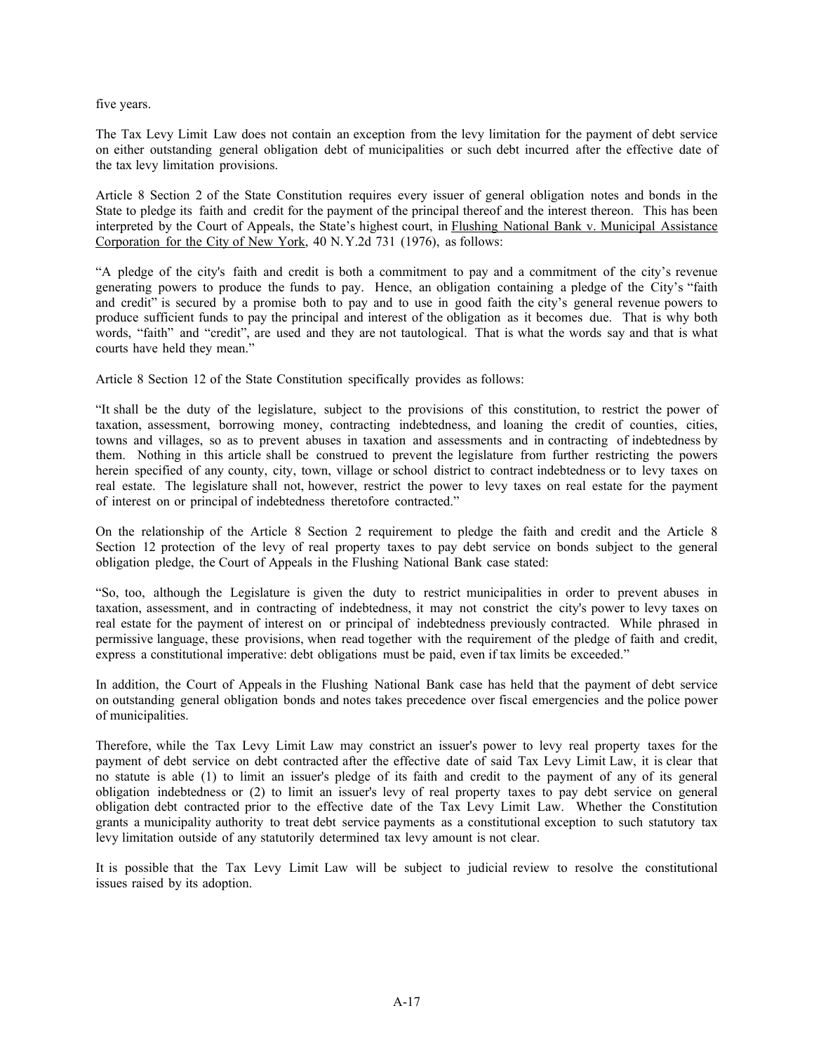five years.

The Tax Levy Limit Law does not contain an exception from the levy limitation for the payment of debt service on either outstanding general obligation debt of municipalities or such debt incurred after the effective date of the tax levy limitation provisions.

Article 8 Section 2 of the State Constitution requires every issuer of general obligation notes and bonds in the State to pledge its faith and credit for the payment of the principal thereof and the interest thereon. This has been interpreted by the Court of Appeals, the State's highest court, in Flushing National Bank v. Municipal Assistance Corporation for the City of New York, 40 N.Y.2d 731 (1976), as follows:

"A pledge of the city's faith and credit is both a commitment to pay and a commitment of the city's revenue generating powers to produce the funds to pay. Hence, an obligation containing a pledge of the City's "faith and credit" is secured by a promise both to pay and to use in good faith the city's general revenue powers to produce sufficient funds to pay the principal and interest of the obligation as it becomes due. That is why both words, "faith" and "credit", are used and they are not tautological. That is what the words say and that is what courts have held they mean."

Article 8 Section 12 of the State Constitution specifically provides as follows:

"It shall be the duty of the legislature, subject to the provisions of this constitution, to restrict the power of taxation, assessment, borrowing money, contracting indebtedness, and loaning the credit of counties, cities, towns and villages, so as to prevent abuses in taxation and assessments and in contracting of indebtedness by them. Nothing in this article shall be construed to prevent the legislature from further restricting the powers herein specified of any county, city, town, village or school district to contract indebtedness or to levy taxes on real estate. The legislature shall not, however, restrict the power to levy taxes on real estate for the payment of interest on or principal of indebtedness theretofore contracted."

On the relationship of the Article 8 Section 2 requirement to pledge the faith and credit and the Article 8 Section 12 protection of the levy of real property taxes to pay debt service on bonds subject to the general obligation pledge, the Court of Appeals in the Flushing National Bank case stated:

"So, too, although the Legislature is given the duty to restrict municipalities in order to prevent abuses in taxation, assessment, and in contracting of indebtedness, it may not constrict the city's power to levy taxes on real estate for the payment of interest on or principal of indebtedness previously contracted. While phrased in permissive language, these provisions, when read together with the requirement of the pledge of faith and credit, express a constitutional imperative: debt obligations must be paid, even if tax limits be exceeded."

In addition, the Court of Appeals in the Flushing National Bank case has held that the payment of debt service on outstanding general obligation bonds and notes takes precedence over fiscal emergencies and the police power of municipalities.

Therefore, while the Tax Levy Limit Law may constrict an issuer's power to levy real property taxes for the payment of debt service on debt contracted after the effective date of said Tax Levy Limit Law, it is clear that no statute is able (1) to limit an issuer's pledge of its faith and credit to the payment of any of its general obligation indebtedness or (2) to limit an issuer's levy of real property taxes to pay debt service on general obligation debt contracted prior to the effective date of the Tax Levy Limit Law. Whether the Constitution grants a municipality authority to treat debt service payments as a constitutional exception to such statutory tax levy limitation outside of any statutorily determined tax levy amount is not clear.

It is possible that the Tax Levy Limit Law will be subject to judicial review to resolve the constitutional issues raised by its adoption.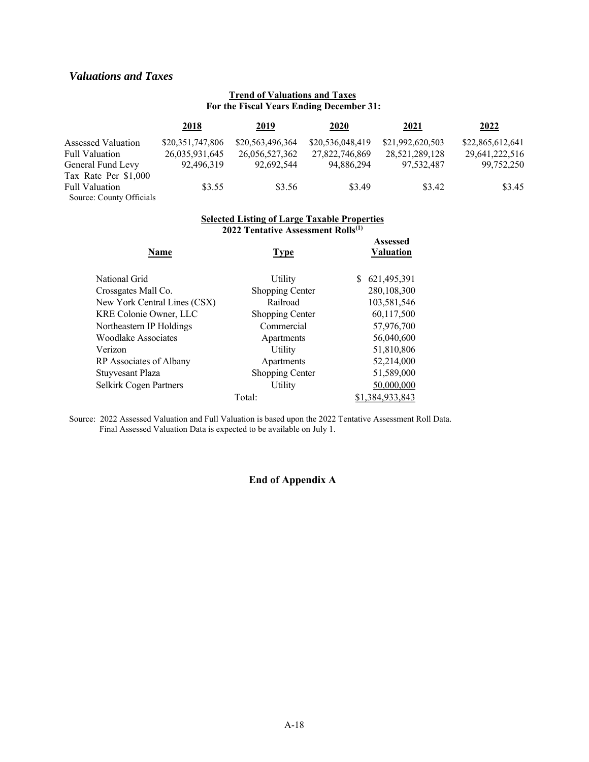## *Valuations and Taxes*

**Trend of Valuations and Taxes**
**For the Fiscal Years Ending December 31:**

| | 2018 | 2019 | 2020 | 2021 | 2022 |
|---|---|---|---|---|---|
| Assessed Valuation | $20,351,747,806 | $20,563,496,364 | $20,536,048,419 | $21,992,620,503 | $22,865,612,641 |
| Full Valuation | 26,035,931,645 | 26,056,527,362 | 27,822,746,869 | 28,521,289,128 | 29,641,222,516 |
| General Fund Levy | 92,496,319 | 92,692,544 | 94,886,294 | 97,532,487 | 99,752,250 |
| Tax Rate Per $1,000 Full Valuation | $3.55 | $3.56 | $3.49 | $3.42 | $3.45 |

Source: County Officials

**Selected Listing of Large Taxable Properties**
**2022 Tentative Assessment Rolls(1)**

| Name | Type | Assessed Valuation |
|---|---|---|
| National Grid | Utility | $ 621,495,391 |
| Crossgates Mall Co. | Shopping Center | 280,108,300 |
| New York Central Lines (CSX) | Railroad | 103,581,546 |
| KRE Colonie Owner, LLC | Shopping Center | 60,117,500 |
| Northeastern IP Holdings | Commercial | 57,976,700 |
| Woodlake Associates | Apartments | 56,040,600 |
| Verizon | Utility | 51,810,806 |
| RP Associates of Albany | Apartments | 52,214,000 |
| Stuyvesant Plaza | Shopping Center | 51,589,000 |
| Selkirk Cogen Partners | Utility | 50,000,000 |
| | Total: | $1,384,933,843 |

Source: 2022 Assessed Valuation and Full Valuation is based upon the 2022 Tentative Assessment Roll Data. Final Assessed Valuation Data is expected to be available on July 1.

**End of Appendix A**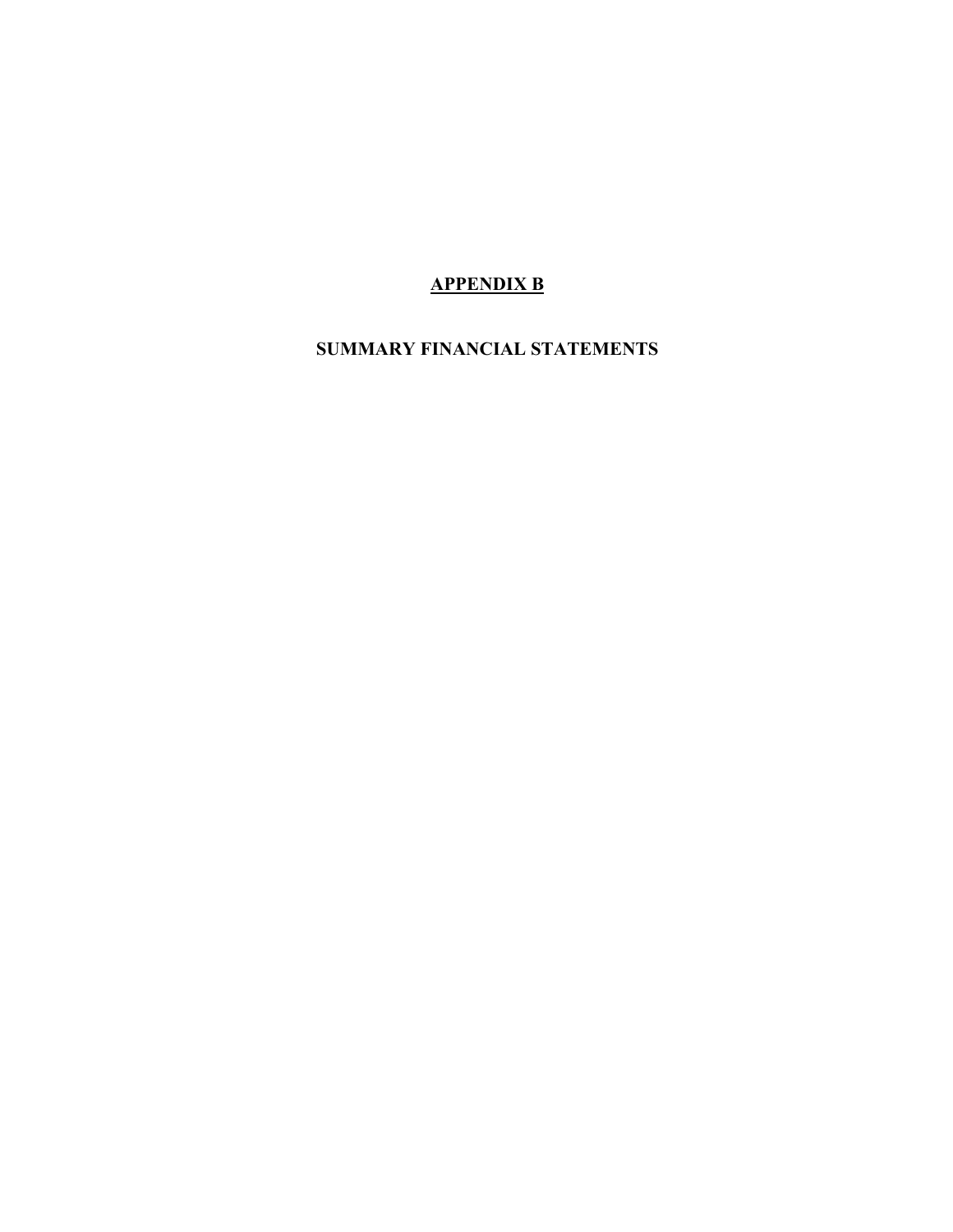# **APPENDIX B**

## SUMMARY FINANCIAL STATEMENTS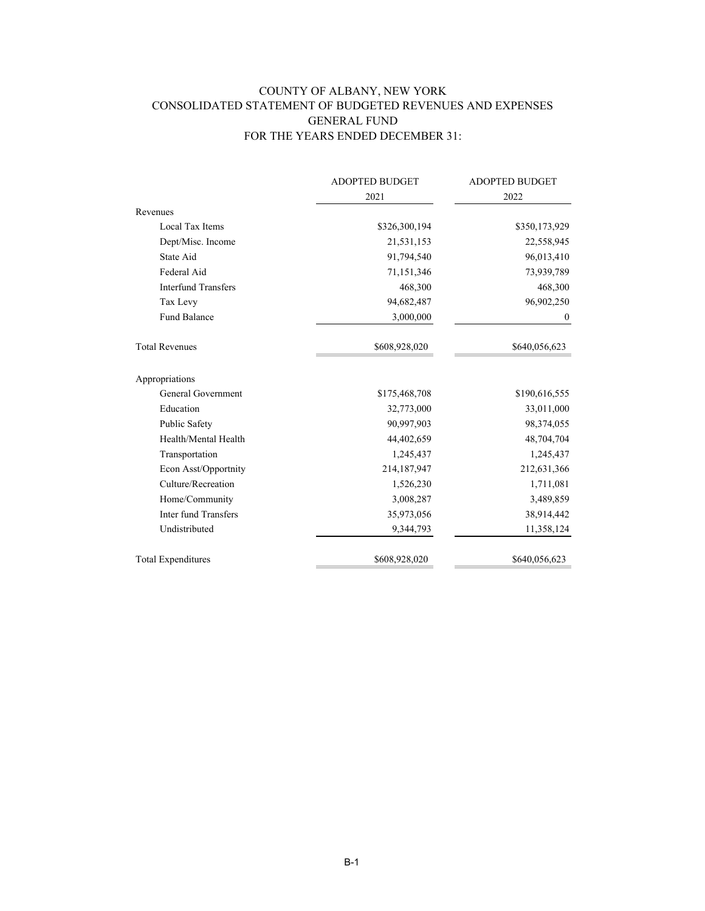# COUNTY OF ALBANY, NEW YORK
## CONSOLIDATED STATEMENT OF BUDGETED REVENUES AND EXPENSES
## GENERAL FUND
## FOR THE YEARS ENDED DECEMBER 31:

| | ADOPTED BUDGET 2021 | ADOPTED BUDGET 2022 |
|---|---:|---:|
| Revenues | | |
| Local Tax Items | $326,300,194 | $350,173,929 |
| Dept/Misc. Income | 21,531,153 | 22,558,945 |
| State Aid | 91,794,540 | 96,013,410 |
| Federal Aid | 71,151,346 | 73,939,789 |
| Interfund Transfers | 468,300 | 468,300 |
| Tax Levy | 94,682,487 | 96,902,250 |
| Fund Balance | 3,000,000 | 0 |
| Total Revenues | $608,928,020 | $640,056,623 |
| Appropriations | | |
| General Government | $175,468,708 | $190,616,555 |
| Education | 32,773,000 | 33,011,000 |
| Public Safety | 90,997,903 | 98,374,055 |
| Health/Mental Health | 44,402,659 | 48,704,704 |
| Transportation | 1,245,437 | 1,245,437 |
| Econ Asst/Opportnity | 214,187,947 | 212,631,366 |
| Culture/Recreation | 1,526,230 | 1,711,081 |
| Home/Community | 3,008,287 | 3,489,859 |
| Inter fund Transfers | 35,973,056 | 38,914,442 |
| Undistributed | 9,344,793 | 11,358,124 |
| Total Expenditures | $608,928,020 | $640,056,623 |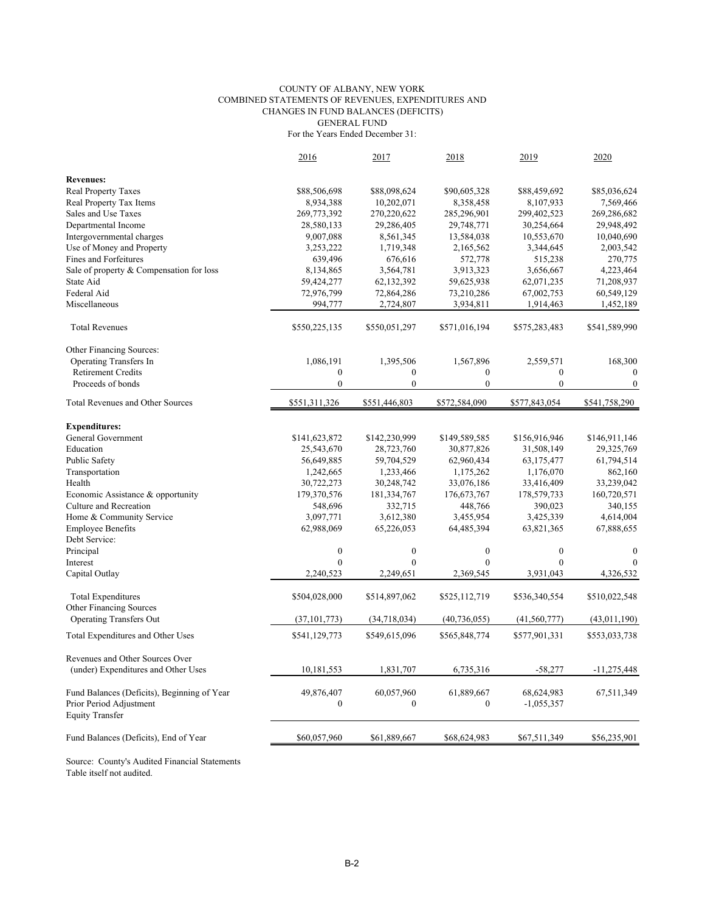COUNTY OF ALBANY, NEW YORK
COMBINED STATEMENTS OF REVENUES, EXPENDITURES AND
CHANGES IN FUND BALANCES (DEFICITS)
GENERAL FUND
For the Years Ended December 31:

| | 2016 | 2017 | 2018 | 2019 | 2020 |
|---|---|---|---|---|---|
| **Revenues:** | | | | | |
| Real Property Taxes | $88,506,698 | $88,098,624 | $90,605,328 | $88,459,692 | $85,036,624 |
| Real Property Tax Items | 8,934,388 | 10,202,071 | 8,358,458 | 8,107,933 | 7,569,466 |
| Sales and Use Taxes | 269,773,392 | 270,220,622 | 285,296,901 | 299,402,523 | 269,286,682 |
| Departmental Income | 28,580,133 | 29,286,405 | 29,748,771 | 30,254,664 | 29,948,492 |
| Intergovernmental charges | 9,007,088 | 8,561,345 | 13,584,038 | 10,553,670 | 10,040,690 |
| Use of Money and Property | 3,253,222 | 1,719,348 | 2,165,562 | 3,344,645 | 2,003,542 |
| Fines and Forfeitures | 639,496 | 676,616 | 572,778 | 515,238 | 270,775 |
| Sale of property & Compensation for loss | 8,134,865 | 3,564,781 | 3,913,323 | 3,656,667 | 4,223,464 |
| State Aid | 59,424,277 | 62,132,392 | 59,625,938 | 62,071,235 | 71,208,937 |
| Federal Aid | 72,976,799 | 72,864,286 | 73,210,286 | 67,002,753 | 60,549,129 |
| Miscellaneous | 994,777 | 2,724,807 | 3,934,811 | 1,914,463 | 1,452,189 |
| Total Revenues | $550,225,135 | $550,051,297 | $571,016,194 | $575,283,483 | $541,589,990 |
| Other Financing Sources: | | | | | |
| Operating Transfers In | 1,086,191 | 1,395,506 | 1,567,896 | 2,559,571 | 168,300 |
| Retirement Credits | 0 | 0 | 0 | 0 | 0 |
| Proceeds of bonds | 0 | 0 | 0 | 0 | 0 |
| Total Revenues and Other Sources | $551,311,326 | $551,446,803 | $572,584,090 | $577,843,054 | $541,758,290 |
| **Expenditures:** | | | | | |
| General Government | $141,623,872 | $142,230,999 | $149,589,585 | $156,916,946 | $146,911,146 |
| Education | 25,543,670 | 28,723,760 | 30,877,826 | 31,508,149 | 29,325,769 |
| Public Safety | 56,649,885 | 59,704,529 | 62,960,434 | 63,175,477 | 61,794,514 |
| Transportation | 1,242,665 | 1,233,466 | 1,175,262 | 1,176,070 | 862,160 |
| Health | 30,722,273 | 30,248,742 | 33,076,186 | 33,416,409 | 33,239,042 |
| Economic Assistance & opportunity | 179,370,576 | 181,334,767 | 176,673,767 | 178,579,733 | 160,720,571 |
| Culture and Recreation | 548,696 | 332,715 | 448,766 | 390,023 | 340,155 |
| Home & Community Service | 3,097,771 | 3,612,380 | 3,455,954 | 3,425,339 | 4,614,004 |
| Employee Benefits | 62,988,069 | 65,226,053 | 64,485,394 | 63,821,365 | 67,888,655 |
| Debt Service: | | | | | |
| Principal | 0 | 0 | 0 | 0 | 0 |
| Interest | 0 | 0 | 0 | 0 | 0 |
| Capital Outlay | 2,240,523 | 2,249,651 | 2,369,545 | 3,931,043 | 4,326,532 |
| Total Expenditures | $504,028,000 | $514,897,062 | $525,112,719 | $536,340,554 | $510,022,548 |
| Other Financing Sources | | | | | |
| Operating Transfers Out | (37,101,773) | (34,718,034) | (40,736,055) | (41,560,777) | (43,011,190) |
| Total Expenditures and Other Uses | $541,129,773 | $549,615,096 | $565,848,774 | $577,901,331 | $553,033,738 |
| Revenues and Other Sources Over (under) Expenditures and Other Uses | 10,181,553 | 1,831,707 | 6,735,316 | -58,277 | -11,275,448 |
| Fund Balances (Deficits), Beginning of Year | 49,876,407 | 60,057,960 | 61,889,667 | 68,624,983 | 67,511,349 |
| Prior Period Adjustment | 0 | 0 | 0 | -1,055,357 | |
| Equity Transfer | | | | | |
| Fund Balances (Deficits), End of Year | $60,057,960 | $61,889,667 | $68,624,983 | $67,511,349 | $56,235,901 |

Source: County's Audited Financial Statements
Table itself not audited.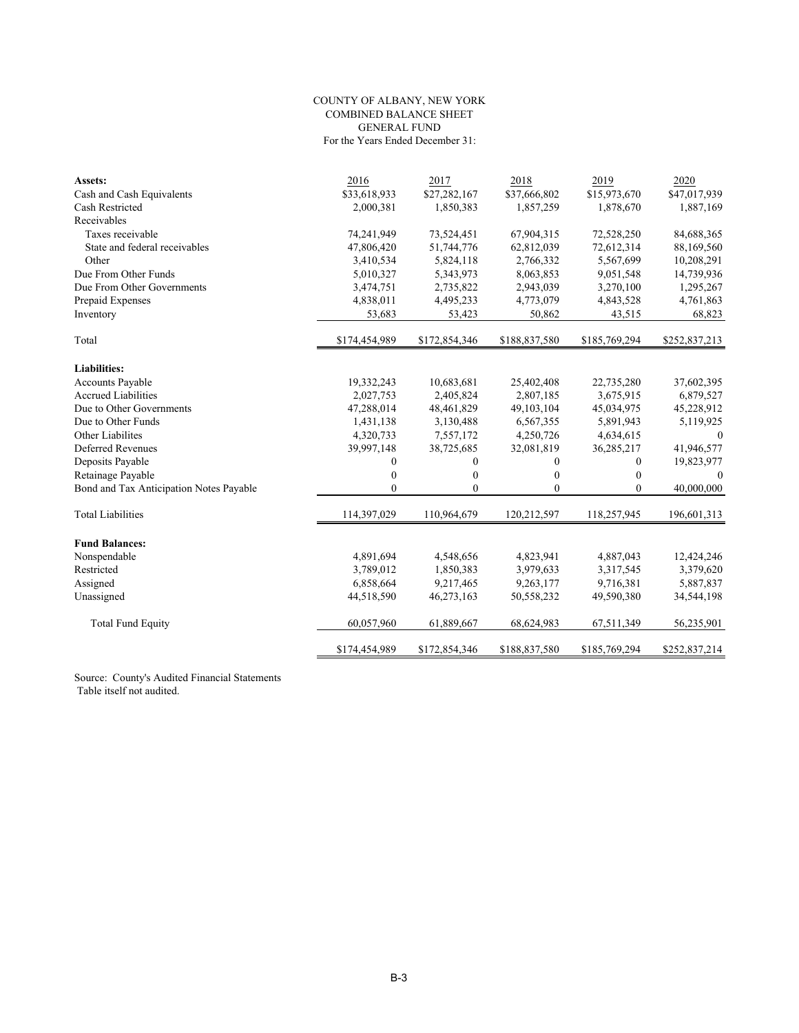COUNTY OF ALBANY, NEW YORK
COMBINED BALANCE SHEET
GENERAL FUND
For the Years Ended December 31:

| | 2016 | 2017 | 2018 | 2019 | 2020 |
|---|---|---|---|---|---|
| **Assets:** | | | | | |
| Cash and Cash Equivalents | $33,618,933 | $27,282,167 | $37,666,802 | $15,973,670 | $47,017,939 |
| Cash Restricted | 2,000,381 | 1,850,383 | 1,857,259 | 1,878,670 | 1,887,169 |
| Receivables | | | | | |
| Taxes receivable | 74,241,949 | 73,524,451 | 67,904,315 | 72,528,250 | 84,688,365 |
| State and federal receivables | 47,806,420 | 51,744,776 | 62,812,039 | 72,612,314 | 88,169,560 |
| Other | 3,410,534 | 5,824,118 | 2,766,332 | 5,567,699 | 10,208,291 |
| Due From Other Funds | 5,010,327 | 5,343,973 | 8,063,853 | 9,051,548 | 14,739,936 |
| Due From Other Governments | 3,474,751 | 2,735,822 | 2,943,039 | 3,270,100 | 1,295,267 |
| Prepaid Expenses | 4,838,011 | 4,495,233 | 4,773,079 | 4,843,528 | 4,761,863 |
| Inventory | 53,683 | 53,423 | 50,862 | 43,515 | 68,823 |
| Total | $174,454,989 | $172,854,346 | $188,837,580 | $185,769,294 | $252,837,213 |
| **Liabilities:** | | | | | |
| Accounts Payable | 19,332,243 | 10,683,681 | 25,402,408 | 22,735,280 | 37,602,395 |
| Accrued Liabilities | 2,027,753 | 2,405,824 | 2,807,185 | 3,675,915 | 6,879,527 |
| Due to Other Governments | 47,288,014 | 48,461,829 | 49,103,104 | 45,034,975 | 45,228,912 |
| Due to Other Funds | 1,431,138 | 3,130,488 | 6,567,355 | 5,891,943 | 5,119,925 |
| Other Liabilites | 4,320,733 | 7,557,172 | 4,250,726 | 4,634,615 | 0 |
| Deferred Revenues | 39,997,148 | 38,725,685 | 32,081,819 | 36,285,217 | 41,946,577 |
| Deposits Payable | 0 | 0 | 0 | 0 | 19,823,977 |
| Retainage Payable | 0 | 0 | 0 | 0 | 0 |
| Bond and Tax Anticipation Notes Payable | 0 | 0 | 0 | 0 | 40,000,000 |
| Total Liabilities | 114,397,029 | 110,964,679 | 120,212,597 | 118,257,945 | 196,601,313 |
| **Fund Balances:** | | | | | |
| Nonspendable | 4,891,694 | 4,548,656 | 4,823,941 | 4,887,043 | 12,424,246 |
| Restricted | 3,789,012 | 1,850,383 | 3,979,633 | 3,317,545 | 3,379,620 |
| Assigned | 6,858,664 | 9,217,465 | 9,263,177 | 9,716,381 | 5,887,837 |
| Unassigned | 44,518,590 | 46,273,163 | 50,558,232 | 49,590,380 | 34,544,198 |
| Total Fund Equity | 60,057,960 | 61,889,667 | 68,624,983 | 67,511,349 | 56,235,901 |
| | $174,454,989 | $172,854,346 | $188,837,580 | $185,769,294 | $252,837,214 |

Source: County's Audited Financial Statements
Table itself not audited.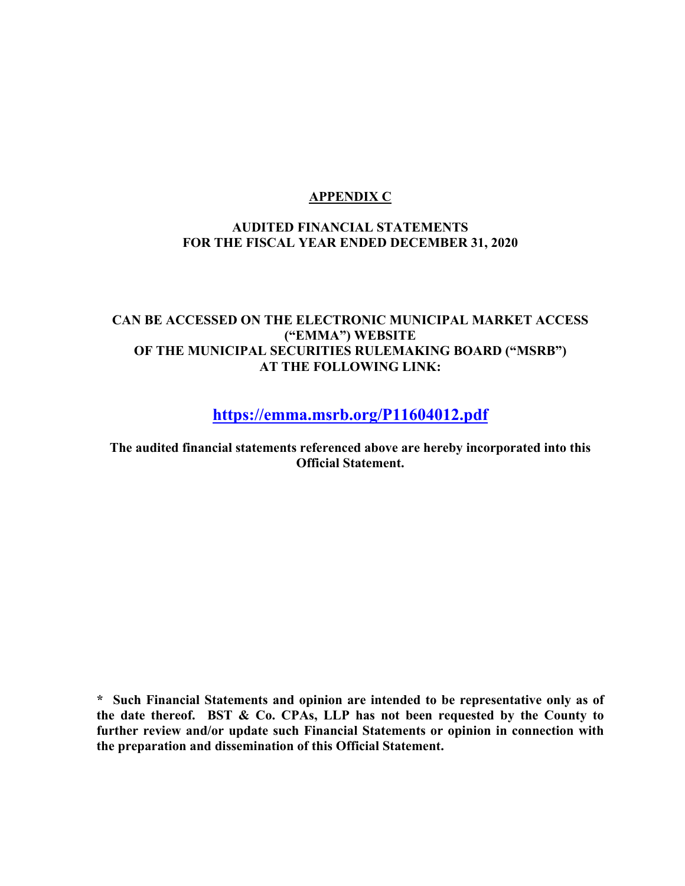# APPENDIX C

## AUDITED FINANCIAL STATEMENTS FOR THE FISCAL YEAR ENDED DECEMBER 31, 2020

**CAN BE ACCESSED ON THE ELECTRONIC MUNICIPAL MARKET ACCESS ("EMMA") WEBSITE OF THE MUNICIPAL SECURITIES RULEMAKING BOARD ("MSRB") AT THE FOLLOWING LINK:**

**https://emma.msrb.org/P11604012.pdf**

**The audited financial statements referenced above are hereby incorporated into this Official Statement.**

**\* Such Financial Statements and opinion are intended to be representative only as of the date thereof. BST & Co. CPAs, LLP has not been requested by the County to further review and/or update such Financial Statements or opinion in connection with the preparation and dissemination of this Official Statement.**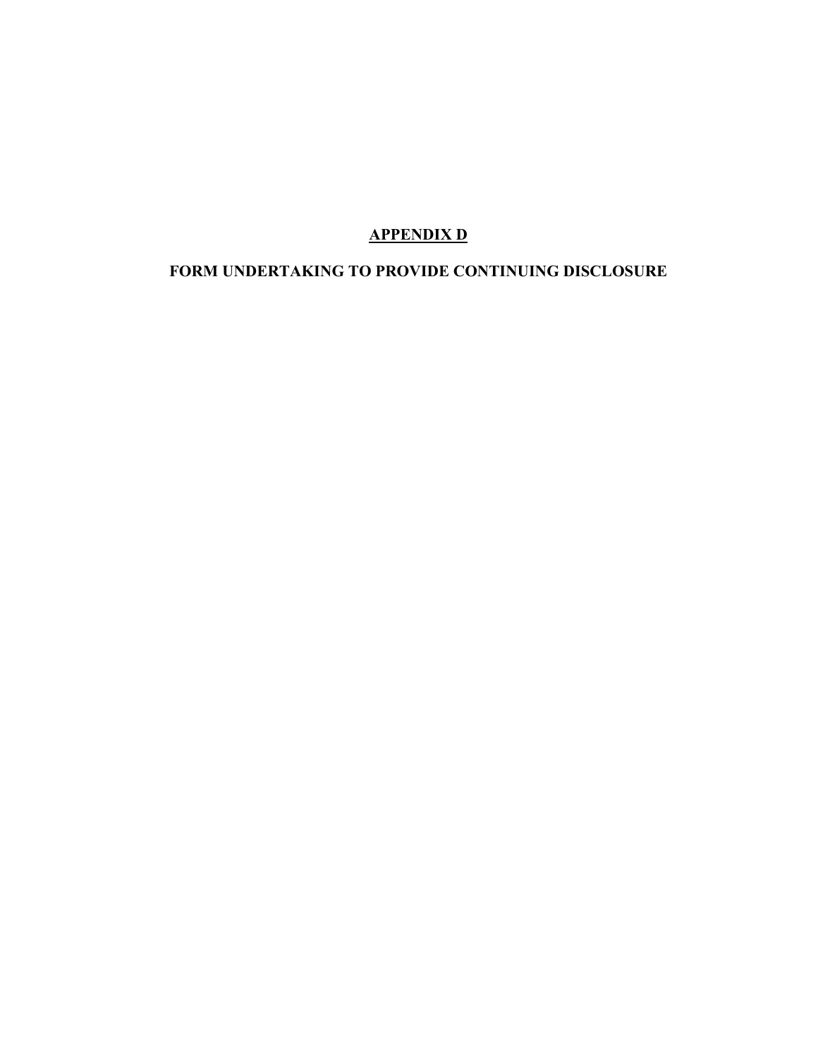# APPENDIX D

## FORM UNDERTAKING TO PROVIDE CONTINUING DISCLOSURE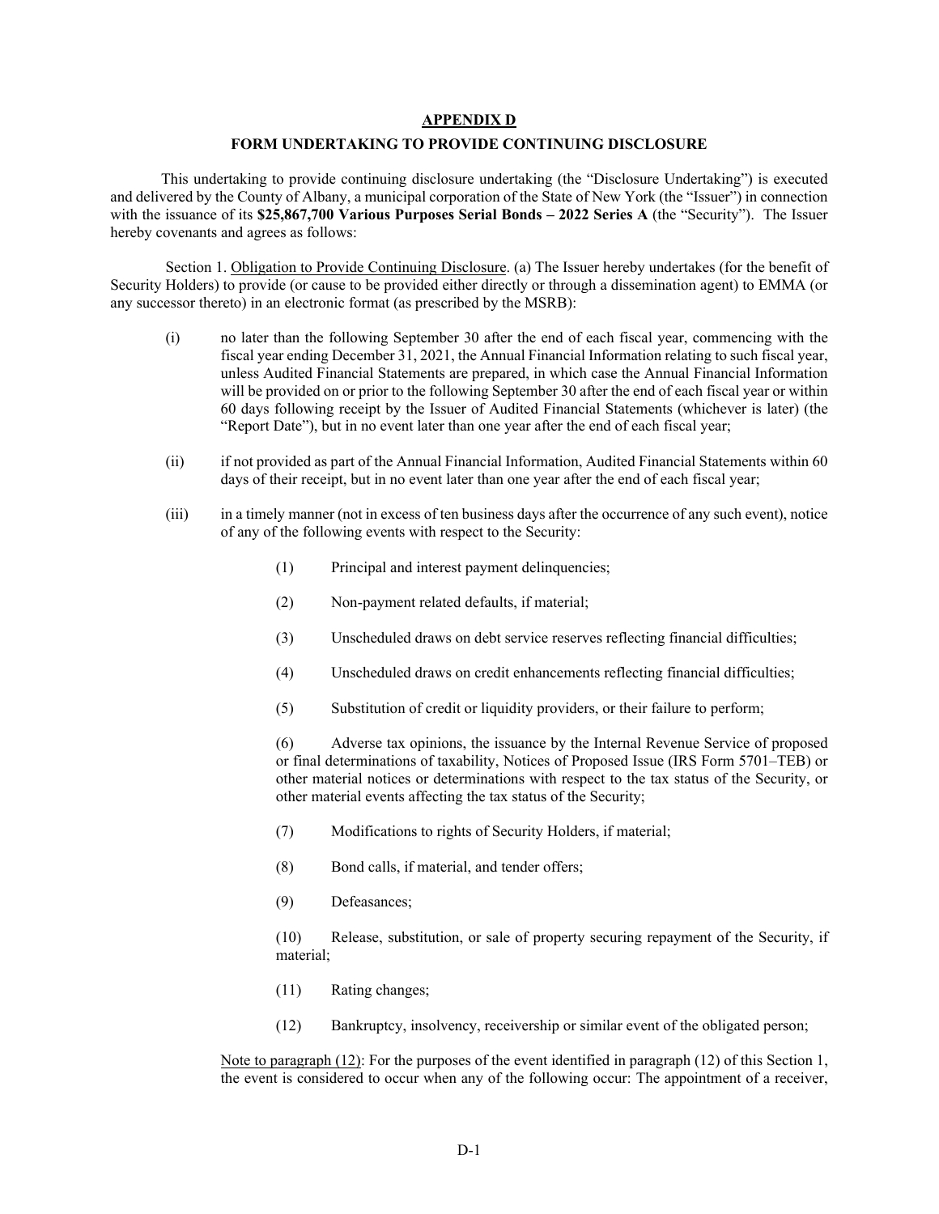## APPENDIX D

### FORM UNDERTAKING TO PROVIDE CONTINUING DISCLOSURE

This undertaking to provide continuing disclosure undertaking (the "Disclosure Undertaking") is executed and delivered by the County of Albany, a municipal corporation of the State of New York (the "Issuer") in connection with the issuance of its **$25,867,700 Various Purposes Serial Bonds – 2022 Series A** (the "Security"). The Issuer hereby covenants and agrees as follows:

Section 1. Obligation to Provide Continuing Disclosure. (a) The Issuer hereby undertakes (for the benefit of Security Holders) to provide (or cause to be provided either directly or through a dissemination agent) to EMMA (or any successor thereto) in an electronic format (as prescribed by the MSRB):

(i) no later than the following September 30 after the end of each fiscal year, commencing with the fiscal year ending December 31, 2021, the Annual Financial Information relating to such fiscal year, unless Audited Financial Statements are prepared, in which case the Annual Financial Information will be provided on or prior to the following September 30 after the end of each fiscal year or within 60 days following receipt by the Issuer of Audited Financial Statements (whichever is later) (the "Report Date"), but in no event later than one year after the end of each fiscal year;

(ii) if not provided as part of the Annual Financial Information, Audited Financial Statements within 60 days of their receipt, but in no event later than one year after the end of each fiscal year;

(iii) in a timely manner (not in excess of ten business days after the occurrence of any such event), notice of any of the following events with respect to the Security:

(1) Principal and interest payment delinquencies;

(2) Non-payment related defaults, if material;

(3) Unscheduled draws on debt service reserves reflecting financial difficulties;

(4) Unscheduled draws on credit enhancements reflecting financial difficulties;

(5) Substitution of credit or liquidity providers, or their failure to perform;

(6) Adverse tax opinions, the issuance by the Internal Revenue Service of proposed or final determinations of taxability, Notices of Proposed Issue (IRS Form 5701–TEB) or other material notices or determinations with respect to the tax status of the Security, or other material events affecting the tax status of the Security;

(7) Modifications to rights of Security Holders, if material;

(8) Bond calls, if material, and tender offers;

(9) Defeasances;

(10) Release, substitution, or sale of property securing repayment of the Security, if material;

(11) Rating changes;

(12) Bankruptcy, insolvency, receivership or similar event of the obligated person;

Note to paragraph (12): For the purposes of the event identified in paragraph (12) of this Section 1, the event is considered to occur when any of the following occur: The appointment of a receiver,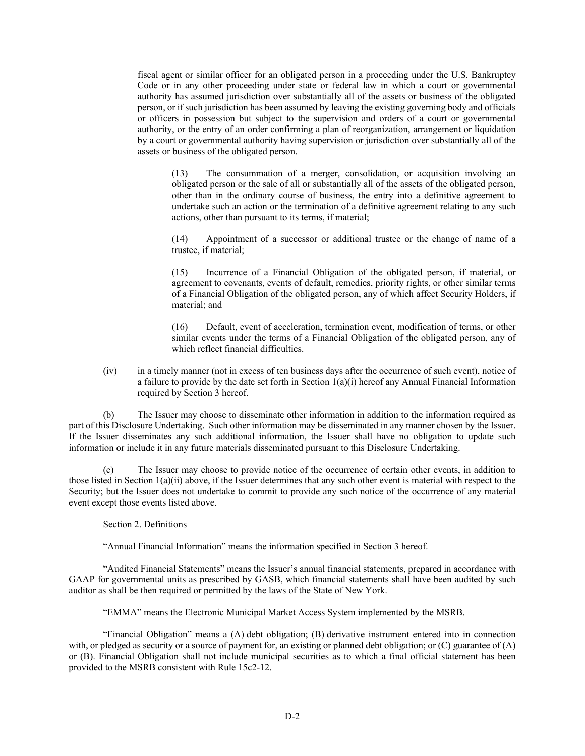fiscal agent or similar officer for an obligated person in a proceeding under the U.S. Bankruptcy Code or in any other proceeding under state or federal law in which a court or governmental authority has assumed jurisdiction over substantially all of the assets or business of the obligated person, or if such jurisdiction has been assumed by leaving the existing governing body and officials or officers in possession but subject to the supervision and orders of a court or governmental authority, or the entry of an order confirming a plan of reorganization, arrangement or liquidation by a court or governmental authority having supervision or jurisdiction over substantially all of the assets or business of the obligated person.

(13) The consummation of a merger, consolidation, or acquisition involving an obligated person or the sale of all or substantially all of the assets of the obligated person, other than in the ordinary course of business, the entry into a definitive agreement to undertake such an action or the termination of a definitive agreement relating to any such actions, other than pursuant to its terms, if material;

(14) Appointment of a successor or additional trustee or the change of name of a trustee, if material;

(15) Incurrence of a Financial Obligation of the obligated person, if material, or agreement to covenants, events of default, remedies, priority rights, or other similar terms of a Financial Obligation of the obligated person, any of which affect Security Holders, if material; and

(16) Default, event of acceleration, termination event, modification of terms, or other similar events under the terms of a Financial Obligation of the obligated person, any of which reflect financial difficulties.

(iv) in a timely manner (not in excess of ten business days after the occurrence of such event), notice of a failure to provide by the date set forth in Section 1(a)(i) hereof any Annual Financial Information required by Section 3 hereof.

(b) The Issuer may choose to disseminate other information in addition to the information required as part of this Disclosure Undertaking. Such other information may be disseminated in any manner chosen by the Issuer. If the Issuer disseminates any such additional information, the Issuer shall have no obligation to update such information or include it in any future materials disseminated pursuant to this Disclosure Undertaking.

(c) The Issuer may choose to provide notice of the occurrence of certain other events, in addition to those listed in Section 1(a)(ii) above, if the Issuer determines that any such other event is material with respect to the Security; but the Issuer does not undertake to commit to provide any such notice of the occurrence of any material event except those events listed above.

Section 2. Definitions

"Annual Financial Information" means the information specified in Section 3 hereof.

"Audited Financial Statements" means the Issuer's annual financial statements, prepared in accordance with GAAP for governmental units as prescribed by GASB, which financial statements shall have been audited by such auditor as shall be then required or permitted by the laws of the State of New York.

"EMMA" means the Electronic Municipal Market Access System implemented by the MSRB.

"Financial Obligation" means a (A) debt obligation; (B) derivative instrument entered into in connection with, or pledged as security or a source of payment for, an existing or planned debt obligation; or (C) guarantee of (A) or (B). Financial Obligation shall not include municipal securities as to which a final official statement has been provided to the MSRB consistent with Rule 15c2-12.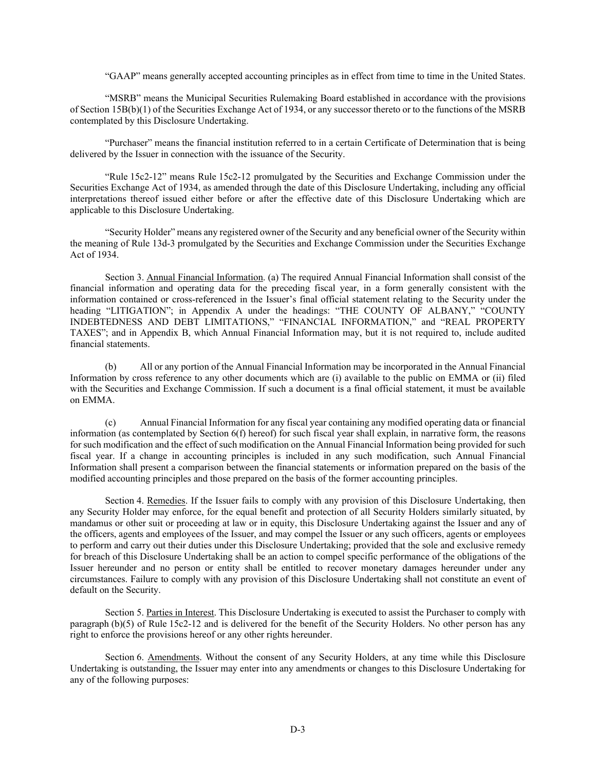"GAAP" means generally accepted accounting principles as in effect from time to time in the United States.

"MSRB" means the Municipal Securities Rulemaking Board established in accordance with the provisions of Section 15B(b)(1) of the Securities Exchange Act of 1934, or any successor thereto or to the functions of the MSRB contemplated by this Disclosure Undertaking.

"Purchaser" means the financial institution referred to in a certain Certificate of Determination that is being delivered by the Issuer in connection with the issuance of the Security.

"Rule 15c2-12" means Rule 15c2-12 promulgated by the Securities and Exchange Commission under the Securities Exchange Act of 1934, as amended through the date of this Disclosure Undertaking, including any official interpretations thereof issued either before or after the effective date of this Disclosure Undertaking which are applicable to this Disclosure Undertaking.

"Security Holder" means any registered owner of the Security and any beneficial owner of the Security within the meaning of Rule 13d-3 promulgated by the Securities and Exchange Commission under the Securities Exchange Act of 1934.

Section 3. Annual Financial Information. (a) The required Annual Financial Information shall consist of the financial information and operating data for the preceding fiscal year, in a form generally consistent with the information contained or cross-referenced in the Issuer's final official statement relating to the Security under the heading "LITIGATION"; in Appendix A under the headings: "THE COUNTY OF ALBANY," "COUNTY INDEBTEDNESS AND DEBT LIMITATIONS," "FINANCIAL INFORMATION," and "REAL PROPERTY TAXES"; and in Appendix B, which Annual Financial Information may, but it is not required to, include audited financial statements.

(b) All or any portion of the Annual Financial Information may be incorporated in the Annual Financial Information by cross reference to any other documents which are (i) available to the public on EMMA or (ii) filed with the Securities and Exchange Commission. If such a document is a final official statement, it must be available on EMMA.

(c) Annual Financial Information for any fiscal year containing any modified operating data or financial information (as contemplated by Section 6(f) hereof) for such fiscal year shall explain, in narrative form, the reasons for such modification and the effect of such modification on the Annual Financial Information being provided for such fiscal year. If a change in accounting principles is included in any such modification, such Annual Financial Information shall present a comparison between the financial statements or information prepared on the basis of the modified accounting principles and those prepared on the basis of the former accounting principles.

Section 4. Remedies. If the Issuer fails to comply with any provision of this Disclosure Undertaking, then any Security Holder may enforce, for the equal benefit and protection of all Security Holders similarly situated, by mandamus or other suit or proceeding at law or in equity, this Disclosure Undertaking against the Issuer and any of the officers, agents and employees of the Issuer, and may compel the Issuer or any such officers, agents or employees to perform and carry out their duties under this Disclosure Undertaking; provided that the sole and exclusive remedy for breach of this Disclosure Undertaking shall be an action to compel specific performance of the obligations of the Issuer hereunder and no person or entity shall be entitled to recover monetary damages hereunder under any circumstances. Failure to comply with any provision of this Disclosure Undertaking shall not constitute an event of default on the Security.

Section 5. Parties in Interest. This Disclosure Undertaking is executed to assist the Purchaser to comply with paragraph (b)(5) of Rule 15c2-12 and is delivered for the benefit of the Security Holders. No other person has any right to enforce the provisions hereof or any other rights hereunder.

Section 6. Amendments. Without the consent of any Security Holders, at any time while this Disclosure Undertaking is outstanding, the Issuer may enter into any amendments or changes to this Disclosure Undertaking for any of the following purposes: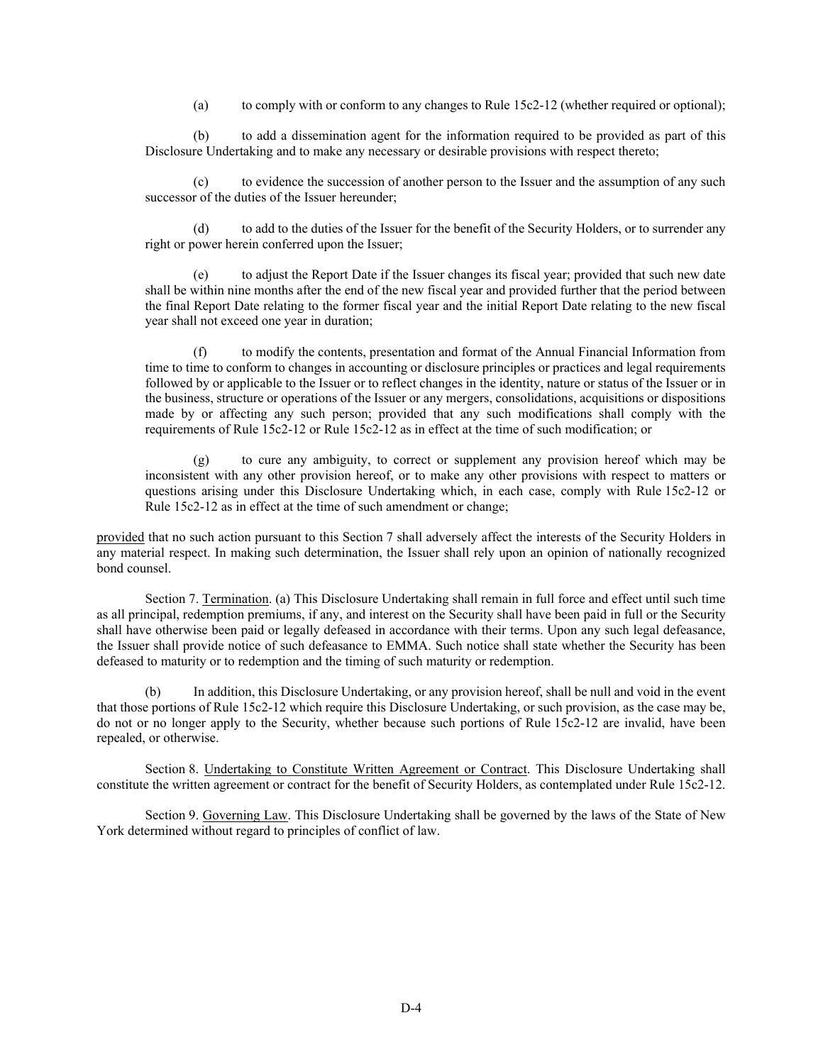(a) to comply with or conform to any changes to Rule 15c2-12 (whether required or optional);

(b) to add a dissemination agent for the information required to be provided as part of this Disclosure Undertaking and to make any necessary or desirable provisions with respect thereto;

(c) to evidence the succession of another person to the Issuer and the assumption of any such successor of the duties of the Issuer hereunder;

(d) to add to the duties of the Issuer for the benefit of the Security Holders, or to surrender any right or power herein conferred upon the Issuer;

(e) to adjust the Report Date if the Issuer changes its fiscal year; provided that such new date shall be within nine months after the end of the new fiscal year and provided further that the period between the final Report Date relating to the former fiscal year and the initial Report Date relating to the new fiscal year shall not exceed one year in duration;

(f) to modify the contents, presentation and format of the Annual Financial Information from time to time to conform to changes in accounting or disclosure principles or practices and legal requirements followed by or applicable to the Issuer or to reflect changes in the identity, nature or status of the Issuer or in the business, structure or operations of the Issuer or any mergers, consolidations, acquisitions or dispositions made by or affecting any such person; provided that any such modifications shall comply with the requirements of Rule 15c2-12 or Rule 15c2-12 as in effect at the time of such modification; or

(g) to cure any ambiguity, to correct or supplement any provision hereof which may be inconsistent with any other provision hereof, or to make any other provisions with respect to matters or questions arising under this Disclosure Undertaking which, in each case, comply with Rule 15c2-12 or Rule 15c2-12 as in effect at the time of such amendment or change;

provided that no such action pursuant to this Section 7 shall adversely affect the interests of the Security Holders in any material respect. In making such determination, the Issuer shall rely upon an opinion of nationally recognized bond counsel.

Section 7. Termination. (a) This Disclosure Undertaking shall remain in full force and effect until such time as all principal, redemption premiums, if any, and interest on the Security shall have been paid in full or the Security shall have otherwise been paid or legally defeased in accordance with their terms. Upon any such legal defeasance, the Issuer shall provide notice of such defeasance to EMMA. Such notice shall state whether the Security has been defeased to maturity or to redemption and the timing of such maturity or redemption.

(b) In addition, this Disclosure Undertaking, or any provision hereof, shall be null and void in the event that those portions of Rule 15c2-12 which require this Disclosure Undertaking, or such provision, as the case may be, do not or no longer apply to the Security, whether because such portions of Rule 15c2-12 are invalid, have been repealed, or otherwise.

Section 8. Undertaking to Constitute Written Agreement or Contract. This Disclosure Undertaking shall constitute the written agreement or contract for the benefit of Security Holders, as contemplated under Rule 15c2-12.

Section 9. Governing Law. This Disclosure Undertaking shall be governed by the laws of the State of New York determined without regard to principles of conflict of law.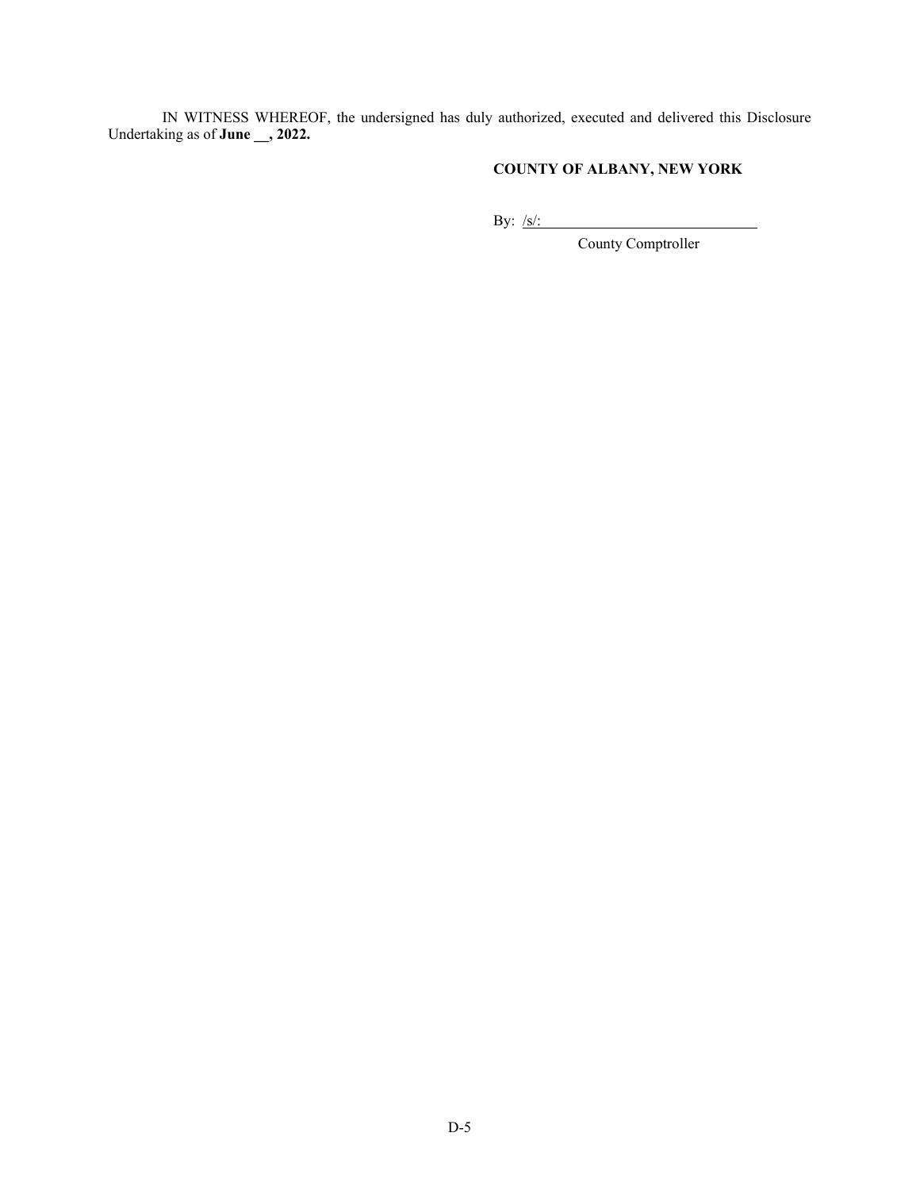IN WITNESS WHEREOF, the undersigned has duly authorized, executed and delivered this Disclosure Undertaking as of **June __, 2022.**

**COUNTY OF ALBANY, NEW YORK**

By: /s/: ______________________________

County Comptroller